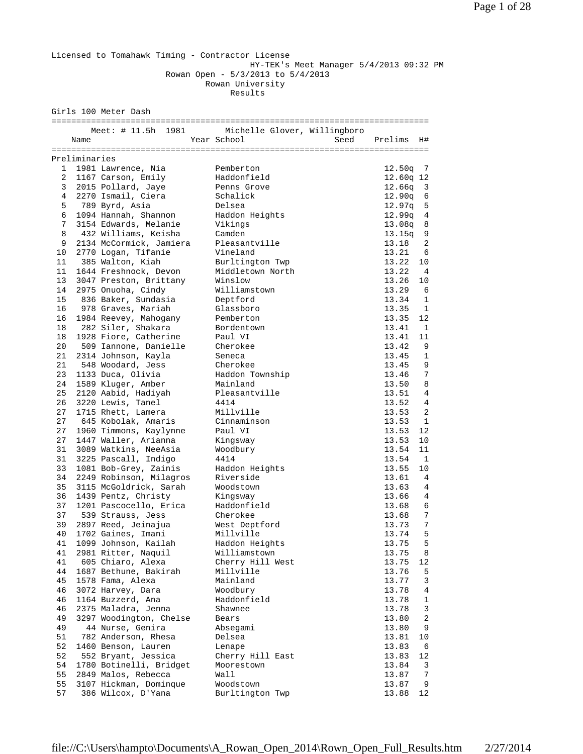Licensed to Tomahawk Timing - Contractor License
HY-TEK's Meet Manager 5/4/2013 09:32 PM
Rowan Open - 5/3/2013 to 5/4/2013
Rowan University
Results

## Girls 100 Meter Dash

Meet: # 11.5h 1981 Michelle Glover, Willingboro

| | Name | Year | School | Seed | Prelims | H# |
|---|---|---|---|---|---|---|
| **Preliminaries** | | | | | | |
| 1 | 1981 Lawrence, Nia | | Pemberton | | 12.50q | 7 |
| 2 | 1167 Carson, Emily | | Haddonfield | | 12.60q | 12 |
| 3 | 2015 Pollard, Jaye | | Penns Grove | | 12.66q | 3 |
| 4 | 2270 Ismail, Ciera | | Schalick | | 12.90q | 6 |
| 5 | 789 Byrd, Asia | | Delsea | | 12.97q | 5 |
| 6 | 1094 Hannah, Shannon | | Haddon Heights | | 12.99q | 4 |
| 7 | 3154 Edwards, Melanie | | Vikings | | 13.08q | 8 |
| 8 | 432 Williams, Keisha | | Camden | | 13.15q | 9 |
| 9 | 2134 McCormick, Jamiera | | Pleasantville | | 13.18 | 2 |
| 10 | 2770 Logan, Tifanie | | Vineland | | 13.21 | 6 |
| 11 | 385 Walton, Kiah | | Burltington Twp | | 13.22 | 10 |
| 11 | 1644 Freshnock, Devon | | Middletown North | | 13.22 | 4 |
| 13 | 3047 Preston, Brittany | | Winslow | | 13.26 | 10 |
| 14 | 2975 Onuoha, Cindy | | Williamstown | | 13.29 | 6 |
| 15 | 836 Baker, Sundasia | | Deptford | | 13.34 | 1 |
| 16 | 978 Graves, Mariah | | Glassboro | | 13.35 | 1 |
| 16 | 1984 Reevey, Mahogany | | Pemberton | | 13.35 | 12 |
| 18 | 282 Siler, Shakara | | Bordentown | | 13.41 | 1 |
| 18 | 1928 Fiore, Catherine | | Paul VI | | 13.41 | 11 |
| 20 | 509 Iannone, Danielle | | Cherokee | | 13.42 | 9 |
| 21 | 2314 Johnson, Kayla | | Seneca | | 13.45 | 1 |
| 21 | 548 Woodard, Jess | | Cherokee | | 13.45 | 9 |
| 23 | 1133 Duca, Olivia | | Haddon Township | | 13.46 | 7 |
| 24 | 1589 Kluger, Amber | | Mainland | | 13.50 | 8 |
| 25 | 2120 Aabid, Hadiyah | | Pleasantville | | 13.51 | 4 |
| 26 | 3220 Lewis, Tanel | | 4414 | | 13.52 | 4 |
| 27 | 1715 Rhett, Lamera | | Millville | | 13.53 | 2 |
| 27 | 645 Kobolak, Amaris | | Cinnaminson | | 13.53 | 1 |
| 27 | 1960 Timmons, Kaylynne | | Paul VI | | 13.53 | 12 |
| 27 | 1447 Waller, Arianna | | Kingsway | | 13.53 | 10 |
| 31 | 3089 Watkins, NeeAsia | | Woodbury | | 13.54 | 11 |
| 31 | 3225 Pascall, Indigo | | 4414 | | 13.54 | 1 |
| 33 | 1081 Bob-Grey, Zainis | | Haddon Heights | | 13.55 | 10 |
| 34 | 2249 Robinson, Milagros | | Riverside | | 13.61 | 4 |
| 35 | 3115 McGoldrick, Sarah | | Woodstown | | 13.63 | 4 |
| 36 | 1439 Pentz, Christy | | Kingsway | | 13.66 | 4 |
| 37 | 1201 Pascocello, Erica | | Haddonfield | | 13.68 | 6 |
| 37 | 539 Strauss, Jess | | Cherokee | | 13.68 | 7 |
| 39 | 2897 Reed, Jeinajua | | West Deptford | | 13.73 | 7 |
| 40 | 1702 Gaines, Imani | | Millville | | 13.74 | 5 |
| 41 | 1099 Johnson, Kailah | | Haddon Heights | | 13.75 | 5 |
| 41 | 2981 Ritter, Naquil | | Williamstown | | 13.75 | 8 |
| 41 | 605 Chiaro, Alexa | | Cherry Hill West | | 13.75 | 12 |
| 44 | 1687 Bethune, Bakirah | | Millville | | 13.76 | 5 |
| 45 | 1578 Fama, Alexa | | Mainland | | 13.77 | 3 |
| 46 | 3072 Harvey, Dara | | Woodbury | | 13.78 | 4 |
| 46 | 1164 Buzzerd, Ana | | Haddonfield | | 13.78 | 1 |
| 46 | 2375 Maladra, Jenna | | Shawnee | | 13.78 | 3 |
| 49 | 3297 Woodington, Chelse | | Bears | | 13.80 | 2 |
| 49 | 44 Nurse, Genira | | Absegami | | 13.80 | 9 |
| 51 | 782 Anderson, Rhesa | | Delsea | | 13.81 | 10 |
| 52 | 1460 Benson, Lauren | | Lenape | | 13.83 | 6 |
| 52 | 552 Bryant, Jessica | | Cherry Hill East | | 13.83 | 12 |
| 54 | 1780 Botinelli, Bridget | | Moorestown | | 13.84 | 3 |
| 55 | 2849 Malos, Rebecca | | Wall | | 13.87 | 7 |
| 55 | 3107 Hickman, Dominque | | Woodstown | | 13.87 | 9 |
| 57 | 386 Wilcox, D'Yana | | Burltington Twp | | 13.88 | 12 |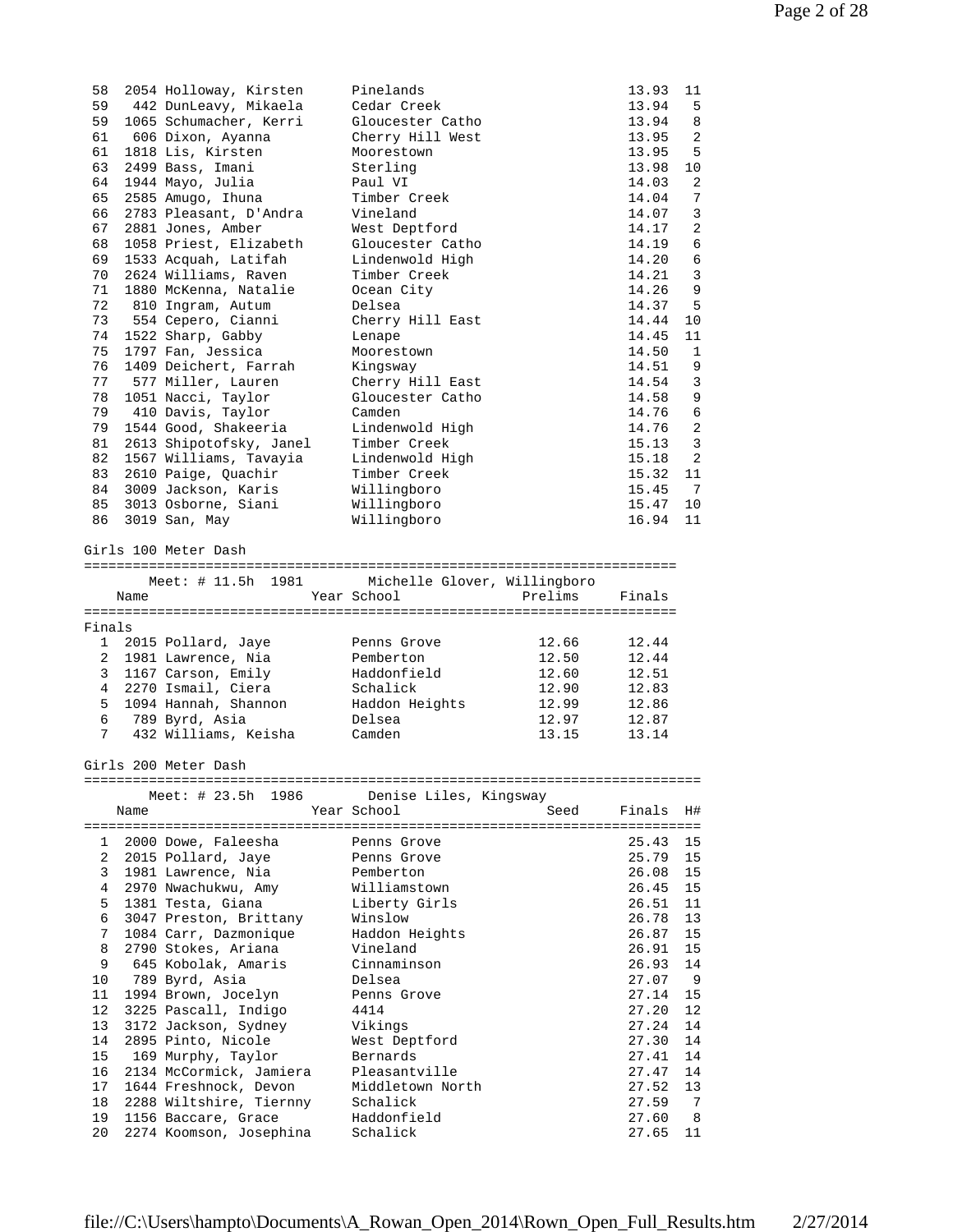| Place | # | Name | School | Finals | H# |
|---|---|---|---|---|---|
| 58 | 2054 | Holloway, Kirsten | Pinelands | 13.93 | 11 |
| 59 | 442 | DunLeavy, Mikaela | Cedar Creek | 13.94 | 5 |
| 59 | 1065 | Schumacher, Kerri | Gloucester Catho | 13.94 | 8 |
| 61 | 606 | Dixon, Ayanna | Cherry Hill West | 13.95 | 2 |
| 61 | 1818 | Lis, Kirsten | Moorestown | 13.95 | 5 |
| 63 | 2499 | Bass, Imani | Sterling | 13.98 | 10 |
| 64 | 1944 | Mayo, Julia | Paul VI | 14.03 | 2 |
| 65 | 2585 | Amugo, Ihuna | Timber Creek | 14.04 | 7 |
| 66 | 2783 | Pleasant, D'Andra | Vineland | 14.07 | 3 |
| 67 | 2881 | Jones, Amber | West Deptford | 14.17 | 2 |
| 68 | 1058 | Priest, Elizabeth | Gloucester Catho | 14.19 | 6 |
| 69 | 1533 | Acquah, Latifah | Lindenwold High | 14.20 | 6 |
| 70 | 2624 | Williams, Raven | Timber Creek | 14.21 | 3 |
| 71 | 1880 | McKenna, Natalie | Ocean City | 14.26 | 9 |
| 72 | 810 | Ingram, Autum | Delsea | 14.37 | 5 |
| 73 | 554 | Cepero, Cianni | Cherry Hill East | 14.44 | 10 |
| 74 | 1522 | Sharp, Gabby | Lenape | 14.45 | 11 |
| 75 | 1797 | Fan, Jessica | Moorestown | 14.50 | 1 |
| 76 | 1409 | Deichert, Farrah | Kingsway | 14.51 | 9 |
| 77 | 577 | Miller, Lauren | Cherry Hill East | 14.54 | 3 |
| 78 | 1051 | Nacci, Taylor | Gloucester Catho | 14.58 | 9 |
| 79 | 410 | Davis, Taylor | Camden | 14.76 | 6 |
| 79 | 1544 | Good, Shakeeria | Lindenwold High | 14.76 | 2 |
| 81 | 2613 | Shipotofsky, Janel | Timber Creek | 15.13 | 3 |
| 82 | 1567 | Williams, Tavayia | Lindenwold High | 15.18 | 2 |
| 83 | 2610 | Paige, Quachir | Timber Creek | 15.32 | 11 |
| 84 | 3009 | Jackson, Karis | Willingboro | 15.45 | 7 |
| 85 | 3013 | Osborne, Siani | Willingboro | 15.47 | 10 |
| 86 | 3019 | San, May | Willingboro | 16.94 | 11 |

## Girls 100 Meter Dash

Meet: # 11.5h 1981 Michelle Glover, Willingboro

Finals

| Place | # | Name | Year | School | Prelims | Finals |
|---|---|---|---|---|---|---|
| 1 | 2015 | Pollard, Jaye | | Penns Grove | 12.66 | 12.44 |
| 2 | 1981 | Lawrence, Nia | | Pemberton | 12.50 | 12.44 |
| 3 | 1167 | Carson, Emily | | Haddonfield | 12.60 | 12.51 |
| 4 | 2270 | Ismail, Ciera | | Schalick | 12.90 | 12.83 |
| 5 | 1094 | Hannah, Shannon | | Haddon Heights | 12.99 | 12.86 |
| 6 | 789 | Byrd, Asia | | Delsea | 12.97 | 12.87 |
| 7 | 432 | Williams, Keisha | | Camden | 13.15 | 13.14 |

## Girls 200 Meter Dash

Meet: # 23.5h 1986 Denise Liles, Kingsway

| Place | # | Name | Year | School | Seed | Finals | H# |
|---|---|---|---|---|---|---|---|
| 1 | 2000 | Dowe, Faleesha | | Penns Grove | | 25.43 | 15 |
| 2 | 2015 | Pollard, Jaye | | Penns Grove | | 25.79 | 15 |
| 3 | 1981 | Lawrence, Nia | | Pemberton | | 26.08 | 15 |
| 4 | 2970 | Nwachukwu, Amy | | Williamstown | | 26.45 | 15 |
| 5 | 1381 | Testa, Giana | | Liberty Girls | | 26.51 | 11 |
| 6 | 3047 | Preston, Brittany | | Winslow | | 26.78 | 13 |
| 7 | 1084 | Carr, Dazmonique | | Haddon Heights | | 26.87 | 15 |
| 8 | 2790 | Stokes, Ariana | | Vineland | | 26.91 | 15 |
| 9 | 645 | Kobolak, Amaris | | Cinnaminson | | 26.93 | 14 |
| 10 | 789 | Byrd, Asia | | Delsea | | 27.07 | 9 |
| 11 | 1994 | Brown, Jocelyn | | Penns Grove | | 27.14 | 15 |
| 12 | 3225 | Pascall, Indigo | | 4414 | | 27.20 | 12 |
| 13 | 3172 | Jackson, Sydney | | Vikings | | 27.24 | 14 |
| 14 | 2895 | Pinto, Nicole | | West Deptford | | 27.30 | 14 |
| 15 | 169 | Murphy, Taylor | | Bernards | | 27.41 | 14 |
| 16 | 2134 | McCormick, Jamiera | | Pleasantville | | 27.47 | 14 |
| 17 | 1644 | Freshnock, Devon | | Middletown North | | 27.52 | 13 |
| 18 | 2288 | Wiltshire, Tiernny | | Schalick | | 27.59 | 7 |
| 19 | 1156 | Baccare, Grace | | Haddonfield | | 27.60 | 8 |
| 20 | 2274 | Koomson, Josephina | | Schalick | | 27.65 | 11 |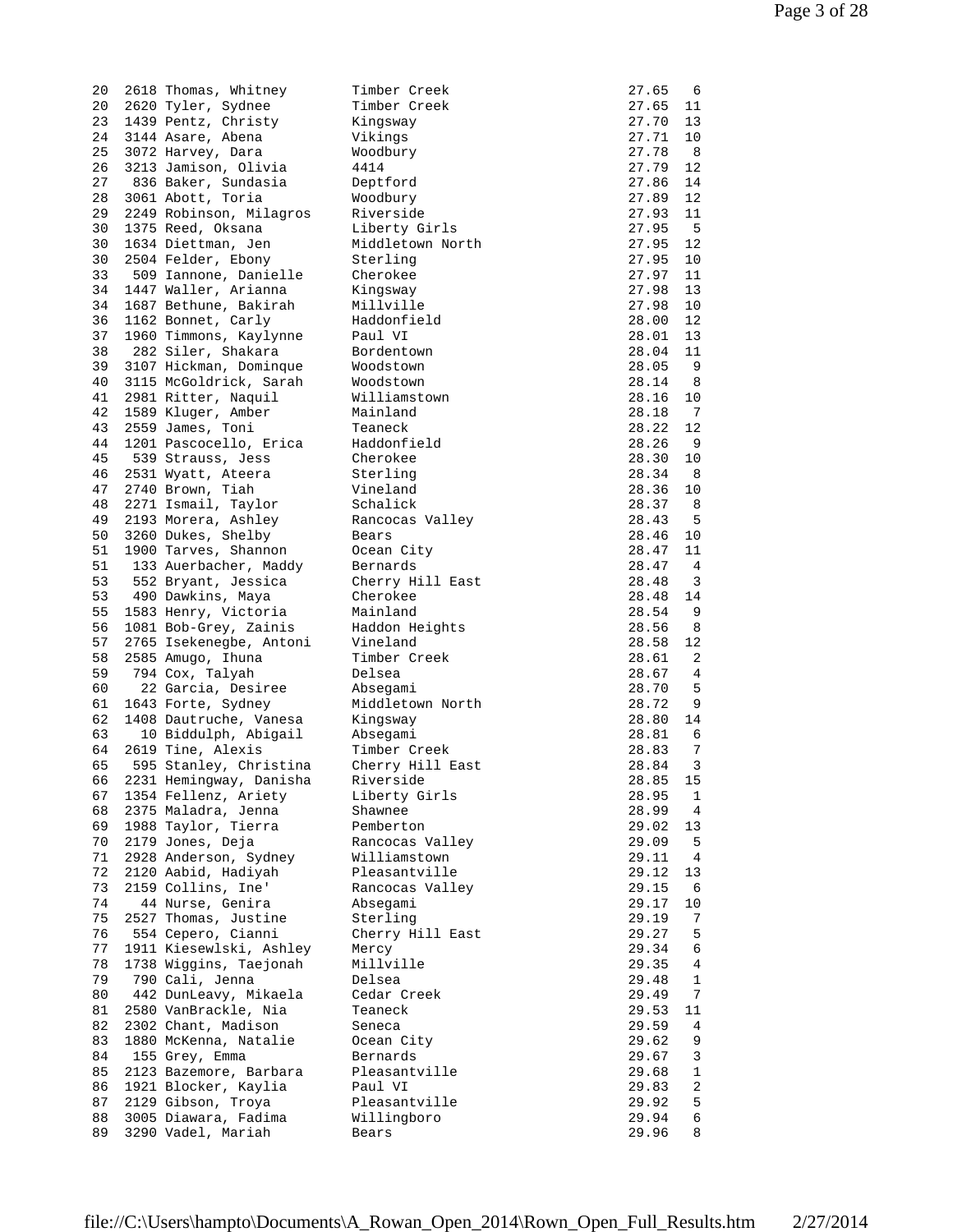```
 20  2618 Thomas, Whitney        Timber Creek                      27.65   6
 20  2620 Tyler, Sydnee          Timber Creek                      27.65  11
 23  1439 Pentz, Christy         Kingsway                          27.70  13
 24  3144 Asare, Abena           Vikings                           27.71  10
 25  3072 Harvey, Dara           Woodbury                          27.78   8
 26  3213 Jamison, Olivia        4414                              27.79  12
 27   836 Baker, Sundasia        Deptford                          27.86  14
 28  3061 Abott, Toria           Woodbury                          27.89  12
 29  2249 Robinson, Milagros     Riverside                         27.93  11
 30  1375 Reed, Oksana           Liberty Girls                     27.95   5
 30  1634 Diettman, Jen          Middletown North                  27.95  12
 30  2504 Felder, Ebony          Sterling                          27.95  10
 33   509 Iannone, Danielle      Cherokee                          27.97  11
 34  1447 Waller, Arianna        Kingsway                          27.98  13
 34  1687 Bethune, Bakirah       Millville                         27.98  10
 36  1162 Bonnet, Carly          Haddonfield                       28.00  12
 37  1960 Timmons, Kaylynne      Paul VI                           28.01  13
 38   282 Siler, Shakara         Bordentown                        28.04  11
 39  3107 Hickman, Dominque      Woodstown                         28.05   9
 40  3115 McGoldrick, Sarah      Woodstown                         28.14   8
 41  2981 Ritter, Naquil         Williamstown                      28.16  10
 42  1589 Kluger, Amber          Mainland                          28.18   7
 43  2559 James, Toni            Teaneck                           28.22  12
 44  1201 Pascocello, Erica      Haddonfield                       28.26   9
 45   539 Strauss, Jess          Cherokee                          28.30  10
 46  2531 Wyatt, Ateera          Sterling                          28.34   8
 47  2740 Brown, Tiah            Vineland                          28.36  10
 48  2271 Ismail, Taylor         Schalick                          28.37   8
 49  2193 Morera, Ashley         Rancocas Valley                   28.43   5
 50  3260 Dukes, Shelby          Bears                             28.46  10
 51  1900 Tarves, Shannon        Ocean City                        28.47  11
 51   133 Auerbacher, Maddy      Bernards                          28.47   4
 53   552 Bryant, Jessica        Cherry Hill East                  28.48   3
 53   490 Dawkins, Maya          Cherokee                          28.48  14
 55  1583 Henry, Victoria        Mainland                          28.54   9
 56  1081 Bob-Grey, Zainis       Haddon Heights                    28.56   8
 57  2765 Isekenegbe, Antoni     Vineland                          28.58  12
 58  2585 Amugo, Ihuna           Timber Creek                      28.61   2
 59   794 Cox, Talyah            Delsea                            28.67   4
 60    22 Garcia, Desiree        Absegami                          28.70   5
 61  1643 Forte, Sydney          Middletown North                  28.72   9
 62  1408 Dautruche, Vanesa      Kingsway                          28.80  14
 63    10 Biddulph, Abigail      Absegami                          28.81   6
 64  2619 Tine, Alexis           Timber Creek                      28.83   7
 65   595 Stanley, Christina     Cherry Hill East                  28.84   3
 66  2231 Hemingway, Danisha     Riverside                         28.85  15
 67  1354 Fellenz, Ariety        Liberty Girls                     28.95   1
 68  2375 Maladra, Jenna         Shawnee                           28.99   4
 69  1988 Taylor, Tierra         Pemberton                         29.02  13
 70  2179 Jones, Deja            Rancocas Valley                   29.09   5
 71  2928 Anderson, Sydney       Williamstown                      29.11   4
 72  2120 Aabid, Hadiyah         Pleasantville                     29.12  13
 73  2159 Collins, Ine'          Rancocas Valley                   29.15   6
 74    44 Nurse, Genira          Absegami                          29.17  10
 75  2527 Thomas, Justine        Sterling                          29.19   7
 76   554 Cepero, Cianni         Cherry Hill East                  29.27   5
 77  1911 Kiesewlski, Ashley     Mercy                             29.34   6
 78  1738 Wiggins, Taejonah      Millville                         29.35   4
 79   790 Cali, Jenna            Delsea                            29.48   1
 80   442 DunLeavy, Mikaela      Cedar Creek                       29.49   7
 81  2580 VanBrackle, Nia        Teaneck                           29.53  11
 82  2302 Chant, Madison         Seneca                            29.59   4
 83  1880 McKenna, Natalie       Ocean City                        29.62   9
 84   155 Grey, Emma             Bernards                          29.67   3
 85  2123 Bazemore, Barbara      Pleasantville                     29.68   1
 86  1921 Blocker, Kaylia        Paul VI                           29.83   2
 87  2129 Gibson, Troya          Pleasantville                     29.92   5
 88  3005 Diawara, Fadima        Willingboro                       29.94   6
 89  3290 Vadel, Mariah          Bears                             29.96   8
```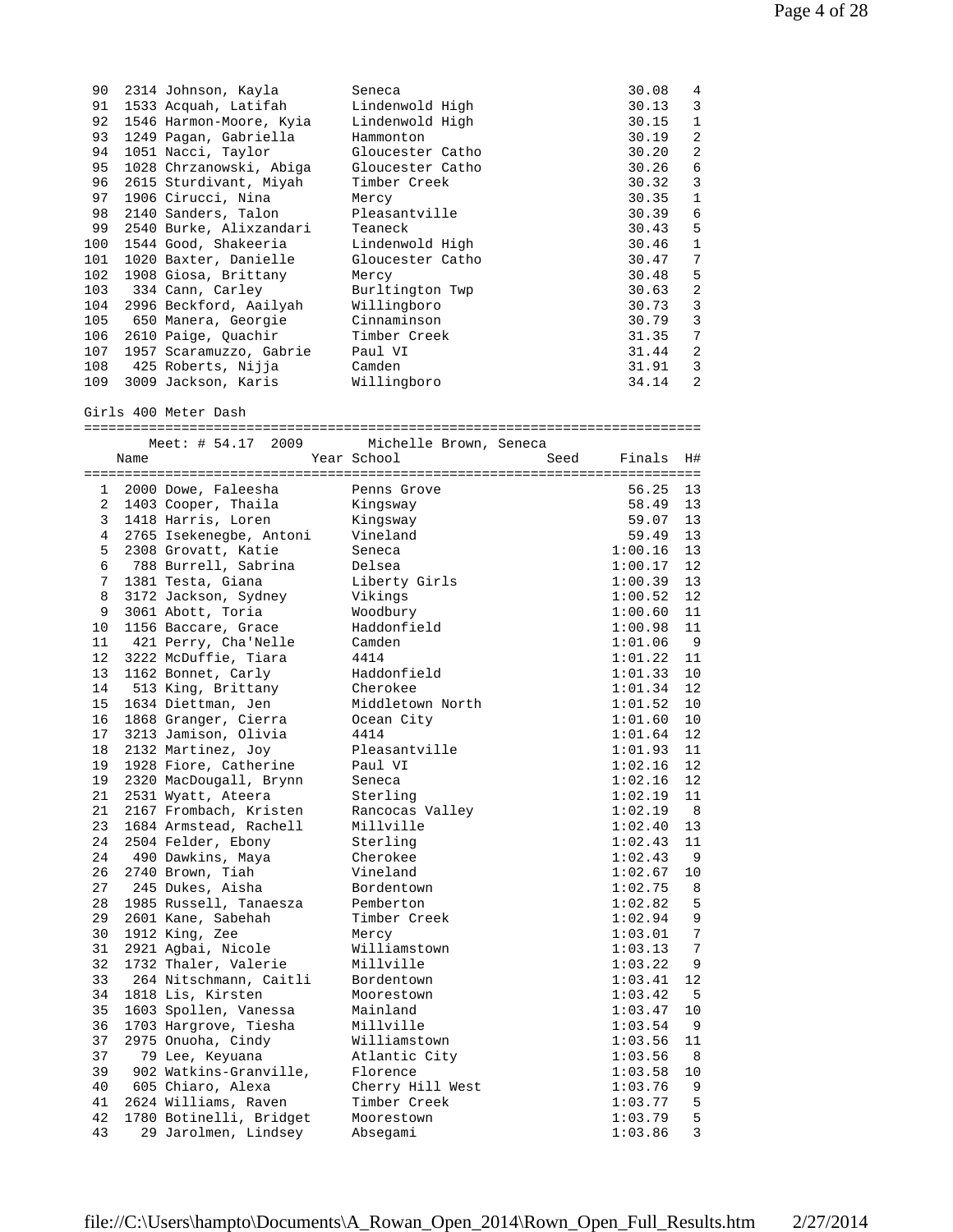| Place | # | Name | School | Finals | H# |
|---|---|---|---|---|---|
| 90 | 2314 | Johnson, Kayla | Seneca | 30.08 | 4 |
| 91 | 1533 | Acquah, Latifah | Lindenwold High | 30.13 | 3 |
| 92 | 1546 | Harmon-Moore, Kyia | Lindenwold High | 30.15 | 1 |
| 93 | 1249 | Pagan, Gabriella | Hammonton | 30.19 | 2 |
| 94 | 1051 | Nacci, Taylor | Gloucester Catho | 30.20 | 2 |
| 95 | 1028 | Chrzanowski, Abiga | Gloucester Catho | 30.26 | 6 |
| 96 | 2615 | Sturdivant, Miyah | Timber Creek | 30.32 | 3 |
| 97 | 1906 | Cirucci, Nina | Mercy | 30.35 | 1 |
| 98 | 2140 | Sanders, Talon | Pleasantville | 30.39 | 6 |
| 99 | 2540 | Burke, Alixzandari | Teaneck | 30.43 | 5 |
| 100 | 1544 | Good, Shakeeria | Lindenwold High | 30.46 | 1 |
| 101 | 1020 | Baxter, Danielle | Gloucester Catho | 30.47 | 7 |
| 102 | 1908 | Giosa, Brittany | Mercy | 30.48 | 5 |
| 103 | 334 | Cann, Carley | Burltington Twp | 30.63 | 2 |
| 104 | 2996 | Beckford, Aailyah | Willingboro | 30.73 | 3 |
| 105 | 650 | Manera, Georgie | Cinnaminson | 30.79 | 3 |
| 106 | 2610 | Paige, Quachir | Timber Creek | 31.35 | 7 |
| 107 | 1957 | Scaramuzzo, Gabrie | Paul VI | 31.44 | 2 |
| 108 | 425 | Roberts, Nijja | Camden | 31.91 | 3 |
| 109 | 3009 | Jackson, Karis | Willingboro | 34.14 | 2 |

## Girls 400 Meter Dash

Meet: # 54.17 2009 Michelle Brown, Seneca

| Place | # | Name | Year | School | Seed | Finals | H# |
|---|---|---|---|---|---|---|---|
| 1 | 2000 | Dowe, Faleesha | | Penns Grove | | 56.25 | 13 |
| 2 | 1403 | Cooper, Thaila | | Kingsway | | 58.49 | 13 |
| 3 | 1418 | Harris, Loren | | Kingsway | | 59.07 | 13 |
| 4 | 2765 | Isekenegbe, Antoni | | Vineland | | 59.49 | 13 |
| 5 | 2308 | Grovatt, Katie | | Seneca | | 1:00.16 | 13 |
| 6 | 788 | Burrell, Sabrina | | Delsea | | 1:00.17 | 12 |
| 7 | 1381 | Testa, Giana | | Liberty Girls | | 1:00.39 | 13 |
| 8 | 3172 | Jackson, Sydney | | Vikings | | 1:00.52 | 12 |
| 9 | 3061 | Abott, Toria | | Woodbury | | 1:00.60 | 11 |
| 10 | 1156 | Baccare, Grace | | Haddonfield | | 1:00.98 | 11 |
| 11 | 421 | Perry, Cha'Nelle | | Camden | | 1:01.06 | 9 |
| 12 | 3222 | McDuffie, Tiara | | 4414 | | 1:01.22 | 11 |
| 13 | 1162 | Bonnet, Carly | | Haddonfield | | 1:01.33 | 10 |
| 14 | 513 | King, Brittany | | Cherokee | | 1:01.34 | 12 |
| 15 | 1634 | Diettman, Jen | | Middletown North | | 1:01.52 | 10 |
| 16 | 1868 | Granger, Cierra | | Ocean City | | 1:01.60 | 10 |
| 17 | 3213 | Jamison, Olivia | | 4414 | | 1:01.64 | 12 |
| 18 | 2132 | Martinez, Joy | | Pleasantville | | 1:01.93 | 11 |
| 19 | 1928 | Fiore, Catherine | | Paul VI | | 1:02.16 | 12 |
| 19 | 2320 | MacDougall, Brynn | | Seneca | | 1:02.16 | 12 |
| 21 | 2531 | Wyatt, Ateera | | Sterling | | 1:02.19 | 11 |
| 21 | 2167 | Frombach, Kristen | | Rancocas Valley | | 1:02.19 | 8 |
| 23 | 1684 | Armstead, Rachell | | Millville | | 1:02.40 | 13 |
| 24 | 2504 | Felder, Ebony | | Sterling | | 1:02.43 | 11 |
| 24 | 490 | Dawkins, Maya | | Cherokee | | 1:02.43 | 9 |
| 26 | 2740 | Brown, Tiah | | Vineland | | 1:02.67 | 10 |
| 27 | 245 | Dukes, Aisha | | Bordentown | | 1:02.75 | 8 |
| 28 | 1985 | Russell, Tanaesza | | Pemberton | | 1:02.82 | 5 |
| 29 | 2601 | Kane, Sabehah | | Timber Creek | | 1:02.94 | 9 |
| 30 | 1912 | King, Zee | | Mercy | | 1:03.01 | 7 |
| 31 | 2921 | Agbai, Nicole | | Williamstown | | 1:03.13 | 7 |
| 32 | 1732 | Thaler, Valerie | | Millville | | 1:03.22 | 9 |
| 33 | 264 | Nitschmann, Caitli | | Bordentown | | 1:03.41 | 12 |
| 34 | 1818 | Lis, Kirsten | | Moorestown | | 1:03.42 | 5 |
| 35 | 1603 | Spollen, Vanessa | | Mainland | | 1:03.47 | 10 |
| 36 | 1703 | Hargrove, Tiesha | | Millville | | 1:03.54 | 9 |
| 37 | 2975 | Onuoha, Cindy | | Williamstown | | 1:03.56 | 11 |
| 37 | 79 | Lee, Keyuana | | Atlantic City | | 1:03.56 | 8 |
| 39 | 902 | Watkins-Granville, | | Florence | | 1:03.58 | 10 |
| 40 | 605 | Chiaro, Alexa | | Cherry Hill West | | 1:03.76 | 9 |
| 41 | 2624 | Williams, Raven | | Timber Creek | | 1:03.77 | 5 |
| 42 | 1780 | Botinelli, Bridget | | Moorestown | | 1:03.79 | 5 |
| 43 | 29 | Jarolmen, Lindsey | | Absegami | | 1:03.86 | 3 |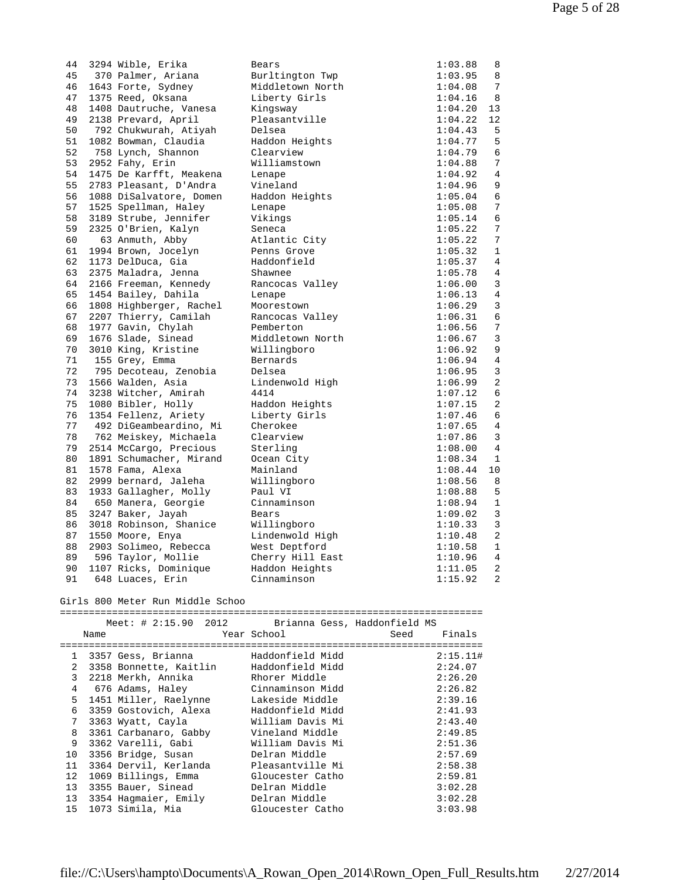| Place | # | Name | School | Finals | Heat |
|---|---|---|---|---|---|
| 44 | 3294 | Wible, Erika | Bears | 1:03.88 | 8 |
| 45 | 370 | Palmer, Ariana | Burltington Twp | 1:03.95 | 8 |
| 46 | 1643 | Forte, Sydney | Middletown North | 1:04.08 | 7 |
| 47 | 1375 | Reed, Oksana | Liberty Girls | 1:04.16 | 8 |
| 48 | 1408 | Dautruche, Vanesa | Kingsway | 1:04.20 | 13 |
| 49 | 2138 | Prevard, April | Pleasantville | 1:04.22 | 12 |
| 50 | 792 | Chukwurah, Atiyah | Delsea | 1:04.43 | 5 |
| 51 | 1082 | Bowman, Claudia | Haddon Heights | 1:04.77 | 5 |
| 52 | 758 | Lynch, Shannon | Clearview | 1:04.79 | 6 |
| 53 | 2952 | Fahy, Erin | Williamstown | 1:04.88 | 7 |
| 54 | 1475 | De Karfft, Meakena | Lenape | 1:04.92 | 4 |
| 55 | 2783 | Pleasant, D'Andra | Vineland | 1:04.96 | 9 |
| 56 | 1088 | DiSalvatore, Domen | Haddon Heights | 1:05.04 | 6 |
| 57 | 1525 | Spellman, Haley | Lenape | 1:05.08 | 7 |
| 58 | 3189 | Strube, Jennifer | Vikings | 1:05.14 | 6 |
| 59 | 2325 | O'Brien, Kalyn | Seneca | 1:05.22 | 7 |
| 60 | 63 | Anmuth, Abby | Atlantic City | 1:05.22 | 7 |
| 61 | 1994 | Brown, Jocelyn | Penns Grove | 1:05.32 | 1 |
| 62 | 1173 | DelDuca, Gia | Haddonfield | 1:05.37 | 4 |
| 63 | 2375 | Maladra, Jenna | Shawnee | 1:05.78 | 4 |
| 64 | 2166 | Freeman, Kennedy | Rancocas Valley | 1:06.00 | 3 |
| 65 | 1454 | Bailey, Dahila | Lenape | 1:06.13 | 4 |
| 66 | 1808 | Highberger, Rachel | Moorestown | 1:06.29 | 3 |
| 67 | 2207 | Thierry, Camilah | Rancocas Valley | 1:06.31 | 6 |
| 68 | 1977 | Gavin, Chylah | Pemberton | 1:06.56 | 7 |
| 69 | 1676 | Slade, Sinead | Middletown North | 1:06.67 | 3 |
| 70 | 3010 | King, Kristine | Willingboro | 1:06.92 | 9 |
| 71 | 155 | Grey, Emma | Bernards | 1:06.94 | 4 |
| 72 | 795 | Decoteau, Zenobia | Delsea | 1:06.95 | 3 |
| 73 | 1566 | Walden, Asia | Lindenwold High | 1:06.99 | 2 |
| 74 | 3238 | Witcher, Amirah | 4414 | 1:07.12 | 6 |
| 75 | 1080 | Bibler, Holly | Haddon Heights | 1:07.15 | 2 |
| 76 | 1354 | Fellenz, Ariety | Liberty Girls | 1:07.46 | 6 |
| 77 | 492 | DiGeambeardino, Mi | Cherokee | 1:07.65 | 4 |
| 78 | 762 | Meiskey, Michaela | Clearview | 1:07.86 | 3 |
| 79 | 2514 | McCargo, Precious | Sterling | 1:08.00 | 4 |
| 80 | 1891 | Schumacher, Mirand | Ocean City | 1:08.34 | 1 |
| 81 | 1578 | Fama, Alexa | Mainland | 1:08.44 | 10 |
| 82 | 2999 | bernard, Jaleha | Willingboro | 1:08.56 | 8 |
| 83 | 1933 | Gallagher, Molly | Paul VI | 1:08.88 | 5 |
| 84 | 650 | Manera, Georgie | Cinnaminson | 1:08.94 | 1 |
| 85 | 3247 | Baker, Jayah | Bears | 1:09.02 | 3 |
| 86 | 3018 | Robinson, Shanice | Willingboro | 1:10.33 | 3 |
| 87 | 1550 | Moore, Enya | Lindenwold High | 1:10.48 | 2 |
| 88 | 2903 | Solimeo, Rebecca | West Deptford | 1:10.58 | 1 |
| 89 | 596 | Taylor, Mollie | Cherry Hill East | 1:10.96 | 4 |
| 90 | 1107 | Ricks, Dominique | Haddon Heights | 1:11.05 | 2 |
| 91 | 648 | Luaces, Erin | Cinnaminson | 1:15.92 | 2 |

## Girls 800 Meter Run Middle Schoo

Meet: # 2:15.90 2012 Brianna Gess, Haddonfield MS

| Place | # | Name | Year | School | Seed | Finals |
|---|---|---|---|---|---|---|
| 1 | 3357 | Gess, Brianna | | Haddonfield Midd | | 2:15.11# |
| 2 | 3358 | Bonnette, Kaitlin | | Haddonfield Midd | | 2:24.07 |
| 3 | 2218 | Merkh, Annika | | Rhorer Middle | | 2:26.20 |
| 4 | 676 | Adams, Haley | | Cinnaminson Midd | | 2:26.82 |
| 5 | 1451 | Miller, Raelynne | | Lakeside Middle | | 2:39.16 |
| 6 | 3359 | Gostovich, Alexa | | Haddonfield Midd | | 2:41.93 |
| 7 | 3363 | Wyatt, Cayla | | William Davis Mi | | 2:43.40 |
| 8 | 3361 | Carbanaro, Gabby | | Vineland Middle | | 2:49.85 |
| 9 | 3362 | Varelli, Gabi | | William Davis Mi | | 2:51.36 |
| 10 | 3356 | Bridge, Susan | | Delran Middle | | 2:57.69 |
| 11 | 3364 | Dervil, Kerlanda | | Pleasantville Mi | | 2:58.38 |
| 12 | 1069 | Billings, Emma | | Gloucester Catho | | 2:59.81 |
| 13 | 3355 | Bauer, Sinead | | Delran Middle | | 3:02.28 |
| 13 | 3354 | Hagmaier, Emily | | Delran Middle | | 3:02.28 |
| 15 | 1073 | Simila, Mia | | Gloucester Catho | | 3:03.98 |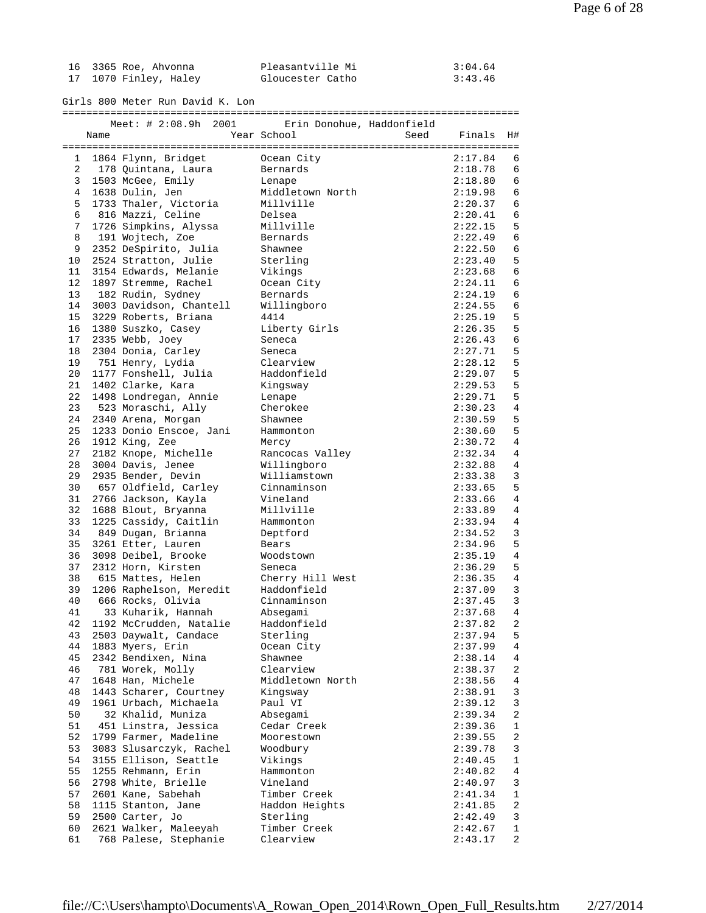| | | | |
|---|---|---|---|
| 16 | 3365 Roe, Ahvonna | Pleasantville Mi | 3:04.64 |
| 17 | 1070 Finley, Haley | Gloucester Catho | 3:43.46 |

## Girls 800 Meter Run David K. Lon

Meet: # 2:08.9h 2001 Erin Donohue, Haddonfield

| | Name | Year School | Seed | Finals | H# |
|---|---|---|---|---|---|
| 1 | 1864 Flynn, Bridget | Ocean City | | 2:17.84 | 6 |
| 2 | 178 Quintana, Laura | Bernards | | 2:18.78 | 6 |
| 3 | 1503 McGee, Emily | Lenape | | 2:18.80 | 6 |
| 4 | 1638 Dulin, Jen | Middletown North | | 2:19.98 | 6 |
| 5 | 1733 Thaler, Victoria | Millville | | 2:20.37 | 6 |
| 6 | 816 Mazzi, Celine | Delsea | | 2:20.41 | 6 |
| 7 | 1726 Simpkins, Alyssa | Millville | | 2:22.15 | 5 |
| 8 | 191 Wojtech, Zoe | Bernards | | 2:22.49 | 6 |
| 9 | 2352 DeSpirito, Julia | Shawnee | | 2:22.50 | 6 |
| 10 | 2524 Stratton, Julie | Sterling | | 2:23.40 | 5 |
| 11 | 3154 Edwards, Melanie | Vikings | | 2:23.68 | 6 |
| 12 | 1897 Stremme, Rachel | Ocean City | | 2:24.11 | 6 |
| 13 | 182 Rudin, Sydney | Bernards | | 2:24.19 | 6 |
| 14 | 3003 Davidson, Chantell | Willingboro | | 2:24.55 | 6 |
| 15 | 3229 Roberts, Briana | 4414 | | 2:25.19 | 5 |
| 16 | 1380 Suszko, Casey | Liberty Girls | | 2:26.35 | 5 |
| 17 | 2335 Webb, Joey | Seneca | | 2:26.43 | 6 |
| 18 | 2304 Donia, Carley | Seneca | | 2:27.71 | 5 |
| 19 | 751 Henry, Lydia | Clearview | | 2:28.12 | 5 |
| 20 | 1177 Fonshell, Julia | Haddonfield | | 2:29.07 | 5 |
| 21 | 1402 Clarke, Kara | Kingsway | | 2:29.53 | 5 |
| 22 | 1498 Londregan, Annie | Lenape | | 2:29.71 | 5 |
| 23 | 523 Moraschi, Ally | Cherokee | | 2:30.23 | 4 |
| 24 | 2340 Arena, Morgan | Shawnee | | 2:30.59 | 5 |
| 25 | 1233 Donio Enscoe, Jani | Hammonton | | 2:30.60 | 5 |
| 26 | 1912 King, Zee | Mercy | | 2:30.72 | 4 |
| 27 | 2182 Knope, Michelle | Rancocas Valley | | 2:32.34 | 4 |
| 28 | 3004 Davis, Jenee | Willingboro | | 2:32.88 | 4 |
| 29 | 2935 Bender, Devin | Williamstown | | 2:33.38 | 3 |
| 30 | 657 Oldfield, Carley | Cinnaminson | | 2:33.65 | 5 |
| 31 | 2766 Jackson, Kayla | Vineland | | 2:33.66 | 4 |
| 32 | 1688 Blout, Bryanna | Millville | | 2:33.89 | 4 |
| 33 | 1225 Cassidy, Caitlin | Hammonton | | 2:33.94 | 4 |
| 34 | 849 Dugan, Brianna | Deptford | | 2:34.52 | 3 |
| 35 | 3261 Etter, Lauren | Bears | | 2:34.96 | 5 |
| 36 | 3098 Deibel, Brooke | Woodstown | | 2:35.19 | 4 |
| 37 | 2312 Horn, Kirsten | Seneca | | 2:36.29 | 5 |
| 38 | 615 Mattes, Helen | Cherry Hill West | | 2:36.35 | 4 |
| 39 | 1206 Raphelson, Meredit | Haddonfield | | 2:37.09 | 3 |
| 40 | 666 Rocks, Olivia | Cinnaminson | | 2:37.45 | 3 |
| 41 | 33 Kuharik, Hannah | Absegami | | 2:37.68 | 4 |
| 42 | 1192 McCrudden, Natalie | Haddonfield | | 2:37.82 | 2 |
| 43 | 2503 Daywalt, Candace | Sterling | | 2:37.94 | 5 |
| 44 | 1883 Myers, Erin | Ocean City | | 2:37.99 | 4 |
| 45 | 2342 Bendixen, Nina | Shawnee | | 2:38.14 | 4 |
| 46 | 781 Worek, Molly | Clearview | | 2:38.37 | 2 |
| 47 | 1648 Han, Michele | Middletown North | | 2:38.56 | 4 |
| 48 | 1443 Scharer, Courtney | Kingsway | | 2:38.91 | 3 |
| 49 | 1961 Urbach, Michaela | Paul VI | | 2:39.12 | 3 |
| 50 | 32 Khalid, Muniza | Absegami | | 2:39.34 | 2 |
| 51 | 451 Linstra, Jessica | Cedar Creek | | 2:39.36 | 1 |
| 52 | 1799 Farmer, Madeline | Moorestown | | 2:39.55 | 2 |
| 53 | 3083 Slusarczyk, Rachel | Woodbury | | 2:39.78 | 3 |
| 54 | 3155 Ellison, Seattle | Vikings | | 2:40.45 | 1 |
| 55 | 1255 Rehmann, Erin | Hammonton | | 2:40.82 | 4 |
| 56 | 2798 White, Brielle | Vineland | | 2:40.97 | 3 |
| 57 | 2601 Kane, Sabehah | Timber Creek | | 2:41.34 | 1 |
| 58 | 1115 Stanton, Jane | Haddon Heights | | 2:41.85 | 2 |
| 59 | 2500 Carter, Jo | Sterling | | 2:42.49 | 3 |
| 60 | 2621 Walker, Maleeyah | Timber Creek | | 2:42.67 | 1 |
| 61 | 768 Palese, Stephanie | Clearview | | 2:43.17 | 2 |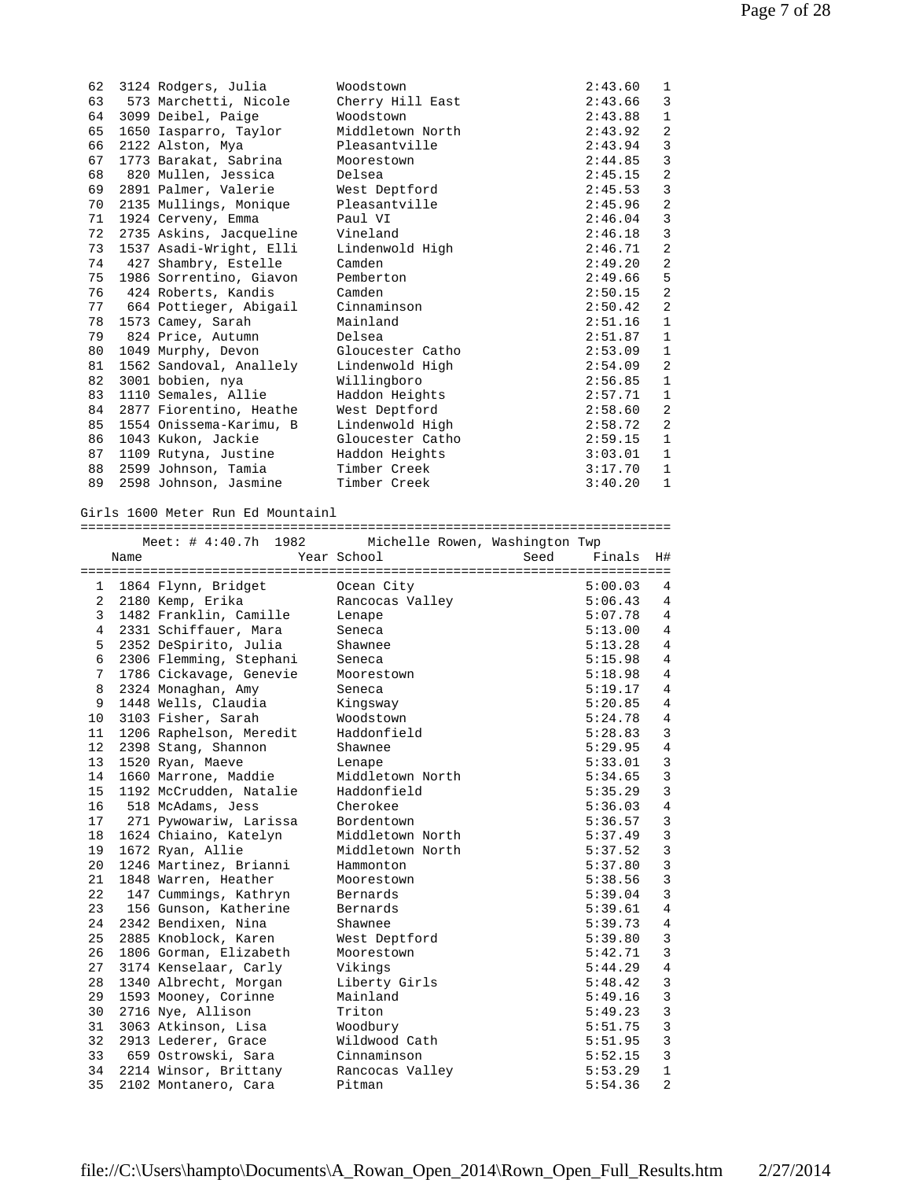| Place | # | Name | School | Finals | H# |
|---|---|---|---|---|---|
| 62 | 3124 | Rodgers, Julia | Woodstown | 2:43.60 | 1 |
| 63 | 573 | Marchetti, Nicole | Cherry Hill East | 2:43.66 | 3 |
| 64 | 3099 | Deibel, Paige | Woodstown | 2:43.88 | 1 |
| 65 | 1650 | Iasparro, Taylor | Middletown North | 2:43.92 | 2 |
| 66 | 2122 | Alston, Mya | Pleasantville | 2:43.94 | 3 |
| 67 | 1773 | Barakat, Sabrina | Moorestown | 2:44.85 | 3 |
| 68 | 820 | Mullen, Jessica | Delsea | 2:45.15 | 2 |
| 69 | 2891 | Palmer, Valerie | West Deptford | 2:45.53 | 3 |
| 70 | 2135 | Mullings, Monique | Pleasantville | 2:45.96 | 2 |
| 71 | 1924 | Cerveny, Emma | Paul VI | 2:46.04 | 3 |
| 72 | 2735 | Askins, Jacqueline | Vineland | 2:46.18 | 3 |
| 73 | 1537 | Asadi-Wright, Elli | Lindenwold High | 2:46.71 | 2 |
| 74 | 427 | Shambry, Estelle | Camden | 2:49.20 | 2 |
| 75 | 1986 | Sorrentino, Giavon | Pemberton | 2:49.66 | 5 |
| 76 | 424 | Roberts, Kandis | Camden | 2:50.15 | 2 |
| 77 | 664 | Pottieger, Abigail | Cinnaminson | 2:50.42 | 2 |
| 78 | 1573 | Camey, Sarah | Mainland | 2:51.16 | 1 |
| 79 | 824 | Price, Autumn | Delsea | 2:51.87 | 1 |
| 80 | 1049 | Murphy, Devon | Gloucester Catho | 2:53.09 | 1 |
| 81 | 1562 | Sandoval, Anallely | Lindenwold High | 2:54.09 | 2 |
| 82 | 3001 | bobien, nya | Willingboro | 2:56.85 | 1 |
| 83 | 1110 | Semales, Allie | Haddon Heights | 2:57.71 | 1 |
| 84 | 2877 | Fiorentino, Heathe | West Deptford | 2:58.60 | 2 |
| 85 | 1554 | Onissema-Karimu, B | Lindenwold High | 2:58.72 | 2 |
| 86 | 1043 | Kukon, Jackie | Gloucester Catho | 2:59.15 | 1 |
| 87 | 1109 | Rutyna, Justine | Haddon Heights | 3:03.01 | 1 |
| 88 | 2599 | Johnson, Tamia | Timber Creek | 3:17.70 | 1 |
| 89 | 2598 | Johnson, Jasmine | Timber Creek | 3:40.20 | 1 |

## Girls 1600 Meter Run Ed Mountainl

Meet: # 4:40.7h 1982 Michelle Rowen, Washington Twp

| Place | # | Name | Year | School | Seed | Finals | H# |
|---|---|---|---|---|---|---|---|
| 1 | 1864 | Flynn, Bridget | | Ocean City | | 5:00.03 | 4 |
| 2 | 2180 | Kemp, Erika | | Rancocas Valley | | 5:06.43 | 4 |
| 3 | 1482 | Franklin, Camille | | Lenape | | 5:07.78 | 4 |
| 4 | 2331 | Schiffauer, Mara | | Seneca | | 5:13.00 | 4 |
| 5 | 2352 | DeSpirito, Julia | | Shawnee | | 5:13.28 | 4 |
| 6 | 2306 | Flemming, Stephani | | Seneca | | 5:15.98 | 4 |
| 7 | 1786 | Cickavage, Genevie | | Moorestown | | 5:18.98 | 4 |
| 8 | 2324 | Monaghan, Amy | | Seneca | | 5:19.17 | 4 |
| 9 | 1448 | Wells, Claudia | | Kingsway | | 5:20.85 | 4 |
| 10 | 3103 | Fisher, Sarah | | Woodstown | | 5:24.78 | 4 |
| 11 | 1206 | Raphelson, Meredit | | Haddonfield | | 5:28.83 | 3 |
| 12 | 2398 | Stang, Shannon | | Shawnee | | 5:29.95 | 4 |
| 13 | 1520 | Ryan, Maeve | | Lenape | | 5:33.01 | 3 |
| 14 | 1660 | Marrone, Maddie | | Middletown North | | 5:34.65 | 3 |
| 15 | 1192 | McCrudden, Natalie | | Haddonfield | | 5:35.29 | 3 |
| 16 | 518 | McAdams, Jess | | Cherokee | | 5:36.03 | 4 |
| 17 | 271 | Pywowariw, Larissa | | Bordentown | | 5:36.57 | 3 |
| 18 | 1624 | Chiaino, Katelyn | | Middletown North | | 5:37.49 | 3 |
| 19 | 1672 | Ryan, Allie | | Middletown North | | 5:37.52 | 3 |
| 20 | 1246 | Martinez, Brianni | | Hammonton | | 5:37.80 | 3 |
| 21 | 1848 | Warren, Heather | | Moorestown | | 5:38.56 | 3 |
| 22 | 147 | Cummings, Kathryn | | Bernards | | 5:39.04 | 3 |
| 23 | 156 | Gunson, Katherine | | Bernards | | 5:39.61 | 4 |
| 24 | 2342 | Bendixen, Nina | | Shawnee | | 5:39.73 | 4 |
| 25 | 2885 | Knoblock, Karen | | West Deptford | | 5:39.80 | 3 |
| 26 | 1806 | Gorman, Elizabeth | | Moorestown | | 5:42.71 | 3 |
| 27 | 3174 | Kenselaar, Carly | | Vikings | | 5:44.29 | 4 |
| 28 | 1340 | Albrecht, Morgan | | Liberty Girls | | 5:48.42 | 3 |
| 29 | 1593 | Mooney, Corinne | | Mainland | | 5:49.16 | 3 |
| 30 | 2716 | Nye, Allison | | Triton | | 5:49.23 | 3 |
| 31 | 3063 | Atkinson, Lisa | | Woodbury | | 5:51.75 | 3 |
| 32 | 2913 | Lederer, Grace | | Wildwood Cath | | 5:51.95 | 3 |
| 33 | 659 | Ostrowski, Sara | | Cinnaminson | | 5:52.15 | 3 |
| 34 | 2214 | Winsor, Brittany | | Rancocas Valley | | 5:53.29 | 1 |
| 35 | 2102 | Montanero, Cara | | Pitman | | 5:54.36 | 2 |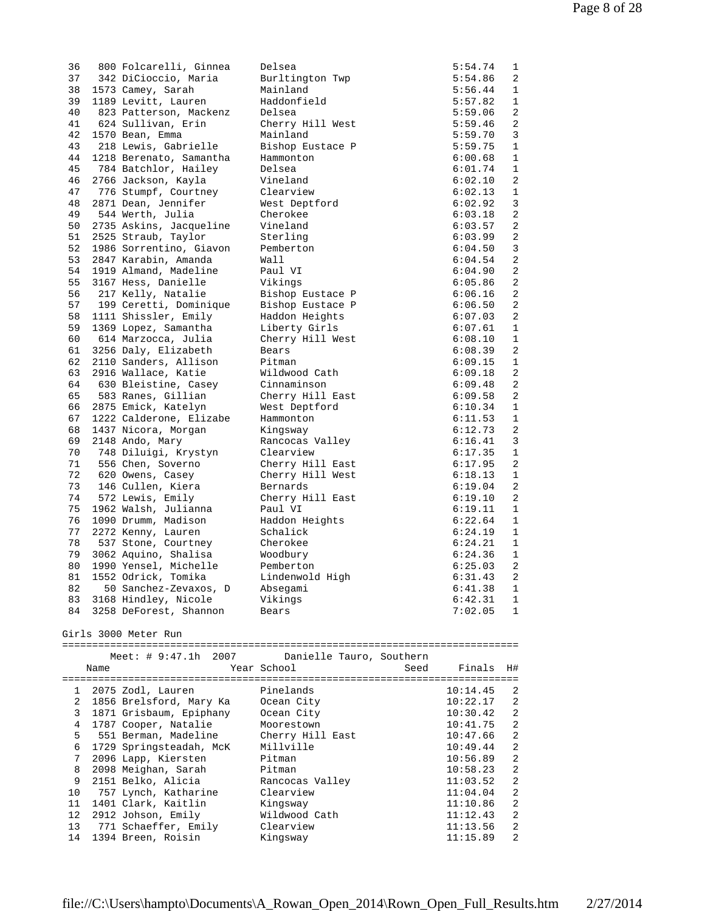| Place | # | Name | Year | School | Seed | Finals | H# |
|---|---|---|---|---|---|---|---|
| 36 | 800 | Folcarelli, Ginnea | | Delsea | | 5:54.74 | 1 |
| 37 | 342 | DiCioccio, Maria | | Burltington Twp | | 5:54.86 | 2 |
| 38 | 1573 | Camey, Sarah | | Mainland | | 5:56.44 | 1 |
| 39 | 1189 | Levitt, Lauren | | Haddonfield | | 5:57.82 | 1 |
| 40 | 823 | Patterson, Mackenz | | Delsea | | 5:59.06 | 2 |
| 41 | 624 | Sullivan, Erin | | Cherry Hill West | | 5:59.46 | 2 |
| 42 | 1570 | Bean, Emma | | Mainland | | 5:59.70 | 3 |
| 43 | 218 | Lewis, Gabrielle | | Bishop Eustace P | | 5:59.75 | 1 |
| 44 | 1218 | Berenato, Samantha | | Hammonton | | 6:00.68 | 1 |
| 45 | 784 | Batchlor, Hailey | | Delsea | | 6:01.74 | 1 |
| 46 | 2766 | Jackson, Kayla | | Vineland | | 6:02.10 | 2 |
| 47 | 776 | Stumpf, Courtney | | Clearview | | 6:02.13 | 1 |
| 48 | 2871 | Dean, Jennifer | | West Deptford | | 6:02.92 | 3 |
| 49 | 544 | Werth, Julia | | Cherokee | | 6:03.18 | 2 |
| 50 | 2735 | Askins, Jacqueline | | Vineland | | 6:03.57 | 2 |
| 51 | 2525 | Straub, Taylor | | Sterling | | 6:03.99 | 2 |
| 52 | 1986 | Sorrentino, Giavon | | Pemberton | | 6:04.50 | 3 |
| 53 | 2847 | Karabin, Amanda | | Wall | | 6:04.54 | 2 |
| 54 | 1919 | Almand, Madeline | | Paul VI | | 6:04.90 | 2 |
| 55 | 3167 | Hess, Danielle | | Vikings | | 6:05.86 | 2 |
| 56 | 217 | Kelly, Natalie | | Bishop Eustace P | | 6:06.16 | 2 |
| 57 | 199 | Ceretti, Dominique | | Bishop Eustace P | | 6:06.50 | 2 |
| 58 | 1111 | Shissler, Emily | | Haddon Heights | | 6:07.03 | 2 |
| 59 | 1369 | Lopez, Samantha | | Liberty Girls | | 6:07.61 | 1 |
| 60 | 614 | Marzocca, Julia | | Cherry Hill West | | 6:08.10 | 1 |
| 61 | 3256 | Daly, Elizabeth | | Bears | | 6:08.39 | 2 |
| 62 | 2110 | Sanders, Allison | | Pitman | | 6:09.15 | 1 |
| 63 | 2916 | Wallace, Katie | | Wildwood Cath | | 6:09.18 | 2 |
| 64 | 630 | Bleistine, Casey | | Cinnaminson | | 6:09.48 | 2 |
| 65 | 583 | Ranes, Gillian | | Cherry Hill East | | 6:09.58 | 2 |
| 66 | 2875 | Emick, Katelyn | | West Deptford | | 6:10.34 | 1 |
| 67 | 1222 | Calderone, Elizabe | | Hammonton | | 6:11.53 | 1 |
| 68 | 1437 | Nicora, Morgan | | Kingsway | | 6:12.73 | 2 |
| 69 | 2148 | Ando, Mary | | Rancocas Valley | | 6:16.41 | 3 |
| 70 | 748 | Diluigi, Krystyn | | Clearview | | 6:17.35 | 1 |
| 71 | 556 | Chen, Soverno | | Cherry Hill East | | 6:17.95 | 2 |
| 72 | 620 | Owens, Casey | | Cherry Hill West | | 6:18.13 | 1 |
| 73 | 146 | Cullen, Kiera | | Bernards | | 6:19.04 | 2 |
| 74 | 572 | Lewis, Emily | | Cherry Hill East | | 6:19.10 | 2 |
| 75 | 1962 | Walsh, Julianna | | Paul VI | | 6:19.11 | 1 |
| 76 | 1090 | Drumm, Madison | | Haddon Heights | | 6:22.64 | 1 |
| 77 | 2272 | Kenny, Lauren | | Schalick | | 6:24.19 | 1 |
| 78 | 537 | Stone, Courtney | | Cherokee | | 6:24.21 | 1 |
| 79 | 3062 | Aquino, Shalisa | | Woodbury | | 6:24.36 | 1 |
| 80 | 1990 | Yensel, Michelle | | Pemberton | | 6:25.03 | 2 |
| 81 | 1552 | Odrick, Tomika | | Lindenwold High | | 6:31.43 | 2 |
| 82 | 50 | Sanchez-Zevaxos, D | | Absegami | | 6:41.38 | 1 |
| 83 | 3168 | Hindley, Nicole | | Vikings | | 6:42.31 | 1 |
| 84 | 3258 | DeForest, Shannon | | Bears | | 7:02.05 | 1 |

## Girls 3000 Meter Run

Meet: # 9:47.1h 2007 Danielle Tauro, Southern

| Place | # | Name | Year | School | Seed | Finals | H# |
|---|---|---|---|---|---|---|---|
| 1 | 2075 | Zodl, Lauren | | Pinelands | | 10:14.45 | 2 |
| 2 | 1856 | Brelsford, Mary Ka | | Ocean City | | 10:22.17 | 2 |
| 3 | 1871 | Grisbaum, Epiphany | | Ocean City | | 10:30.42 | 2 |
| 4 | 1787 | Cooper, Natalie | | Moorestown | | 10:41.75 | 2 |
| 5 | 551 | Berman, Madeline | | Cherry Hill East | | 10:47.66 | 2 |
| 6 | 1729 | Springsteadah, McK | | Millville | | 10:49.44 | 2 |
| 7 | 2096 | Lapp, Kiersten | | Pitman | | 10:56.89 | 2 |
| 8 | 2098 | Meighan, Sarah | | Pitman | | 10:58.23 | 2 |
| 9 | 2151 | Belko, Alicia | | Rancocas Valley | | 11:03.52 | 2 |
| 10 | 757 | Lynch, Katharine | | Clearview | | 11:04.04 | 2 |
| 11 | 1401 | Clark, Kaitlin | | Kingsway | | 11:10.86 | 2 |
| 12 | 2912 | Johson, Emily | | Wildwood Cath | | 11:12.43 | 2 |
| 13 | 771 | Schaeffer, Emily | | Clearview | | 11:13.56 | 2 |
| 14 | 1394 | Breen, Roisin | | Kingsway | | 11:15.89 | 2 |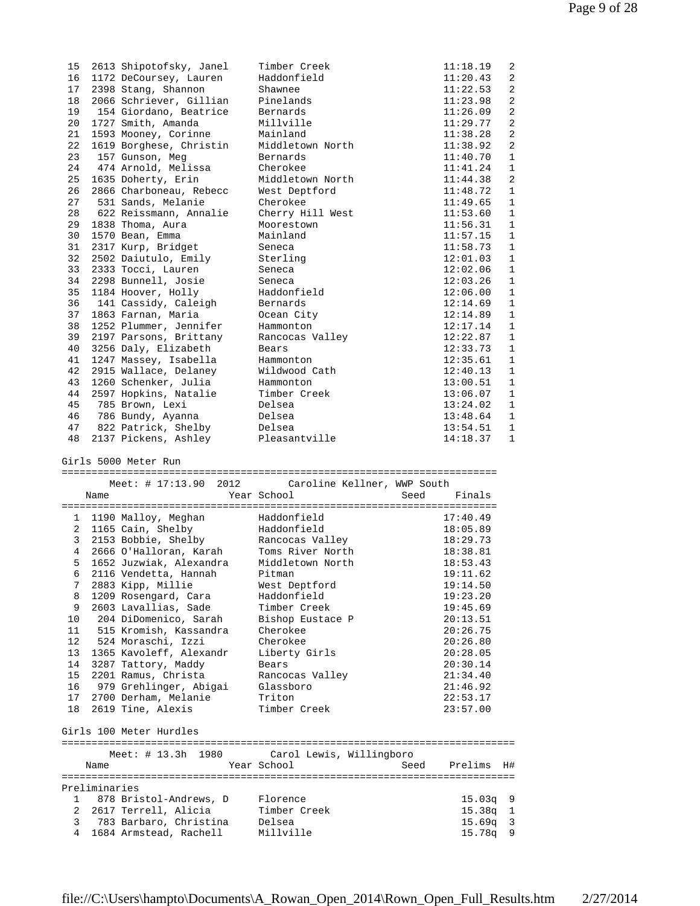| Place | # | Name | Year | School | Seed | Finals | H# |
|---|---|---|---|---|---|---|---|
| 15 | 2613 | Shipotofsky, Janel | | Timber Creek | | 11:18.19 | 2 |
| 16 | 1172 | DeCoursey, Lauren | | Haddonfield | | 11:20.43 | 2 |
| 17 | 2398 | Stang, Shannon | | Shawnee | | 11:22.53 | 2 |
| 18 | 2066 | Schriever, Gillian | | Pinelands | | 11:23.98 | 2 |
| 19 | 154 | Giordano, Beatrice | | Bernards | | 11:26.09 | 2 |
| 20 | 1727 | Smith, Amanda | | Millville | | 11:29.77 | 2 |
| 21 | 1593 | Mooney, Corinne | | Mainland | | 11:38.28 | 2 |
| 22 | 1619 | Borghese, Christin | | Middletown North | | 11:38.92 | 2 |
| 23 | 157 | Gunson, Meg | | Bernards | | 11:40.70 | 1 |
| 24 | 474 | Arnold, Melissa | | Cherokee | | 11:41.24 | 1 |
| 25 | 1635 | Doherty, Erin | | Middletown North | | 11:44.38 | 2 |
| 26 | 2866 | Charboneau, Rebecc | | West Deptford | | 11:48.72 | 1 |
| 27 | 531 | Sands, Melanie | | Cherokee | | 11:49.65 | 1 |
| 28 | 622 | Reissmann, Annalie | | Cherry Hill West | | 11:53.60 | 1 |
| 29 | 1838 | Thoma, Aura | | Moorestown | | 11:56.31 | 1 |
| 30 | 1570 | Bean, Emma | | Mainland | | 11:57.15 | 1 |
| 31 | 2317 | Kurp, Bridget | | Seneca | | 11:58.73 | 1 |
| 32 | 2502 | Daiutulo, Emily | | Sterling | | 12:01.03 | 1 |
| 33 | 2333 | Tocci, Lauren | | Seneca | | 12:02.06 | 1 |
| 34 | 2298 | Bunnell, Josie | | Seneca | | 12:03.26 | 1 |
| 35 | 1184 | Hoover, Holly | | Haddonfield | | 12:06.00 | 1 |
| 36 | 141 | Cassidy, Caleigh | | Bernards | | 12:14.69 | 1 |
| 37 | 1863 | Farnan, Maria | | Ocean City | | 12:14.89 | 1 |
| 38 | 1252 | Plummer, Jennifer | | Hammonton | | 12:17.14 | 1 |
| 39 | 2197 | Parsons, Brittany | | Rancocas Valley | | 12:22.87 | 1 |
| 40 | 3256 | Daly, Elizabeth | | Bears | | 12:33.73 | 1 |
| 41 | 1247 | Massey, Isabella | | Hammonton | | 12:35.61 | 1 |
| 42 | 2915 | Wallace, Delaney | | Wildwood Cath | | 12:40.13 | 1 |
| 43 | 1260 | Schenker, Julia | | Hammonton | | 13:00.51 | 1 |
| 44 | 2597 | Hopkins, Natalie | | Timber Creek | | 13:06.07 | 1 |
| 45 | 785 | Brown, Lexi | | Delsea | | 13:24.02 | 1 |
| 46 | 786 | Bundy, Ayanna | | Delsea | | 13:48.64 | 1 |
| 47 | 822 | Patrick, Shelby | | Delsea | | 13:54.51 | 1 |
| 48 | 2137 | Pickens, Ashley | | Pleasantville | | 14:18.37 | 1 |

## Girls 5000 Meter Run

Meet: # 17:13.90 2012 Caroline Kellner, WWP South

| Place | # | Name | Year | School | Seed | Finals |
|---|---|---|---|---|---|---|
| 1 | 1190 | Malloy, Meghan | | Haddonfield | | 17:40.49 |
| 2 | 1165 | Cain, Shelby | | Haddonfield | | 18:05.89 |
| 3 | 2153 | Bobbie, Shelby | | Rancocas Valley | | 18:29.73 |
| 4 | 2666 | O'Halloran, Karah | | Toms River North | | 18:38.81 |
| 5 | 1652 | Juzwiak, Alexandra | | Middletown North | | 18:53.43 |
| 6 | 2116 | Vendetta, Hannah | | Pitman | | 19:11.62 |
| 7 | 2883 | Kipp, Millie | | West Deptford | | 19:14.50 |
| 8 | 1209 | Rosengard, Cara | | Haddonfield | | 19:23.20 |
| 9 | 2603 | Lavallias, Sade | | Timber Creek | | 19:45.69 |
| 10 | 204 | DiDomenico, Sarah | | Bishop Eustace P | | 20:13.51 |
| 11 | 515 | Kromish, Kassandra | | Cherokee | | 20:26.75 |
| 12 | 524 | Moraschi, Izzi | | Cherokee | | 20:26.80 |
| 13 | 1365 | Kavoleff, Alexandr | | Liberty Girls | | 20:28.05 |
| 14 | 3287 | Tattory, Maddy | | Bears | | 20:30.14 |
| 15 | 2201 | Ramus, Christa | | Rancocas Valley | | 21:34.40 |
| 16 | 979 | Grehlinger, Abigai | | Glassboro | | 21:46.92 |
| 17 | 2700 | Derham, Melanie | | Triton | | 22:53.17 |
| 18 | 2619 | Tine, Alexis | | Timber Creek | | 23:57.00 |

## Girls 100 Meter Hurdles

Meet: # 13.3h 1980 Carol Lewis, Willingboro

Preliminaries

| Place | # | Name | Year | School | Seed | Prelims | H# |
|---|---|---|---|---|---|---|---|
| 1 | 878 | Bristol-Andrews, D | | Florence | | 15.03q | 9 |
| 2 | 2617 | Terrell, Alicia | | Timber Creek | | 15.38q | 1 |
| 3 | 783 | Barbaro, Christina | | Delsea | | 15.69q | 3 |
| 4 | 1684 | Armstead, Rachell | | Millville | | 15.78q | 9 |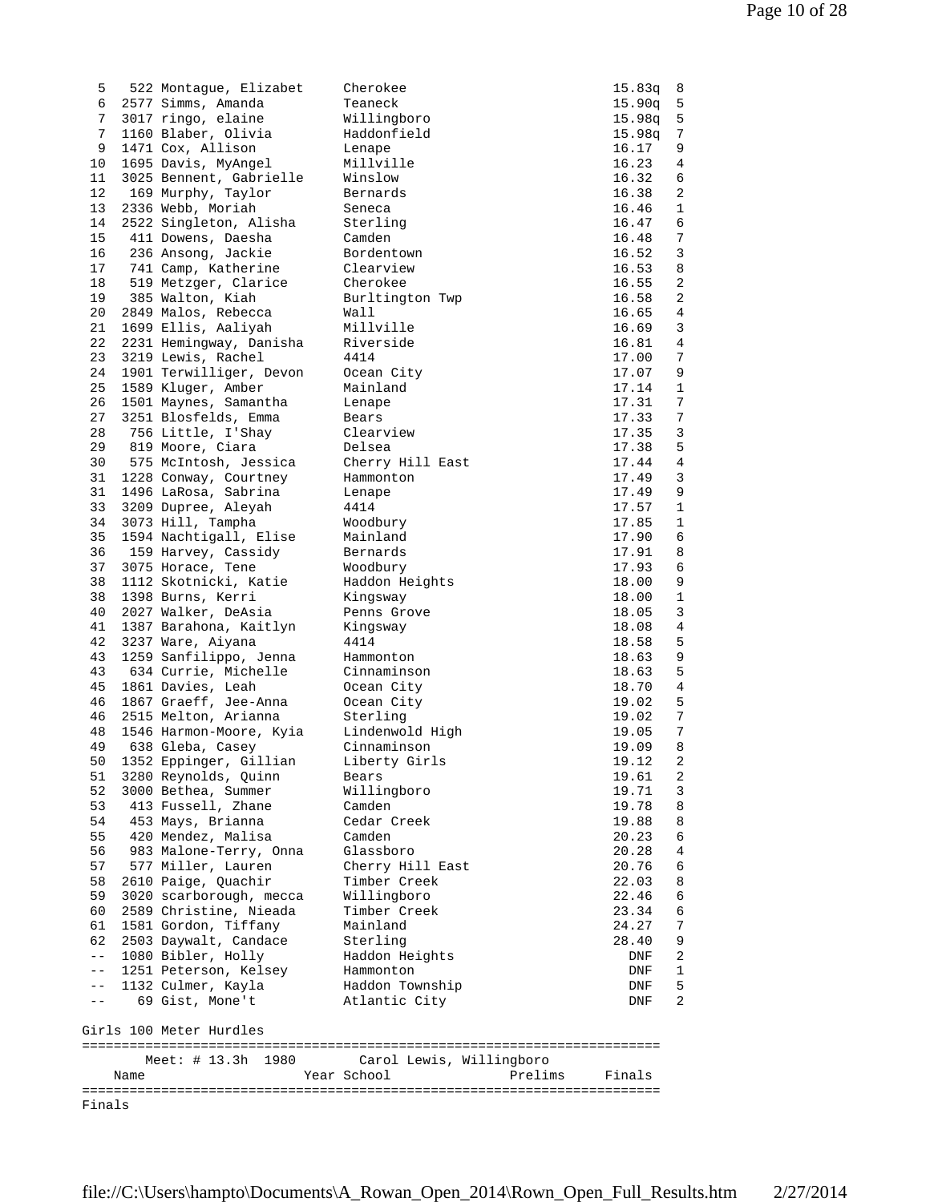| Place | Num | Name | School | Time | Heat |
|---|---|---|---|---|---|
| 5 | 522 | Montague, Elizabet | Cherokee | 15.83q | 8 |
| 6 | 2577 | Simms, Amanda | Teaneck | 15.90q | 5 |
| 7 | 3017 | ringo, elaine | Willingboro | 15.98q | 5 |
| 7 | 1160 | Blaber, Olivia | Haddonfield | 15.98q | 7 |
| 9 | 1471 | Cox, Allison | Lenape | 16.17 | 9 |
| 10 | 1695 | Davis, MyAngel | Millville | 16.23 | 4 |
| 11 | 3025 | Bennent, Gabrielle | Winslow | 16.32 | 6 |
| 12 | 169 | Murphy, Taylor | Bernards | 16.38 | 2 |
| 13 | 2336 | Webb, Moriah | Seneca | 16.46 | 1 |
| 14 | 2522 | Singleton, Alisha | Sterling | 16.47 | 6 |
| 15 | 411 | Dowens, Daesha | Camden | 16.48 | 7 |
| 16 | 236 | Ansong, Jackie | Bordentown | 16.52 | 3 |
| 17 | 741 | Camp, Katherine | Clearview | 16.53 | 8 |
| 18 | 519 | Metzger, Clarice | Cherokee | 16.55 | 2 |
| 19 | 385 | Walton, Kiah | Burltington Twp | 16.58 | 2 |
| 20 | 2849 | Malos, Rebecca | Wall | 16.65 | 4 |
| 21 | 1699 | Ellis, Aaliyah | Millville | 16.69 | 3 |
| 22 | 2231 | Hemingway, Danisha | Riverside | 16.81 | 4 |
| 23 | 3219 | Lewis, Rachel | 4414 | 17.00 | 7 |
| 24 | 1901 | Terwilliger, Devon | Ocean City | 17.07 | 9 |
| 25 | 1589 | Kluger, Amber | Mainland | 17.14 | 1 |
| 26 | 1501 | Maynes, Samantha | Lenape | 17.31 | 7 |
| 27 | 3251 | Blosfelds, Emma | Bears | 17.33 | 7 |
| 28 | 756 | Little, I'Shay | Clearview | 17.35 | 3 |
| 29 | 819 | Moore, Ciara | Delsea | 17.38 | 5 |
| 30 | 575 | McIntosh, Jessica | Cherry Hill East | 17.44 | 4 |
| 31 | 1228 | Conway, Courtney | Hammonton | 17.49 | 3 |
| 31 | 1496 | LaRosa, Sabrina | Lenape | 17.49 | 9 |
| 33 | 3209 | Dupree, Aleyah | 4414 | 17.57 | 1 |
| 34 | 3073 | Hill, Tampha | Woodbury | 17.85 | 1 |
| 35 | 1594 | Nachtigall, Elise | Mainland | 17.90 | 6 |
| 36 | 159 | Harvey, Cassidy | Bernards | 17.91 | 8 |
| 37 | 3075 | Horace, Tene | Woodbury | 17.93 | 6 |
| 38 | 1112 | Skotnicki, Katie | Haddon Heights | 18.00 | 9 |
| 38 | 1398 | Burns, Kerri | Kingsway | 18.00 | 1 |
| 40 | 2027 | Walker, DeAsia | Penns Grove | 18.05 | 3 |
| 41 | 1387 | Barahona, Kaitlyn | Kingsway | 18.08 | 4 |
| 42 | 3237 | Ware, Aiyana | 4414 | 18.58 | 5 |
| 43 | 1259 | Sanfilippo, Jenna | Hammonton | 18.63 | 9 |
| 43 | 634 | Currie, Michelle | Cinnaminson | 18.63 | 5 |
| 45 | 1861 | Davies, Leah | Ocean City | 18.70 | 4 |
| 46 | 1867 | Graeff, Jee-Anna | Ocean City | 19.02 | 5 |
| 46 | 2515 | Melton, Arianna | Sterling | 19.02 | 7 |
| 48 | 1546 | Harmon-Moore, Kyia | Lindenwold High | 19.05 | 7 |
| 49 | 638 | Gleba, Casey | Cinnaminson | 19.09 | 8 |
| 50 | 1352 | Eppinger, Gillian | Liberty Girls | 19.12 | 2 |
| 51 | 3280 | Reynolds, Quinn | Bears | 19.61 | 2 |
| 52 | 3000 | Bethea, Summer | Willingboro | 19.71 | 3 |
| 53 | 413 | Fussell, Zhane | Camden | 19.78 | 8 |
| 54 | 453 | Mays, Brianna | Cedar Creek | 19.88 | 8 |
| 55 | 420 | Mendez, Malisa | Camden | 20.23 | 6 |
| 56 | 983 | Malone-Terry, Onna | Glassboro | 20.28 | 4 |
| 57 | 577 | Miller, Lauren | Cherry Hill East | 20.76 | 6 |
| 58 | 2610 | Paige, Quachir | Timber Creek | 22.03 | 8 |
| 59 | 3020 | scarborough, mecca | Willingboro | 22.46 | 6 |
| 60 | 2589 | Christine, Nieada | Timber Creek | 23.34 | 6 |
| 61 | 1581 | Gordon, Tiffany | Mainland | 24.27 | 7 |
| 62 | 2503 | Daywalt, Candace | Sterling | 28.40 | 9 |
| -- | 1080 | Bibler, Holly | Haddon Heights | DNF | 2 |
| -- | 1251 | Peterson, Kelsey | Hammonton | DNF | 1 |
| -- | 1132 | Culmer, Kayla | Haddon Township | DNF | 5 |
| -- | 69 | Gist, Mone't | Atlantic City | DNF | 2 |

## Girls 100 Meter Hurdles

Meet: # 13.3h 1980 Carol Lewis, Willingboro

| Name | Year | School | Prelims | Finals |
|---|---|---|---|---|

Finals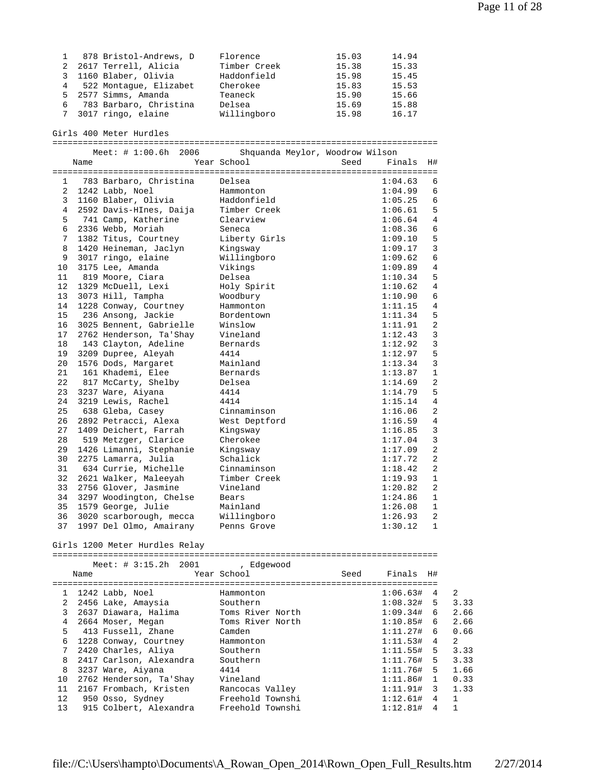| Place | # | Name | School | Seed | Finals |
|---|---|---|---|---|---|
| 1 | 878 | Bristol-Andrews, D | Florence | 15.03 | 14.94 |
| 2 | 2617 | Terrell, Alicia | Timber Creek | 15.38 | 15.33 |
| 3 | 1160 | Blaber, Olivia | Haddonfield | 15.98 | 15.45 |
| 4 | 522 | Montague, Elizabet | Cherokee | 15.83 | 15.53 |
| 5 | 2577 | Simms, Amanda | Teaneck | 15.90 | 15.66 |
| 6 | 783 | Barbaro, Christina | Delsea | 15.69 | 15.88 |
| 7 | 3017 | ringo, elaine | Willingboro | 15.98 | 16.17 |

## Girls 400 Meter Hurdles

Meet: # 1:00.6h 2006 Shquanda Meylor, Woodrow Wilson

| Place | # | Name | Year School | Seed | Finals | H# |
|---|---|---|---|---|---|---|
| 1 | 783 | Barbaro, Christina | Delsea | | 1:04.63 | 6 |
| 2 | 1242 | Labb, Noel | Hammonton | | 1:04.99 | 6 |
| 3 | 1160 | Blaber, Olivia | Haddonfield | | 1:05.25 | 6 |
| 4 | 2592 | Davis-HInes, Daija | Timber Creek | | 1:06.61 | 5 |
| 5 | 741 | Camp, Katherine | Clearview | | 1:06.64 | 4 |
| 6 | 2336 | Webb, Moriah | Seneca | | 1:08.36 | 6 |
| 7 | 1382 | Titus, Courtney | Liberty Girls | | 1:09.10 | 5 |
| 8 | 1420 | Heineman, Jaclyn | Kingsway | | 1:09.17 | 3 |
| 9 | 3017 | ringo, elaine | Willingboro | | 1:09.62 | 6 |
| 10 | 3175 | Lee, Amanda | Vikings | | 1:09.89 | 4 |
| 11 | 819 | Moore, Ciara | Delsea | | 1:10.34 | 5 |
| 12 | 1329 | McDuell, Lexi | Holy Spirit | | 1:10.62 | 4 |
| 13 | 3073 | Hill, Tampha | Woodbury | | 1:10.90 | 6 |
| 14 | 1228 | Conway, Courtney | Hammonton | | 1:11.15 | 4 |
| 15 | 236 | Ansong, Jackie | Bordentown | | 1:11.34 | 5 |
| 16 | 3025 | Bennent, Gabrielle | Winslow | | 1:11.91 | 2 |
| 17 | 2762 | Henderson, Ta'Shay | Vineland | | 1:12.43 | 3 |
| 18 | 143 | Clayton, Adeline | Bernards | | 1:12.92 | 3 |
| 19 | 3209 | Dupree, Aleyah | 4414 | | 1:12.97 | 5 |
| 20 | 1576 | Dods, Margaret | Mainland | | 1:13.34 | 3 |
| 21 | 161 | Khademi, Elee | Bernards | | 1:13.87 | 1 |
| 22 | 817 | McCarty, Shelby | Delsea | | 1:14.69 | 2 |
| 23 | 3237 | Ware, Aiyana | 4414 | | 1:14.79 | 5 |
| 24 | 3219 | Lewis, Rachel | 4414 | | 1:15.14 | 4 |
| 25 | 638 | Gleba, Casey | Cinnaminson | | 1:16.06 | 2 |
| 26 | 2892 | Petracci, Alexa | West Deptford | | 1:16.59 | 4 |
| 27 | 1409 | Deichert, Farrah | Kingsway | | 1:16.85 | 3 |
| 28 | 519 | Metzger, Clarice | Cherokee | | 1:17.04 | 3 |
| 29 | 1426 | Limanni, Stephanie | Kingsway | | 1:17.09 | 2 |
| 30 | 2275 | Lamarra, Julia | Schalick | | 1:17.72 | 2 |
| 31 | 634 | Currie, Michelle | Cinnaminson | | 1:18.42 | 2 |
| 32 | 2621 | Walker, Maleeyah | Timber Creek | | 1:19.93 | 1 |
| 33 | 2756 | Glover, Jasmine | Vineland | | 1:20.82 | 2 |
| 34 | 3297 | Woodington, Chelse | Bears | | 1:24.86 | 1 |
| 35 | 1579 | George, Julie | Mainland | | 1:26.08 | 1 |
| 36 | 3020 | scarborough, mecca | Willingboro | | 1:26.93 | 2 |
| 37 | 1997 | Del Olmo, Amairany | Penns Grove | | 1:30.12 | 1 |

## Girls 1200 Meter Hurdles Relay

Meet: # 3:15.2h 2001 , Edgewood

| Place | # | Name | Year School | Seed | Finals | H# | |
|---|---|---|---|---|---|---|---|
| 1 | 1242 | Labb, Noel | Hammonton | | 1:06.63# | 4 | 2 |
| 2 | 2456 | Lake, Amaysia | Southern | | 1:08.32# | 5 | 3.33 |
| 3 | 2637 | Diawara, Halima | Toms River North | | 1:09.34# | 6 | 2.66 |
| 4 | 2664 | Moser, Megan | Toms River North | | 1:10.85# | 6 | 2.66 |
| 5 | 413 | Fussell, Zhane | Camden | | 1:11.27# | 6 | 0.66 |
| 6 | 1228 | Conway, Courtney | Hammonton | | 1:11.53# | 4 | 2 |
| 7 | 2420 | Charles, Aliya | Southern | | 1:11.55# | 5 | 3.33 |
| 8 | 2417 | Carlson, Alexandra | Southern | | 1:11.76# | 5 | 3.33 |
| 8 | 3237 | Ware, Aiyana | 4414 | | 1:11.76# | 5 | 1.66 |
| 10 | 2762 | Henderson, Ta'Shay | Vineland | | 1:11.86# | 1 | 0.33 |
| 11 | 2167 | Frombach, Kristen | Rancocas Valley | | 1:11.91# | 3 | 1.33 |
| 12 | 950 | Osso, Sydney | Freehold Townshi | | 1:12.61# | 4 | 1 |
| 13 | 915 | Colbert, Alexandra | Freehold Townshi | | 1:12.81# | 4 | 1 |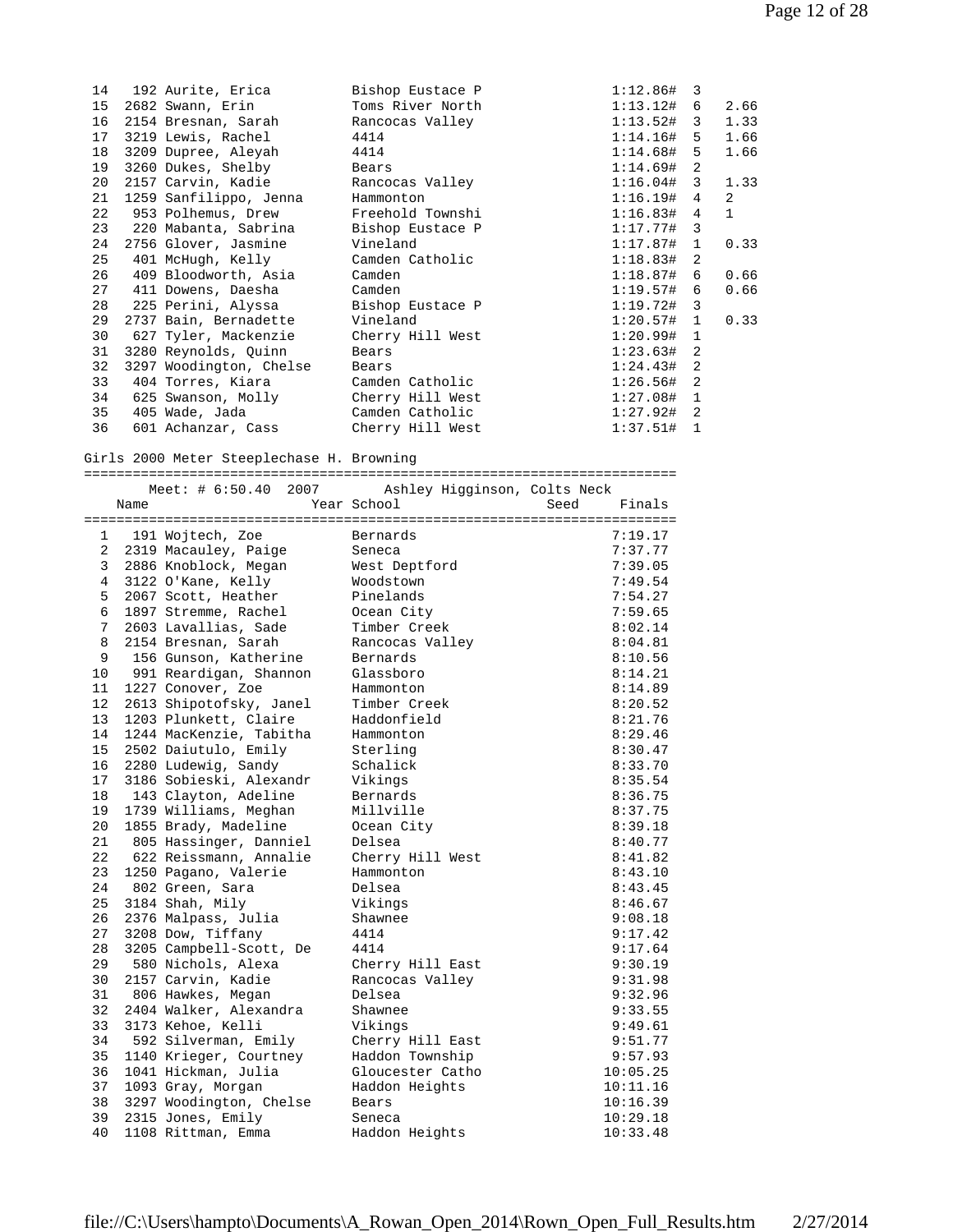| Place | # | Name | School | Finals | H# | Points |
|---|---|---|---|---|---|---|
| 14 | 192 | Aurite, Erica | Bishop Eustace P | 1:12.86# | 3 | |
| 15 | 2682 | Swann, Erin | Toms River North | 1:13.12# | 6 | 2.66 |
| 16 | 2154 | Bresnan, Sarah | Rancocas Valley | 1:13.52# | 3 | 1.33 |
| 17 | 3219 | Lewis, Rachel | 4414 | 1:14.16# | 5 | 1.66 |
| 18 | 3209 | Dupree, Aleyah | 4414 | 1:14.68# | 5 | 1.66 |
| 19 | 3260 | Dukes, Shelby | Bears | 1:14.69# | 2 | |
| 20 | 2157 | Carvin, Kadie | Rancocas Valley | 1:16.04# | 3 | 1.33 |
| 21 | 1259 | Sanfilippo, Jenna | Hammonton | 1:16.19# | 4 | 2 |
| 22 | 953 | Polhemus, Drew | Freehold Townshi | 1:16.83# | 4 | 1 |
| 23 | 220 | Mabanta, Sabrina | Bishop Eustace P | 1:17.77# | 3 | |
| 24 | 2756 | Glover, Jasmine | Vineland | 1:17.87# | 1 | 0.33 |
| 25 | 401 | McHugh, Kelly | Camden Catholic | 1:18.83# | 2 | |
| 26 | 409 | Bloodworth, Asia | Camden | 1:18.87# | 6 | 0.66 |
| 27 | 411 | Dowens, Daesha | Camden | 1:19.57# | 6 | 0.66 |
| 28 | 225 | Perini, Alyssa | Bishop Eustace P | 1:19.72# | 3 | |
| 29 | 2737 | Bain, Bernadette | Vineland | 1:20.57# | 1 | 0.33 |
| 30 | 627 | Tyler, Mackenzie | Cherry Hill West | 1:20.99# | 1 | |
| 31 | 3280 | Reynolds, Quinn | Bears | 1:23.63# | 2 | |
| 32 | 3297 | Woodington, Chelse | Bears | 1:24.43# | 2 | |
| 33 | 404 | Torres, Kiara | Camden Catholic | 1:26.56# | 2 | |
| 34 | 625 | Swanson, Molly | Cherry Hill West | 1:27.08# | 1 | |
| 35 | 405 | Wade, Jada | Camden Catholic | 1:27.92# | 2 | |
| 36 | 601 | Achanzar, Cass | Cherry Hill West | 1:37.51# | 1 | |

## Girls 2000 Meter Steeplechase H. Browning

Meet: # 6:50.40 2007 Ashley Higginson, Colts Neck

| Place | # | Name | Year | School | Seed | Finals |
|---|---|---|---|---|---|---|
| 1 | 191 | Wojtech, Zoe | | Bernards | | 7:19.17 |
| 2 | 2319 | Macauley, Paige | | Seneca | | 7:37.77 |
| 3 | 2886 | Knoblock, Megan | | West Deptford | | 7:39.05 |
| 4 | 3122 | O'Kane, Kelly | | Woodstown | | 7:49.54 |
| 5 | 2067 | Scott, Heather | | Pinelands | | 7:54.27 |
| 6 | 1897 | Stremme, Rachel | | Ocean City | | 7:59.65 |
| 7 | 2603 | Lavallias, Sade | | Timber Creek | | 8:02.14 |
| 8 | 2154 | Bresnan, Sarah | | Rancocas Valley | | 8:04.81 |
| 9 | 156 | Gunson, Katherine | | Bernards | | 8:10.56 |
| 10 | 991 | Reardigan, Shannon | | Glassboro | | 8:14.21 |
| 11 | 1227 | Conover, Zoe | | Hammonton | | 8:14.89 |
| 12 | 2613 | Shipotofsky, Janel | | Timber Creek | | 8:20.52 |
| 13 | 1203 | Plunkett, Claire | | Haddonfield | | 8:21.76 |
| 14 | 1244 | MacKenzie, Tabitha | | Hammonton | | 8:29.46 |
| 15 | 2502 | Daiutulo, Emily | | Sterling | | 8:30.47 |
| 16 | 2280 | Ludewig, Sandy | | Schalick | | 8:33.70 |
| 17 | 3186 | Sobieski, Alexandr | | Vikings | | 8:35.54 |
| 18 | 143 | Clayton, Adeline | | Bernards | | 8:36.75 |
| 19 | 1739 | Williams, Meghan | | Millville | | 8:37.75 |
| 20 | 1855 | Brady, Madeline | | Ocean City | | 8:39.18 |
| 21 | 805 | Hassinger, Danniel | | Delsea | | 8:40.77 |
| 22 | 622 | Reissmann, Annalie | | Cherry Hill West | | 8:41.82 |
| 23 | 1250 | Pagano, Valerie | | Hammonton | | 8:43.10 |
| 24 | 802 | Green, Sara | | Delsea | | 8:43.45 |
| 25 | 3184 | Shah, Mily | | Vikings | | 8:46.67 |
| 26 | 2376 | Malpass, Julia | | Shawnee | | 9:08.18 |
| 27 | 3208 | Dow, Tiffany | | 4414 | | 9:17.42 |
| 28 | 3205 | Campbell-Scott, De | | 4414 | | 9:17.64 |
| 29 | 580 | Nichols, Alexa | | Cherry Hill East | | 9:30.19 |
| 30 | 2157 | Carvin, Kadie | | Rancocas Valley | | 9:31.98 |
| 31 | 806 | Hawkes, Megan | | Delsea | | 9:32.96 |
| 32 | 2404 | Walker, Alexandra | | Shawnee | | 9:33.55 |
| 33 | 3173 | Kehoe, Kelli | | Vikings | | 9:49.61 |
| 34 | 592 | Silverman, Emily | | Cherry Hill East | | 9:51.77 |
| 35 | 1140 | Krieger, Courtney | | Haddon Township | | 9:57.93 |
| 36 | 1041 | Hickman, Julia | | Gloucester Catho | | 10:05.25 |
| 37 | 1093 | Gray, Morgan | | Haddon Heights | | 10:11.16 |
| 38 | 3297 | Woodington, Chelse | | Bears | | 10:16.39 |
| 39 | 2315 | Jones, Emily | | Seneca | | 10:29.18 |
| 40 | 1108 | Rittman, Emma | | Haddon Heights | | 10:33.48 |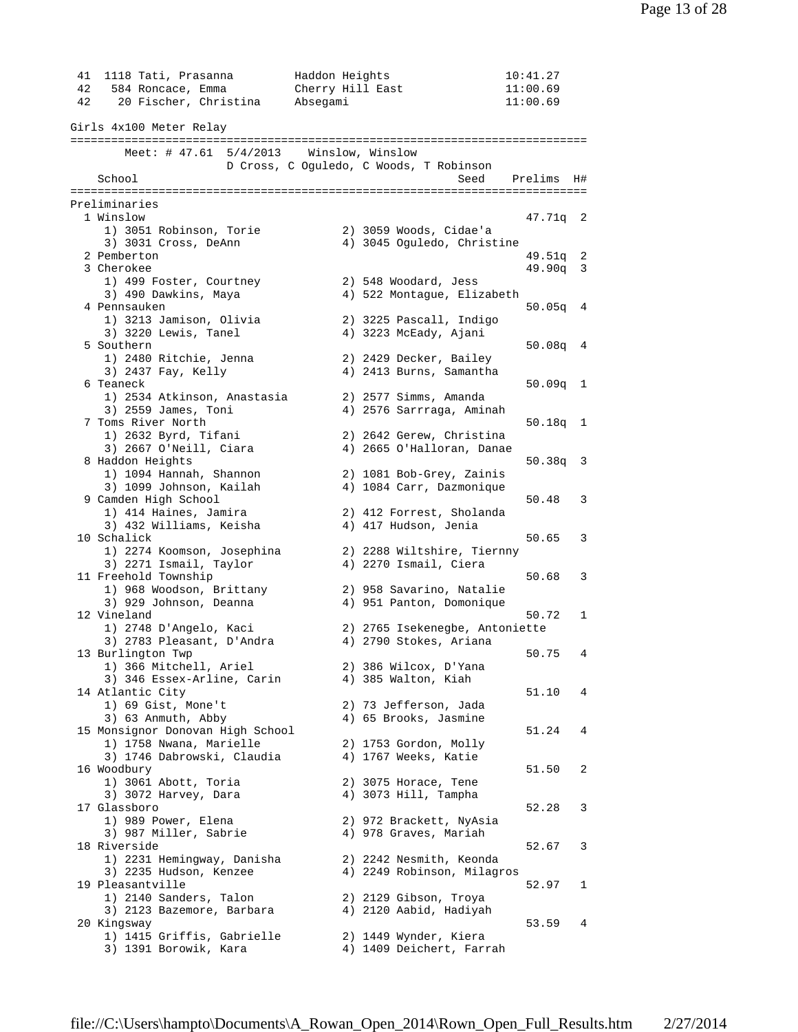```
 41  1118 Tati, Prasanna         Haddon Heights               10:41.27
 42   584 Roncace, Emma          Cherry Hill East             11:00.69
 42    20 Fischer, Christina     Absegami                     11:00.69
```

## Girls 4x100 Meter Relay

```
==========================================================================
        Meet: # 47.61  5/4/2013    Winslow, Winslow
                   D Cross, C Oguledo, C Woods, T Robinson
    School                                          Seed    Prelims  H#
==========================================================================
Preliminaries
  1 Winslow                                                  47.71q  2
     1) 3051 Robinson, Torie            2) 3059 Woods, Cidae'a
     3) 3031 Cross, DeAnn               4) 3045 Oguledo, Christine
  2 Pemberton                                                49.51q  2
  3 Cherokee                                                 49.90q  3
     1) 499 Foster, Courtney            2) 548 Woodard, Jess
     3) 490 Dawkins, Maya               4) 522 Montague, Elizabeth
  4 Pennsauken                                               50.05q  4
     1) 3213 Jamison, Olivia            2) 3225 Pascall, Indigo
     3) 3220 Lewis, Tanel               4) 3223 McEady, Ajani
  5 Southern                                                 50.08q  4
     1) 2480 Ritchie, Jenna             2) 2429 Decker, Bailey
     3) 2437 Fay, Kelly                 4) 2413 Burns, Samantha
  6 Teaneck                                                  50.09q  1
     1) 2534 Atkinson, Anastasia        2) 2577 Simms, Amanda
     3) 2559 James, Toni                4) 2576 Sarrraga, Aminah
  7 Toms River North                                         50.18q  1
     1) 2632 Byrd, Tifani               2) 2642 Gerew, Christina
     3) 2667 O'Neill, Ciara             4) 2665 O'Halloran, Danae
  8 Haddon Heights                                           50.38q  3
     1) 1094 Hannah, Shannon            2) 1081 Bob-Grey, Zainis
     3) 1099 Johnson, Kailah            4) 1084 Carr, Dazmonique
  9 Camden High School                                       50.48   3
     1) 414 Haines, Jamira              2) 412 Forrest, Sholanda
     3) 432 Williams, Keisha            4) 417 Hudson, Jenia
 10 Schalick                                                 50.65   3
     1) 2274 Koomson, Josephina         2) 2288 Wiltshire, Tiernny
     3) 2271 Ismail, Taylor             4) 2270 Ismail, Ciera
 11 Freehold Township                                        50.68   3
     1) 968 Woodson, Brittany           2) 958 Savarino, Natalie
     3) 929 Johnson, Deanna             4) 951 Panton, Domonique
 12 Vineland                                                 50.72   1
     1) 2748 D'Angelo, Kaci             2) 2765 Isekenegbe, Antoniette
     3) 2783 Pleasant, D'Andra          4) 2790 Stokes, Ariana
 13 Burlington Twp                                           50.75   4
     1) 366 Mitchell, Ariel             2) 386 Wilcox, D'Yana
     3) 346 Essex-Arline, Carin         4) 385 Walton, Kiah
 14 Atlantic City                                            51.10   4
     1) 69 Gist, Mone't                 2) 73 Jefferson, Jada
     3) 63 Anmuth, Abby                 4) 65 Brooks, Jasmine
 15 Monsignor Donovan High School                            51.24   4
     1) 1758 Nwana, Marielle            2) 1753 Gordon, Molly
     3) 1746 Dabrowski, Claudia         4) 1767 Weeks, Katie
 16 Woodbury                                                 51.50   2
     1) 3061 Abott, Toria               2) 3075 Horace, Tene
     3) 3072 Harvey, Dara               4) 3073 Hill, Tampha
 17 Glassboro                                                52.28   3
     1) 989 Power, Elena                2) 972 Brackett, NyAsia
     3) 987 Miller, Sabrie              4) 978 Graves, Mariah
 18 Riverside                                                52.67   3
     1) 2231 Hemingway, Danisha         2) 2242 Nesmith, Keonda
     3) 2235 Hudson, Kenzee             4) 2249 Robinson, Milagros
 19 Pleasantville                                            52.97   1
     1) 2140 Sanders, Talon             2) 2129 Gibson, Troya
     3) 2123 Bazemore, Barbara          4) 2120 Aabid, Hadiyah
 20 Kingsway                                                 53.59   4
     1) 1415 Griffis, Gabrielle         2) 1449 Wynder, Kiera
     3) 1391 Borowik, Kara              4) 1409 Deichert, Farrah
```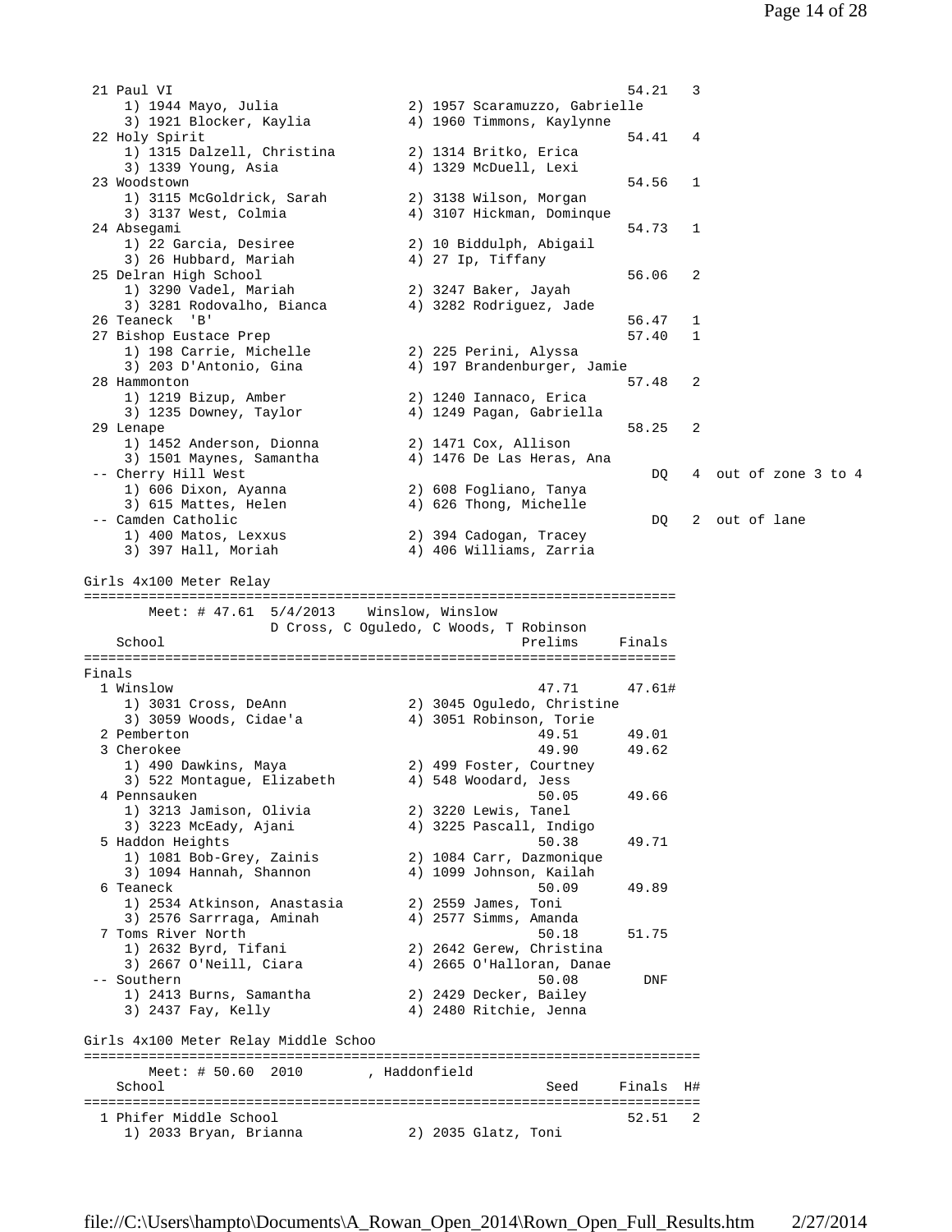```
 21 Paul VI                                                 54.21   3
     1) 1944 Mayo, Julia               2) 1957 Scaramuzzo, Gabrielle
     3) 1921 Blocker, Kaylia           4) 1960 Timmons, Kaylynne
 22 Holy Spirit                                             54.41   4
     1) 1315 Dalzell, Christina        2) 1314 Britko, Erica
     3) 1339 Young, Asia               4) 1329 McDuell, Lexi
 23 Woodstown                                               54.56   1
     1) 3115 McGoldrick, Sarah         2) 3138 Wilson, Morgan
     3) 3137 West, Colmia              4) 3107 Hickman, Dominque
 24 Absegami                                                54.73   1
     1) 22 Garcia, Desiree             2) 10 Biddulph, Abigail
     3) 26 Hubbard, Mariah             4) 27 Ip, Tiffany
 25 Delran High School                                      56.06   2
     1) 3290 Vadel, Mariah             2) 3247 Baker, Jayah
     3) 3281 Rodovalho, Bianca         4) 3282 Rodriguez, Jade
 26 Teaneck  'B'                                            56.47   1
 27 Bishop Eustace Prep                                     57.40   1
     1) 198 Carrie, Michelle           2) 225 Perini, Alyssa
     3) 203 D'Antonio, Gina            4) 197 Brandenburger, Jamie
 28 Hammonton                                               57.48   2
     1) 1219 Bizup, Amber              2) 1240 Iannaco, Erica
     3) 1235 Downey, Taylor            4) 1249 Pagan, Gabriella
 29 Lenape                                                  58.25   2
     1) 1452 Anderson, Dionna          2) 1471 Cox, Allison
     3) 1501 Maynes, Samantha          4) 1476 De Las Heras, Ana
 -- Cherry Hill West                                           DQ   4  out of zone 3 to 4
     1) 606 Dixon, Ayanna              2) 608 Fogliano, Tanya
     3) 615 Mattes, Helen              4) 626 Thong, Michelle
 -- Camden Catholic                                            DQ   2  out of lane
     1) 400 Matos, Lexxus              2) 394 Cadogan, Tracey
     3) 397 Hall, Moriah               4) 406 Williams, Zarria

Girls 4x100 Meter Relay
=======================================================================
        Meet: # 47.61  5/4/2013    Winslow, Winslow
                      D Cross, C Oguledo, C Woods, T Robinson
    School                                       Prelims     Finals
=======================================================================
Finals
  1 Winslow                                        47.71      47.61#
     1) 3031 Cross, DeAnn              2) 3045 Oguledo, Christine
     3) 3059 Woods, Cidae'a            4) 3051 Robinson, Torie
  2 Pemberton                                      49.51      49.01
  3 Cherokee                                       49.90      49.62
     1) 490 Dawkins, Maya              2) 499 Foster, Courtney
     3) 522 Montague, Elizabeth        4) 548 Woodard, Jess
  4 Pennsauken                                     50.05      49.66
     1) 3213 Jamison, Olivia           2) 3220 Lewis, Tanel
     3) 3223 McEady, Ajani             4) 3225 Pascall, Indigo
  5 Haddon Heights                                 50.38      49.71
     1) 1081 Bob-Grey, Zainis          2) 1084 Carr, Dazmonique
     3) 1094 Hannah, Shannon           4) 1099 Johnson, Kailah
  6 Teaneck                                        50.09      49.89
     1) 2534 Atkinson, Anastasia       2) 2559 James, Toni
     3) 2576 Sarrraga, Aminah          4) 2577 Simms, Amanda
  7 Toms River North                               50.18      51.75
     1) 2632 Byrd, Tifani              2) 2642 Gerew, Christina
     3) 2667 O'Neill, Ciara            4) 2665 O'Halloran, Danae
 -- Southern                                       50.08        DNF
     1) 2413 Burns, Samantha           2) 2429 Decker, Bailey
     3) 2437 Fay, Kelly                4) 2480 Ritchie, Jenna

Girls 4x100 Meter Relay Middle Schoo
==========================================================================
        Meet: # 50.60  2010        , Haddonfield
    School                                          Seed     Finals  H#
==========================================================================
  1 Phifer Middle School                                      52.51   2
     1) 2033 Bryan, Brianna            2) 2035 Glatz, Toni
```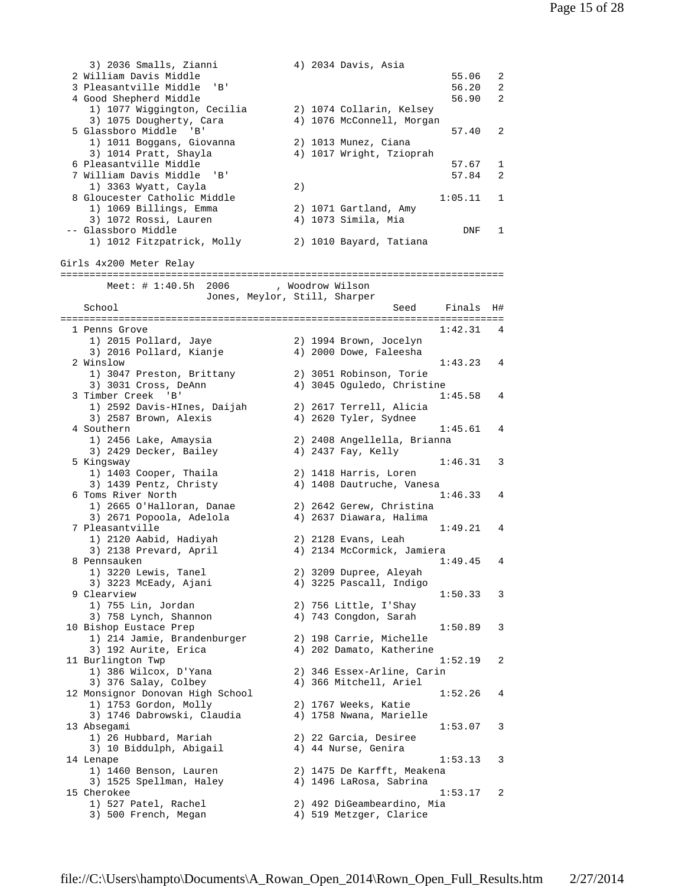```
    3) 2036 Smalls, Zianni            4) 2034 Davis, Asia
  2 William Davis Middle                                        55.06   2
  3 Pleasantville Middle  'B'                                   56.20   2
  4 Good Shepherd Middle                                        56.90   2
    1) 1077 Wiggington, Cecilia       2) 1074 Collarin, Kelsey
    3) 1075 Dougherty, Cara           4) 1076 McConnell, Morgan
  5 Glassboro Middle  'B'                                       57.40   2
    1) 1011 Boggans, Giovanna         2) 1013 Munez, Ciana
    3) 1014 Pratt, Shayla             4) 1017 Wright, Tzioprah
  6 Pleasantville Middle                                        57.67   1
  7 William Davis Middle  'B'                                   57.84   2
    1) 3363 Wyatt, Cayla              2)
  8 Gloucester Catholic Middle                                1:05.11   1
    1) 1069 Billings, Emma            2) 1071 Gartland, Amy
    3) 1072 Rossi, Lauren             4) 1073 Simila, Mia
 -- Glassboro Middle                                              DNF   1
    1) 1012 Fitzpatrick, Molly        2) 1010 Bayard, Tatiana

Girls 4x200 Meter Relay
==========================================================================
        Meet: # 1:40.5h  2006        , Woodrow Wilson
                     Jones, Meylor, Still, Sharper
    School                                          Seed     Finals  H#
==========================================================================
  1 Penns Grove                                               1:42.31   4
    1) 2015 Pollard, Jaye             2) 1994 Brown, Jocelyn
    3) 2016 Pollard, Kianje           4) 2000 Dowe, Faleesha
  2 Winslow                                                   1:43.23   4
    1) 3047 Preston, Brittany         2) 3051 Robinson, Torie
    3) 3031 Cross, DeAnn              4) 3045 Oguledo, Christine
  3 Timber Creek  'B'                                         1:45.58   4
    1) 2592 Davis-HInes, Daijah       2) 2617 Terrell, Alicia
    3) 2587 Brown, Alexis             4) 2620 Tyler, Sydnee
  4 Southern                                                  1:45.61   4
    1) 2456 Lake, Amaysia             2) 2408 Angellella, Brianna
    3) 2429 Decker, Bailey            4) 2437 Fay, Kelly
  5 Kingsway                                                  1:46.31   3
    1) 1403 Cooper, Thaila            2) 1418 Harris, Loren
    3) 1439 Pentz, Christy            4) 1408 Dautruche, Vanesa
  6 Toms River North                                          1:46.33   4
    1) 2665 O'Halloran, Danae         2) 2642 Gerew, Christina
    3) 2671 Popoola, Adelola          4) 2637 Diawara, Halima
  7 Pleasantville                                             1:49.21   4
    1) 2120 Aabid, Hadiyah            2) 2128 Evans, Leah
    3) 2138 Prevard, April            4) 2134 McCormick, Jamiera
  8 Pennsauken                                                1:49.45   4
    1) 3220 Lewis, Tanel              2) 3209 Dupree, Aleyah
    3) 3223 McEady, Ajani             4) 3225 Pascall, Indigo
  9 Clearview                                                 1:50.33   3
    1) 755 Lin, Jordan                2) 756 Little, I'Shay
    3) 758 Lynch, Shannon             4) 743 Congdon, Sarah
 10 Bishop Eustace Prep                                       1:50.89   3
    1) 214 Jamie, Brandenburger       2) 198 Carrie, Michelle
    3) 192 Aurite, Erica              4) 202 Damato, Katherine
 11 Burlington Twp                                            1:52.19   2
    1) 386 Wilcox, D'Yana             2) 346 Essex-Arline, Carin
    3) 376 Salay, Colbey              4) 366 Mitchell, Ariel
 12 Monsignor Donovan High School                             1:52.26   4
    1) 1753 Gordon, Molly             2) 1767 Weeks, Katie
    3) 1746 Dabrowski, Claudia        4) 1758 Nwana, Marielle
 13 Absegami                                                  1:53.07   3
    1) 26 Hubbard, Mariah             2) 22 Garcia, Desiree
    3) 10 Biddulph, Abigail           4) 44 Nurse, Genira
 14 Lenape                                                    1:53.13   3
    1) 1460 Benson, Lauren            2) 1475 De Karfft, Meakena
    3) 1525 Spellman, Haley           4) 1496 LaRosa, Sabrina
 15 Cherokee                                                  1:53.17   2
    1) 527 Patel, Rachel              2) 492 DiGeambeardino, Mia
    3) 500 French, Megan              4) 519 Metzger, Clarice
```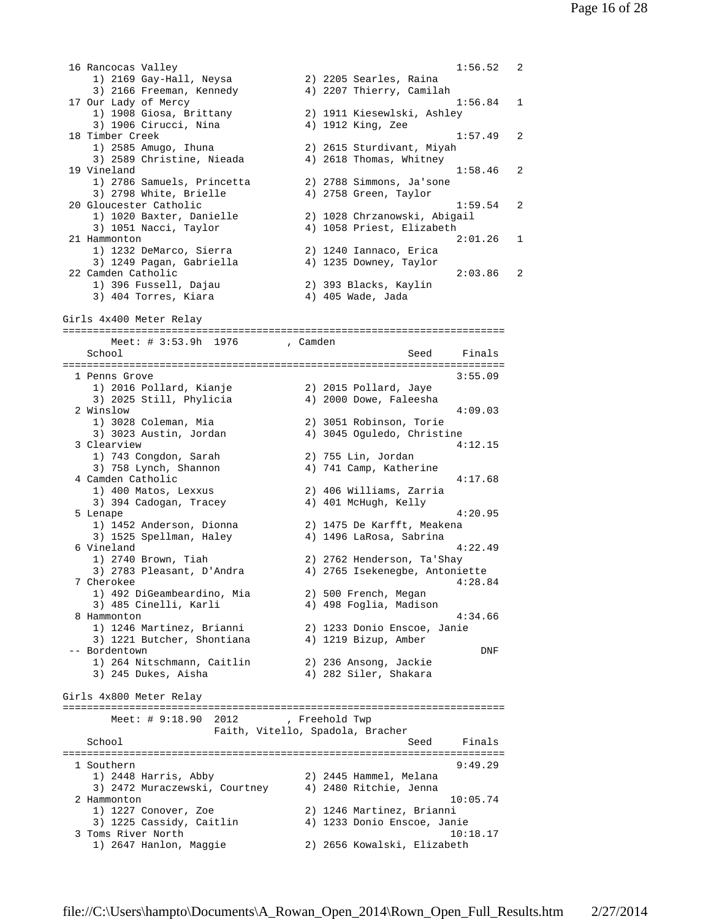```
 16 Rancocas Valley                                           1:56.52   2
     1) 2169 Gay-Hall, Neysa           2) 2205 Searles, Raina
     3) 2166 Freeman, Kennedy          4) 2207 Thierry, Camilah
 17 Our Lady of Mercy                                         1:56.84   1
     1) 1908 Giosa, Brittany           2) 1911 Kiesewlski, Ashley
     3) 1906 Cirucci, Nina             4) 1912 King, Zee
 18 Timber Creek                                              1:57.49   2
     1) 2585 Amugo, Ihuna              2) 2615 Sturdivant, Miyah
     3) 2589 Christine, Nieada         4) 2618 Thomas, Whitney
 19 Vineland                                                  1:58.46   2
     1) 2786 Samuels, Princetta        2) 2788 Simmons, Ja'sone
     3) 2798 White, Brielle            4) 2758 Green, Taylor
 20 Gloucester Catholic                                       1:59.54   2
     1) 1020 Baxter, Danielle          2) 1028 Chrzanowski, Abigail
     3) 1051 Nacci, Taylor             4) 1058 Priest, Elizabeth
 21 Hammonton                                                 2:01.26   1
     1) 1232 DeMarco, Sierra           2) 1240 Iannaco, Erica
     3) 1249 Pagan, Gabriella          4) 1235 Downey, Taylor
 22 Camden Catholic                                           2:03.86   2
     1) 396 Fussell, Dajau             2) 393 Blacks, Kaylin
     3) 404 Torres, Kiara              4) 405 Wade, Jada

Girls 4x400 Meter Relay
========================================================================
        Meet: # 3:53.9h  1976        , Camden
    School                                            Seed     Finals
========================================================================
  1 Penns Grove                                               3:55.09
     1) 2016 Pollard, Kianje           2) 2015 Pollard, Jaye
     3) 2025 Still, Phylicia           4) 2000 Dowe, Faleesha
  2 Winslow                                                   4:09.03
     1) 3028 Coleman, Mia              2) 3051 Robinson, Torie
     3) 3023 Austin, Jordan            4) 3045 Oguledo, Christine
  3 Clearview                                                 4:12.15
     1) 743 Congdon, Sarah             2) 755 Lin, Jordan
     3) 758 Lynch, Shannon             4) 741 Camp, Katherine
  4 Camden Catholic                                           4:17.68
     1) 400 Matos, Lexxus              2) 406 Williams, Zarria
     3) 394 Cadogan, Tracey            4) 401 McHugh, Kelly
  5 Lenape                                                    4:20.95
     1) 1452 Anderson, Dionna          2) 1475 De Karfft, Meakena
     3) 1525 Spellman, Haley           4) 1496 LaRosa, Sabrina
  6 Vineland                                                  4:22.49
     1) 2740 Brown, Tiah               2) 2762 Henderson, Ta'Shay
     3) 2783 Pleasant, D'Andra         4) 2765 Isekenegbe, Antoniette
  7 Cherokee                                                  4:28.84
     1) 492 DiGeambeardino, Mia        2) 500 French, Megan
     3) 485 Cinelli, Karli             4) 498 Foglia, Madison
  8 Hammonton                                                 4:34.66
     1) 1246 Martinez, Brianni         2) 1233 Donio Enscoe, Janie
     3) 1221 Butcher, Shontiana        4) 1219 Bizup, Amber
 -- Bordentown                                                    DNF
     1) 264 Nitschmann, Caitlin        2) 236 Ansong, Jackie
     3) 245 Dukes, Aisha               4) 282 Siler, Shakara

Girls 4x800 Meter Relay
========================================================================
        Meet: # 9:18.90  2012        , Freehold Twp
                   Faith, Vitello, Spadola, Bracher
    School                                            Seed     Finals
========================================================================
  1 Southern                                                  9:49.29
     1) 2448 Harris, Abby              2) 2445 Hammel, Melana
     3) 2472 Muraczewski, Courtney     4) 2480 Ritchie, Jenna
  2 Hammonton                                                10:05.74
     1) 1227 Conover, Zoe              2) 1246 Martinez, Brianni
     3) 1225 Cassidy, Caitlin          4) 1233 Donio Enscoe, Janie
  3 Toms River North                                         10:18.17
     1) 2647 Hanlon, Maggie            2) 2656 Kowalski, Elizabeth
```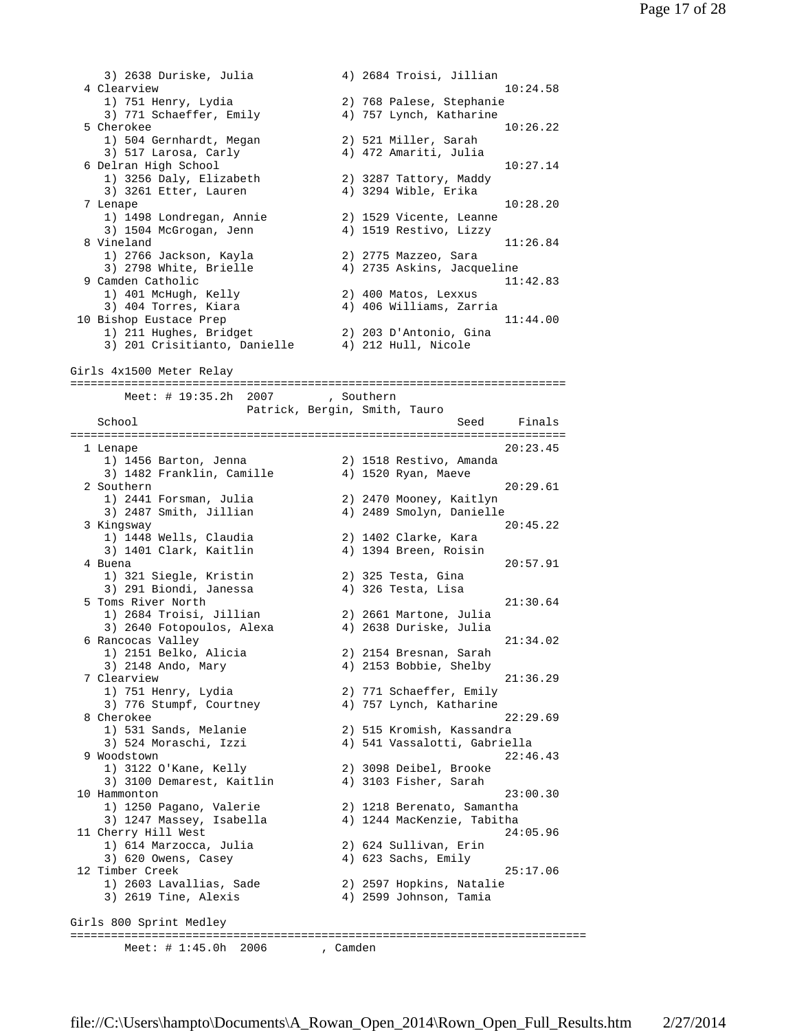```
    3) 2638 Duriske, Julia            4) 2684 Troisi, Jillian
  4 Clearview                                                 10:24.58
    1) 751 Henry, Lydia               2) 768 Palese, Stephanie
    3) 771 Schaeffer, Emily           4) 757 Lynch, Katharine
  5 Cherokee                                                  10:26.22
    1) 504 Gernhardt, Megan           2) 521 Miller, Sarah
    3) 517 Larosa, Carly              4) 472 Amariti, Julia
  6 Delran High School                                        10:27.14
    1) 3256 Daly, Elizabeth           2) 3287 Tattory, Maddy
    3) 3261 Etter, Lauren             4) 3294 Wible, Erika
  7 Lenape                                                    10:28.20
    1) 1498 Londregan, Annie          2) 1529 Vicente, Leanne
    3) 1504 McGrogan, Jenn            4) 1519 Restivo, Lizzy
  8 Vineland                                                  11:26.84
    1) 2766 Jackson, Kayla            2) 2775 Mazzeo, Sara
    3) 2798 White, Brielle            4) 2735 Askins, Jacqueline
  9 Camden Catholic                                           11:42.83
    1) 401 McHugh, Kelly              2) 400 Matos, Lexxus
    3) 404 Torres, Kiara              4) 406 Williams, Zarria
 10 Bishop Eustace Prep                                       11:44.00
    1) 211 Hughes, Bridget            2) 203 D'Antonio, Gina
    3) 201 Crisitianto, Danielle      4) 212 Hull, Nicole

Girls 4x1500 Meter Relay
========================================================================
        Meet: # 19:35.2h  2007        , Southern
                      Patrick, Bergin, Smith, Tauro
    School                                            Seed     Finals
========================================================================
  1 Lenape                                                    20:23.45
    1) 1456 Barton, Jenna             2) 1518 Restivo, Amanda
    3) 1482 Franklin, Camille         4) 1520 Ryan, Maeve
  2 Southern                                                  20:29.61
    1) 2441 Forsman, Julia            2) 2470 Mooney, Kaitlyn
    3) 2487 Smith, Jillian            4) 2489 Smolyn, Danielle
  3 Kingsway                                                  20:45.22
    1) 1448 Wells, Claudia            2) 1402 Clarke, Kara
    3) 1401 Clark, Kaitlin            4) 1394 Breen, Roisin
  4 Buena                                                     20:57.91
    1) 321 Siegle, Kristin            2) 325 Testa, Gina
    3) 291 Biondi, Janessa            4) 326 Testa, Lisa
  5 Toms River North                                          21:30.64
    1) 2684 Troisi, Jillian           2) 2661 Martone, Julia
    3) 2640 Fotopoulos, Alexa         4) 2638 Duriske, Julia
  6 Rancocas Valley                                           21:34.02
    1) 2151 Belko, Alicia             2) 2154 Bresnan, Sarah
    3) 2148 Ando, Mary                4) 2153 Bobbie, Shelby
  7 Clearview                                                 21:36.29
    1) 751 Henry, Lydia               2) 771 Schaeffer, Emily
    3) 776 Stumpf, Courtney           4) 757 Lynch, Katharine
  8 Cherokee                                                  22:29.69
    1) 531 Sands, Melanie             2) 515 Kromish, Kassandra
    3) 524 Moraschi, Izzi             4) 541 Vassalotti, Gabriella
  9 Woodstown                                                 22:46.43
    1) 3122 O'Kane, Kelly             2) 3098 Deibel, Brooke
    3) 3100 Demarest, Kaitlin         4) 3103 Fisher, Sarah
 10 Hammonton                                                 23:00.30
    1) 1250 Pagano, Valerie           2) 1218 Berenato, Samantha
    3) 1247 Massey, Isabella          4) 1244 MacKenzie, Tabitha
 11 Cherry Hill West                                          24:05.96
    1) 614 Marzocca, Julia            2) 624 Sullivan, Erin
    3) 620 Owens, Casey               4) 623 Sachs, Emily
 12 Timber Creek                                              25:17.06
    1) 2603 Lavallias, Sade           2) 2597 Hopkins, Natalie
    3) 2619 Tine, Alexis              4) 2599 Johnson, Tamia

Girls 800 Sprint Medley
===========================================================================
        Meet: # 1:45.0h  2006        , Camden
```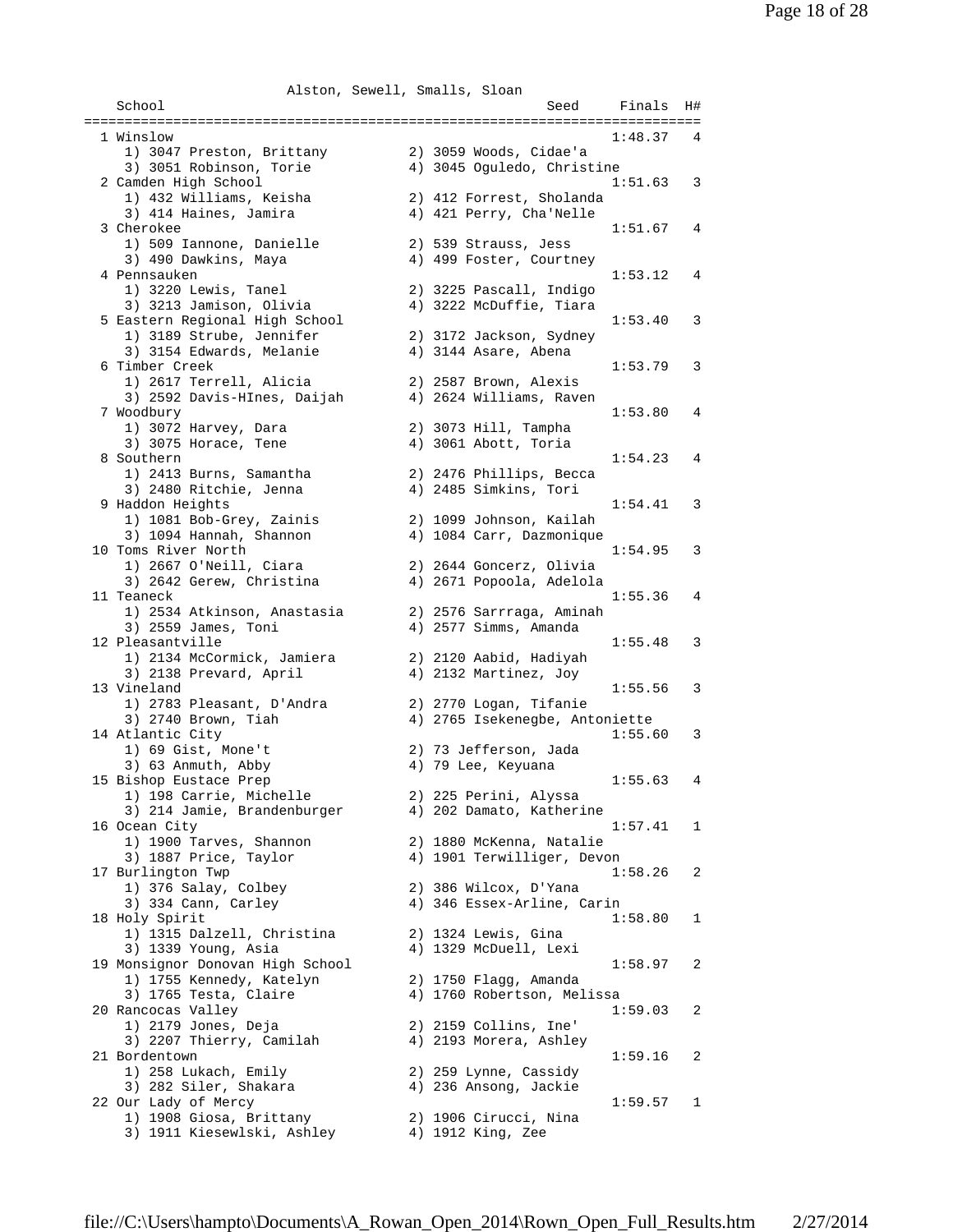Alston, Sewell, Smalls, Sloan

```
   School                                            Seed     Finals  H#
=========================================================================
  1 Winslow                                                  1:48.37   4
     1) 3047 Preston, Brittany        2) 3059 Woods, Cidae'a
     3) 3051 Robinson, Torie          4) 3045 Oguledo, Christine
  2 Camden High School                                       1:51.63   3
     1) 432 Williams, Keisha          2) 412 Forrest, Sholanda
     3) 414 Haines, Jamira            4) 421 Perry, Cha'Nelle
  3 Cherokee                                                 1:51.67   4
     1) 509 Iannone, Danielle         2) 539 Strauss, Jess
     3) 490 Dawkins, Maya             4) 499 Foster, Courtney
  4 Pennsauken                                               1:53.12   4
     1) 3220 Lewis, Tanel             2) 3225 Pascall, Indigo
     3) 3213 Jamison, Olivia          4) 3222 McDuffie, Tiara
  5 Eastern Regional High School                             1:53.40   3
     1) 3189 Strube, Jennifer         2) 3172 Jackson, Sydney
     3) 3154 Edwards, Melanie         4) 3144 Asare, Abena
  6 Timber Creek                                             1:53.79   3
     1) 2617 Terrell, Alicia          2) 2587 Brown, Alexis
     3) 2592 Davis-HInes, Daijah      4) 2624 Williams, Raven
  7 Woodbury                                                 1:53.80   4
     1) 3072 Harvey, Dara             2) 3073 Hill, Tampha
     3) 3075 Horace, Tene             4) 3061 Abott, Toria
  8 Southern                                                 1:54.23   4
     1) 2413 Burns, Samantha          2) 2476 Phillips, Becca
     3) 2480 Ritchie, Jenna           4) 2485 Simkins, Tori
  9 Haddon Heights                                           1:54.41   3
     1) 1081 Bob-Grey, Zainis         2) 1099 Johnson, Kailah
     3) 1094 Hannah, Shannon          4) 1084 Carr, Dazmonique
 10 Toms River North                                         1:54.95   3
     1) 2667 O'Neill, Ciara           2) 2644 Goncerz, Olivia
     3) 2642 Gerew, Christina         4) 2671 Popoola, Adelola
 11 Teaneck                                                  1:55.36   4
     1) 2534 Atkinson, Anastasia      2) 2576 Sarrraga, Aminah
     3) 2559 James, Toni              4) 2577 Simms, Amanda
 12 Pleasantville                                            1:55.48   3
     1) 2134 McCormick, Jamiera       2) 2120 Aabid, Hadiyah
     3) 2138 Prevard, April           4) 2132 Martinez, Joy
 13 Vineland                                                 1:55.56   3
     1) 2783 Pleasant, D'Andra        2) 2770 Logan, Tifanie
     3) 2740 Brown, Tiah              4) 2765 Isekenegbe, Antoniette
 14 Atlantic City                                            1:55.60   3
     1) 69 Gist, Mone't               2) 73 Jefferson, Jada
     3) 63 Anmuth, Abby               4) 79 Lee, Keyuana
 15 Bishop Eustace Prep                                      1:55.63   4
     1) 198 Carrie, Michelle          2) 225 Perini, Alyssa
     3) 214 Jamie, Brandenburger      4) 202 Damato, Katherine
 16 Ocean City                                               1:57.41   1
     1) 1900 Tarves, Shannon          2) 1880 McKenna, Natalie
     3) 1887 Price, Taylor            4) 1901 Terwilliger, Devon
 17 Burlington Twp                                           1:58.26   2
     1) 376 Salay, Colbey             2) 386 Wilcox, D'Yana
     3) 334 Cann, Carley              4) 346 Essex-Arline, Carin
 18 Holy Spirit                                              1:58.80   1
     1) 1315 Dalzell, Christina       2) 1324 Lewis, Gina
     3) 1339 Young, Asia              4) 1329 McDuell, Lexi
 19 Monsignor Donovan High School                            1:58.97   2
     1) 1755 Kennedy, Katelyn         2) 1750 Flagg, Amanda
     3) 1765 Testa, Claire            4) 1760 Robertson, Melissa
 20 Rancocas Valley                                          1:59.03   2
     1) 2179 Jones, Deja              2) 2159 Collins, Ine'
     3) 2207 Thierry, Camilah         4) 2193 Morera, Ashley
 21 Bordentown                                               1:59.16   2
     1) 258 Lukach, Emily             2) 259 Lynne, Cassidy
     3) 282 Siler, Shakara            4) 236 Ansong, Jackie
 22 Our Lady of Mercy                                        1:59.57   1
     1) 1908 Giosa, Brittany          2) 1906 Cirucci, Nina
     3) 1911 Kiesewlski, Ashley       4) 1912 King, Zee
```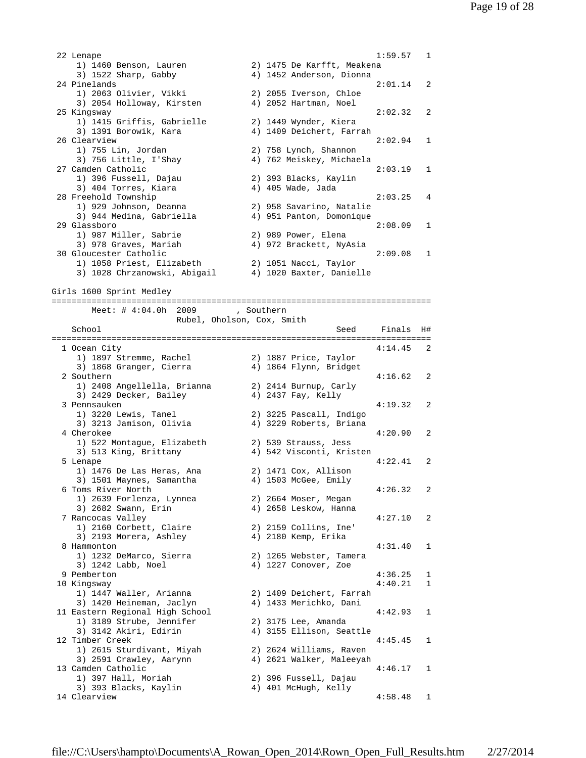```
 22 Lenape                                                1:59.57   1
     1) 1460 Benson, Lauren            2) 1475 De Karfft, Meakena
     3) 1522 Sharp, Gabby              4) 1452 Anderson, Dionna
 24 Pinelands                                             2:01.14   2
     1) 2063 Olivier, Vikki            2) 2055 Iverson, Chloe
     3) 2054 Holloway, Kirsten         4) 2052 Hartman, Noel
 25 Kingsway                                              2:02.32   2
     1) 1415 Griffis, Gabrielle        2) 1449 Wynder, Kiera
     3) 1391 Borowik, Kara             4) 1409 Deichert, Farrah
 26 Clearview                                             2:02.94   1
     1) 755 Lin, Jordan                2) 758 Lynch, Shannon
     3) 756 Little, I'Shay             4) 762 Meiskey, Michaela
 27 Camden Catholic                                       2:03.19   1
     1) 396 Fussell, Dajau             2) 393 Blacks, Kaylin
     3) 404 Torres, Kiara              4) 405 Wade, Jada
 28 Freehold Township                                     2:03.25   4
     1) 929 Johnson, Deanna            2) 958 Savarino, Natalie
     3) 944 Medina, Gabriella          4) 951 Panton, Domonique
 29 Glassboro                                             2:08.09   1
     1) 987 Miller, Sabrie             2) 989 Power, Elena
     3) 978 Graves, Mariah             4) 972 Brackett, NyAsia
 30 Gloucester Catholic                                   2:09.08   1
     1) 1058 Priest, Elizabeth         2) 1051 Nacci, Taylor
     3) 1028 Chrzanowski, Abigail      4) 1020 Baxter, Danielle

Girls 1600 Sprint Medley
========================================================================
        Meet: # 4:04.0h  2009        , Southern
                   Rubel, Oholson, Cox, Smith
    School                                       Seed     Finals  H#
========================================================================
  1 Ocean City                                            4:14.45   2
     1) 1897 Stremme, Rachel           2) 1887 Price, Taylor
     3) 1868 Granger, Cierra           4) 1864 Flynn, Bridget
  2 Southern                                              4:16.62   2
     1) 2408 Angellella, Brianna       2) 2414 Burnup, Carly
     3) 2429 Decker, Bailey            4) 2437 Fay, Kelly
  3 Pennsauken                                            4:19.32   2
     1) 3220 Lewis, Tanel              2) 3225 Pascall, Indigo
     3) 3213 Jamison, Olivia           4) 3229 Roberts, Briana
  4 Cherokee                                              4:20.90   2
     1) 522 Montague, Elizabeth        2) 539 Strauss, Jess
     3) 513 King, Brittany             4) 542 Visconti, Kristen
  5 Lenape                                                4:22.41   2
     1) 1476 De Las Heras, Ana         2) 1471 Cox, Allison
     3) 1501 Maynes, Samantha          4) 1503 McGee, Emily
  6 Toms River North                                      4:26.32   2
     1) 2639 Forlenza, Lynnea          2) 2664 Moser, Megan
     3) 2682 Swann, Erin               4) 2658 Leskow, Hanna
  7 Rancocas Valley                                       4:27.10   2
     1) 2160 Corbett, Claire           2) 2159 Collins, Ine'
     3) 2193 Morera, Ashley            4) 2180 Kemp, Erika
  8 Hammonton                                             4:31.40   1
     1) 1232 DeMarco, Sierra           2) 1265 Webster, Tamera
     3) 1242 Labb, Noel                4) 1227 Conover, Zoe
  9 Pemberton                                             4:36.25   1
 10 Kingsway                                              4:40.21   1
     1) 1447 Waller, Arianna           2) 1409 Deichert, Farrah
     3) 1420 Heineman, Jaclyn          4) 1433 Merichko, Dani
 11 Eastern Regional High School                          4:42.93   1
     1) 3189 Strube, Jennifer          2) 3175 Lee, Amanda
     3) 3142 Akiri, Edirin             4) 3155 Ellison, Seattle
 12 Timber Creek                                          4:45.45   1
     1) 2615 Sturdivant, Miyah         2) 2624 Williams, Raven
     3) 2591 Crawley, Aarynn           4) 2621 Walker, Maleeyah
 13 Camden Catholic                                       4:46.17   1
     1) 397 Hall, Moriah               2) 396 Fussell, Dajau
     3) 393 Blacks, Kaylin             4) 401 McHugh, Kelly
 14 Clearview                                             4:58.48   1
```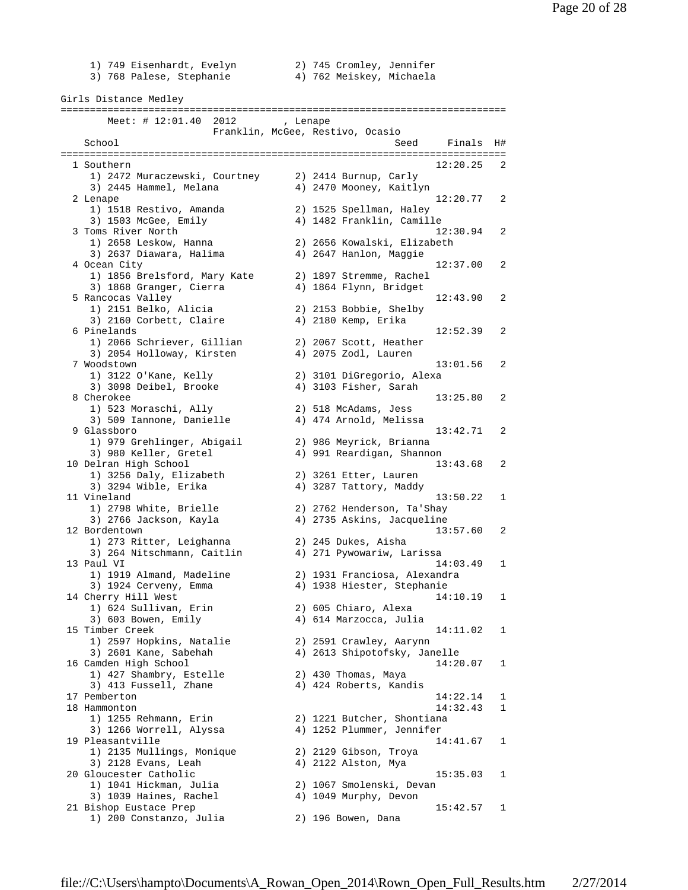```
    1) 749 Eisenhardt, Evelyn         2) 745 Cromley, Jennifer
    3) 768 Palese, Stephanie          4) 762 Meiskey, Michaela

Girls Distance Medley
==========================================================================
       Meet: # 12:01.40  2012        , Lenape
                   Franklin, McGee, Restivo, Ocasio
   School                                            Seed     Finals  H#
==========================================================================
  1 Southern                                                 12:20.25   2
     1) 2472 Muraczewski, Courtney      2) 2414 Burnup, Carly
     3) 2445 Hammel, Melana             4) 2470 Mooney, Kaitlyn
  2 Lenape                                                   12:20.77   2
     1) 1518 Restivo, Amanda            2) 1525 Spellman, Haley
     3) 1503 McGee, Emily               4) 1482 Franklin, Camille
  3 Toms River North                                         12:30.94   2
     1) 2658 Leskow, Hanna              2) 2656 Kowalski, Elizabeth
     3) 2637 Diawara, Halima            4) 2647 Hanlon, Maggie
  4 Ocean City                                               12:37.00   2
     1) 1856 Brelsford, Mary Kate       2) 1897 Stremme, Rachel
     3) 1868 Granger, Cierra            4) 1864 Flynn, Bridget
  5 Rancocas Valley                                          12:43.90   2
     1) 2151 Belko, Alicia              2) 2153 Bobbie, Shelby
     3) 2160 Corbett, Claire            4) 2180 Kemp, Erika
  6 Pinelands                                                12:52.39   2
     1) 2066 Schriever, Gillian         2) 2067 Scott, Heather
     3) 2054 Holloway, Kirsten          4) 2075 Zodl, Lauren
  7 Woodstown                                                13:01.56   2
     1) 3122 O'Kane, Kelly              2) 3101 DiGregorio, Alexa
     3) 3098 Deibel, Brooke             4) 3103 Fisher, Sarah
  8 Cherokee                                                 13:25.80   2
     1) 523 Moraschi, Ally              2) 518 McAdams, Jess
     3) 509 Iannone, Danielle           4) 474 Arnold, Melissa
  9 Glassboro                                                13:42.71   2
     1) 979 Grehlinger, Abigail         2) 986 Meyrick, Brianna
     3) 980 Keller, Gretel              4) 991 Reardigan, Shannon
 10 Delran High School                                       13:43.68   2
     1) 3256 Daly, Elizabeth            2) 3261 Etter, Lauren
     3) 3294 Wible, Erika               4) 3287 Tattory, Maddy
 11 Vineland                                                 13:50.22   1
     1) 2798 White, Brielle             2) 2762 Henderson, Ta'Shay
     3) 2766 Jackson, Kayla             4) 2735 Askins, Jacqueline
 12 Bordentown                                               13:57.60   2
     1) 273 Ritter, Leighanna           2) 245 Dukes, Aisha
     3) 264 Nitschmann, Caitlin         4) 271 Pywowariw, Larissa
 13 Paul VI                                                  14:03.49   1
     1) 1919 Almand, Madeline           2) 1931 Franciosa, Alexandra
     3) 1924 Cerveny, Emma              4) 1938 Hiester, Stephanie
 14 Cherry Hill West                                         14:10.19   1
     1) 624 Sullivan, Erin              2) 605 Chiaro, Alexa
     3) 603 Bowen, Emily                4) 614 Marzocca, Julia
 15 Timber Creek                                             14:11.02   1
     1) 2597 Hopkins, Natalie           2) 2591 Crawley, Aarynn
     3) 2601 Kane, Sabehah              4) 2613 Shipotofsky, Janelle
 16 Camden High School                                       14:20.07   1
     1) 427 Shambry, Estelle            2) 430 Thomas, Maya
     3) 413 Fussell, Zhane              4) 424 Roberts, Kandis
 17 Pemberton                                                14:22.14   1
 18 Hammonton                                                14:32.43   1
     1) 1255 Rehmann, Erin              2) 1221 Butcher, Shontiana
     3) 1266 Worrell, Alyssa            4) 1252 Plummer, Jennifer
 19 Pleasantville                                            14:41.67   1
     1) 2135 Mullings, Monique          2) 2129 Gibson, Troya
     3) 2128 Evans, Leah                4) 2122 Alston, Mya
 20 Gloucester Catholic                                      15:35.03   1
     1) 1041 Hickman, Julia             2) 1067 Smolenski, Devan
     3) 1039 Haines, Rachel             4) 1049 Murphy, Devon
 21 Bishop Eustace Prep                                      15:42.57   1
     1) 200 Constanzo, Julia            2) 196 Bowen, Dana
```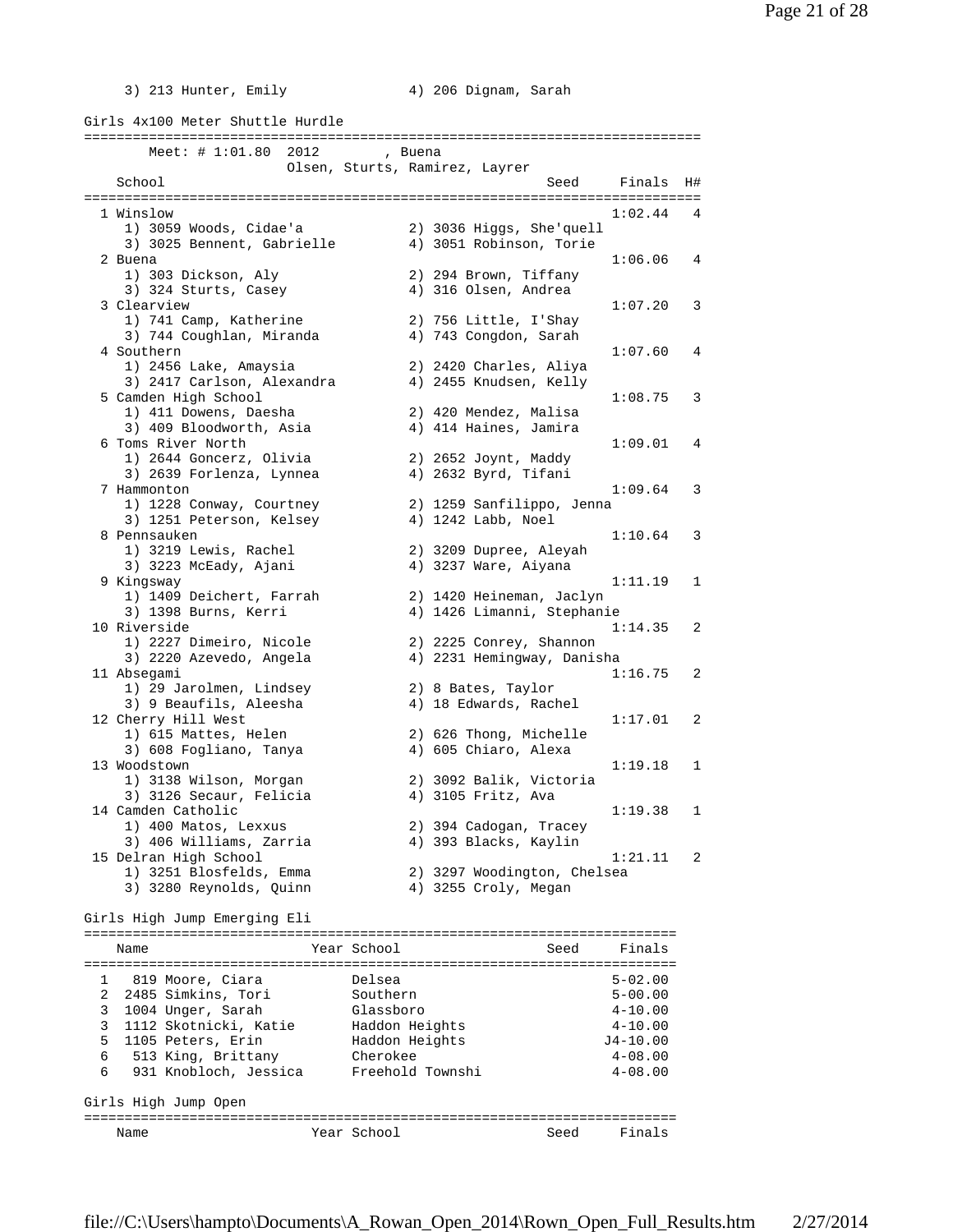3) 213 Hunter, Emily 4) 206 Dignam, Sarah

## Girls 4x100 Meter Shuttle Hurdle

Meet: # 1:01.80 2012 , Buena
Olsen, Sturts, Ramirez, Layrer

| School | Seed | Finals | H# |
|---|---|---|---|
| 1 Winslow | | 1:02.44 | 4 |
| 1) 3059 Woods, Cidae'a 2) 3036 Higgs, She'quell | | | |
| 3) 3025 Bennent, Gabrielle 4) 3051 Robinson, Torie | | | |
| 2 Buena | | 1:06.06 | 4 |
| 1) 303 Dickson, Aly 2) 294 Brown, Tiffany | | | |
| 3) 324 Sturts, Casey 4) 316 Olsen, Andrea | | | |
| 3 Clearview | | 1:07.20 | 3 |
| 1) 741 Camp, Katherine 2) 756 Little, I'Shay | | | |
| 3) 744 Coughlan, Miranda 4) 743 Congdon, Sarah | | | |
| 4 Southern | | 1:07.60 | 4 |
| 1) 2456 Lake, Amaysia 2) 2420 Charles, Aliya | | | |
| 3) 2417 Carlson, Alexandra 4) 2455 Knudsen, Kelly | | | |
| 5 Camden High School | | 1:08.75 | 3 |
| 1) 411 Dowens, Daesha 2) 420 Mendez, Malisa | | | |
| 3) 409 Bloodworth, Asia 4) 414 Haines, Jamira | | | |
| 6 Toms River North | | 1:09.01 | 4 |
| 1) 2644 Goncerz, Olivia 2) 2652 Joynt, Maddy | | | |
| 3) 2639 Forlenza, Lynnea 4) 2632 Byrd, Tifani | | | |
| 7 Hammonton | | 1:09.64 | 3 |
| 1) 1228 Conway, Courtney 2) 1259 Sanfilippo, Jenna | | | |
| 3) 1251 Peterson, Kelsey 4) 1242 Labb, Noel | | | |
| 8 Pennsauken | | 1:10.64 | 3 |
| 1) 3219 Lewis, Rachel 2) 3209 Dupree, Aleyah | | | |
| 3) 3223 McEady, Ajani 4) 3237 Ware, Aiyana | | | |
| 9 Kingsway | | 1:11.19 | 1 |
| 1) 1409 Deichert, Farrah 2) 1420 Heineman, Jaclyn | | | |
| 3) 1398 Burns, Kerri 4) 1426 Limanni, Stephanie | | | |
| 10 Riverside | | 1:14.35 | 2 |
| 1) 2227 Dimeiro, Nicole 2) 2225 Conrey, Shannon | | | |
| 3) 2220 Azevedo, Angela 4) 2231 Hemingway, Danisha | | | |
| 11 Absegami | | 1:16.75 | 2 |
| 1) 29 Jarolmen, Lindsey 2) 8 Bates, Taylor | | | |
| 3) 9 Beaufils, Aleesha 4) 18 Edwards, Rachel | | | |
| 12 Cherry Hill West | | 1:17.01 | 2 |
| 1) 615 Mattes, Helen 2) 626 Thong, Michelle | | | |
| 3) 608 Fogliano, Tanya 4) 605 Chiaro, Alexa | | | |
| 13 Woodstown | | 1:19.18 | 1 |
| 1) 3138 Wilson, Morgan 2) 3092 Balik, Victoria | | | |
| 3) 3126 Secaur, Felicia 4) 3105 Fritz, Ava | | | |
| 14 Camden Catholic | | 1:19.38 | 1 |
| 1) 400 Matos, Lexxus 2) 394 Cadogan, Tracey | | | |
| 3) 406 Williams, Zarria 4) 393 Blacks, Kaylin | | | |
| 15 Delran High School | | 1:21.11 | 2 |
| 1) 3251 Blosfelds, Emma 2) 3297 Woodington, Chelsea | | | |
| 3) 3280 Reynolds, Quinn 4) 3255 Croly, Megan | | | |

## Girls High Jump Emerging Eli

| | Name | Year | School | Seed | Finals |
|---|---|---|---|---|---|
| 1 | 819 Moore, Ciara | | Delsea | | 5-02.00 |
| 2 | 2485 Simkins, Tori | | Southern | | 5-00.00 |
| 3 | 1004 Unger, Sarah | | Glassboro | | 4-10.00 |
| 3 | 1112 Skotnicki, Katie | | Haddon Heights | | 4-10.00 |
| 5 | 1105 Peters, Erin | | Haddon Heights | | J4-10.00 |
| 6 | 513 King, Brittany | | Cherokee | | 4-08.00 |
| 6 | 931 Knobloch, Jessica | | Freehold Townshi | | 4-08.00 |

## Girls High Jump Open

| Name | Year | School | Seed | Finals |
|---|---|---|---|---|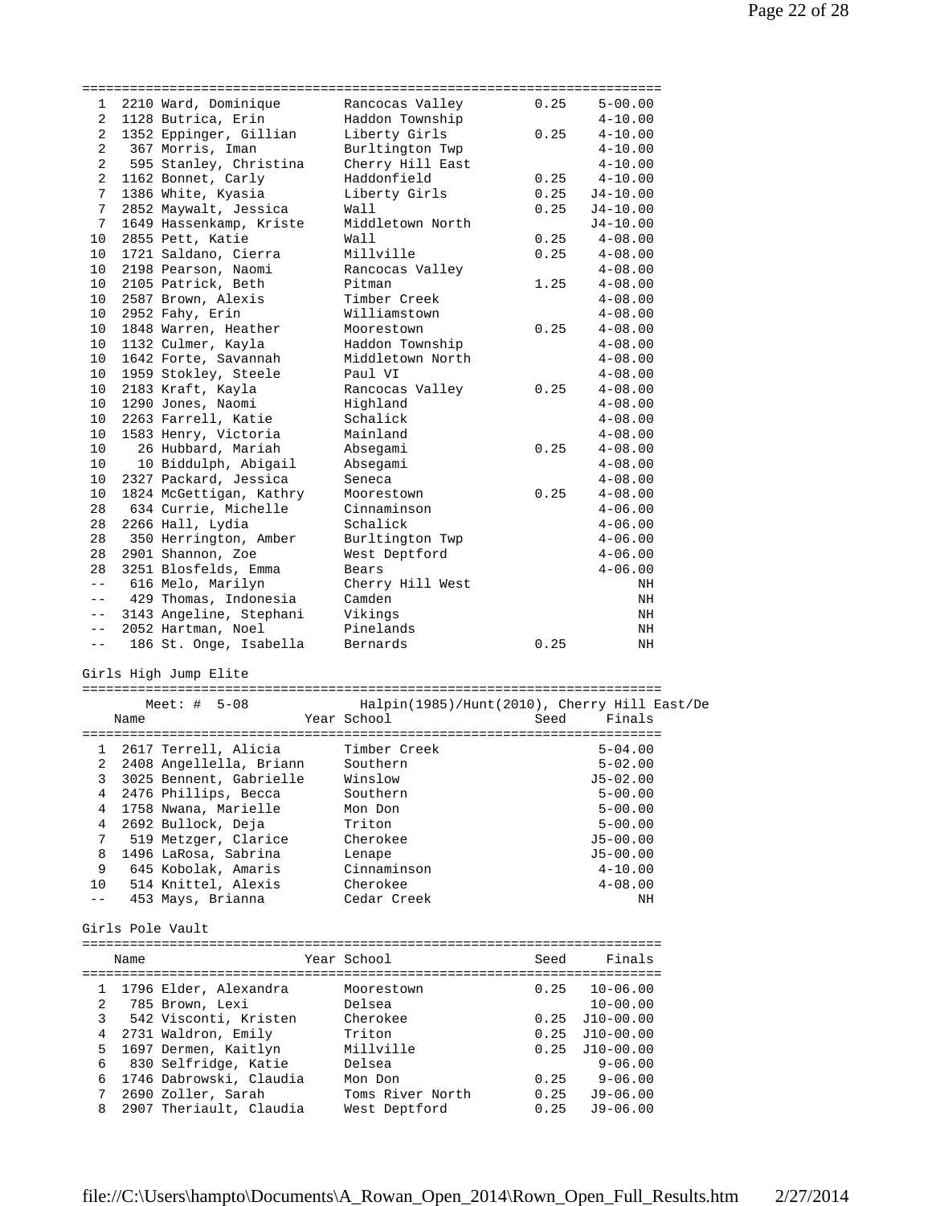| Place | Name | School | Seed | Finals |
|---|---|---|---|---|
| 1 | 2210 Ward, Dominique | Rancocas Valley | 0.25 | 5-00.00 |
| 2 | 1128 Butrica, Erin | Haddon Township | | 4-10.00 |
| 2 | 1352 Eppinger, Gillian | Liberty Girls | 0.25 | 4-10.00 |
| 2 | 367 Morris, Iman | Burltington Twp | | 4-10.00 |
| 2 | 595 Stanley, Christina | Cherry Hill East | | 4-10.00 |
| 2 | 1162 Bonnet, Carly | Haddonfield | 0.25 | 4-10.00 |
| 7 | 1386 White, Kyasia | Liberty Girls | 0.25 | J4-10.00 |
| 7 | 2852 Maywalt, Jessica | Wall | 0.25 | J4-10.00 |
| 7 | 1649 Hassenkamp, Kriste | Middletown North | | J4-10.00 |
| 10 | 2855 Pett, Katie | Wall | 0.25 | 4-08.00 |
| 10 | 1721 Saldano, Cierra | Millville | 0.25 | 4-08.00 |
| 10 | 2198 Pearson, Naomi | Rancocas Valley | | 4-08.00 |
| 10 | 2105 Patrick, Beth | Pitman | 1.25 | 4-08.00 |
| 10 | 2587 Brown, Alexis | Timber Creek | | 4-08.00 |
| 10 | 2952 Fahy, Erin | Williamstown | | 4-08.00 |
| 10 | 1848 Warren, Heather | Moorestown | 0.25 | 4-08.00 |
| 10 | 1132 Culmer, Kayla | Haddon Township | | 4-08.00 |
| 10 | 1642 Forte, Savannah | Middletown North | | 4-08.00 |
| 10 | 1959 Stokley, Steele | Paul VI | | 4-08.00 |
| 10 | 2183 Kraft, Kayla | Rancocas Valley | 0.25 | 4-08.00 |
| 10 | 1290 Jones, Naomi | Highland | | 4-08.00 |
| 10 | 2263 Farrell, Katie | Schalick | | 4-08.00 |
| 10 | 1583 Henry, Victoria | Mainland | | 4-08.00 |
| 10 | 26 Hubbard, Mariah | Absegami | 0.25 | 4-08.00 |
| 10 | 10 Biddulph, Abigail | Absegami | | 4-08.00 |
| 10 | 2327 Packard, Jessica | Seneca | | 4-08.00 |
| 10 | 1824 McGettigan, Kathry | Moorestown | 0.25 | 4-08.00 |
| 28 | 634 Currie, Michelle | Cinnaminson | | 4-06.00 |
| 28 | 2266 Hall, Lydia | Schalick | | 4-06.00 |
| 28 | 350 Herrington, Amber | Burltington Twp | | 4-06.00 |
| 28 | 2901 Shannon, Zoe | West Deptford | | 4-06.00 |
| 28 | 3251 Blosfelds, Emma | Bears | | 4-06.00 |
| -- | 616 Melo, Marilyn | Cherry Hill West | | NH |
| -- | 429 Thomas, Indonesia | Camden | | NH |
| -- | 3143 Angeline, Stephani | Vikings | | NH |
| -- | 2052 Hartman, Noel | Pinelands | | NH |
| -- | 186 St. Onge, Isabella | Bernards | 0.25 | NH |

Girls High Jump Elite

Meet: # 5-08 Halpin(1985)/Hunt(2010), Cherry Hill East/De

| Place | Name | Year | School | Seed | Finals |
|---|---|---|---|---|---|
| 1 | 2617 Terrell, Alicia | | Timber Creek | | 5-04.00 |
| 2 | 2408 Angellella, Briann | | Southern | | 5-02.00 |
| 3 | 3025 Bennent, Gabrielle | | Winslow | | J5-02.00 |
| 4 | 2476 Phillips, Becca | | Southern | | 5-00.00 |
| 4 | 1758 Nwana, Marielle | | Mon Don | | 5-00.00 |
| 4 | 2692 Bullock, Deja | | Triton | | 5-00.00 |
| 7 | 519 Metzger, Clarice | | Cherokee | | J5-00.00 |
| 8 | 1496 LaRosa, Sabrina | | Lenape | | J5-00.00 |
| 9 | 645 Kobolak, Amaris | | Cinnaminson | | 4-10.00 |
| 10 | 514 Knittel, Alexis | | Cherokee | | 4-08.00 |
| -- | 453 Mays, Brianna | | Cedar Creek | | NH |

Girls Pole Vault

| Place | Name | Year | School | Seed | Finals |
|---|---|---|---|---|---|
| 1 | 1796 Elder, Alexandra | | Moorestown | 0.25 | 10-06.00 |
| 2 | 785 Brown, Lexi | | Delsea | | 10-00.00 |
| 3 | 542 Visconti, Kristen | | Cherokee | 0.25 | J10-00.00 |
| 4 | 2731 Waldron, Emily | | Triton | 0.25 | J10-00.00 |
| 5 | 1697 Dermen, Kaitlyn | | Millville | 0.25 | J10-00.00 |
| 6 | 830 Selfridge, Katie | | Delsea | | 9-06.00 |
| 6 | 1746 Dabrowski, Claudia | | Mon Don | 0.25 | 9-06.00 |
| 7 | 2690 Zoller, Sarah | | Toms River North | 0.25 | J9-06.00 |
| 8 | 2907 Theriault, Claudia | | West Deptford | 0.25 | J9-06.00 |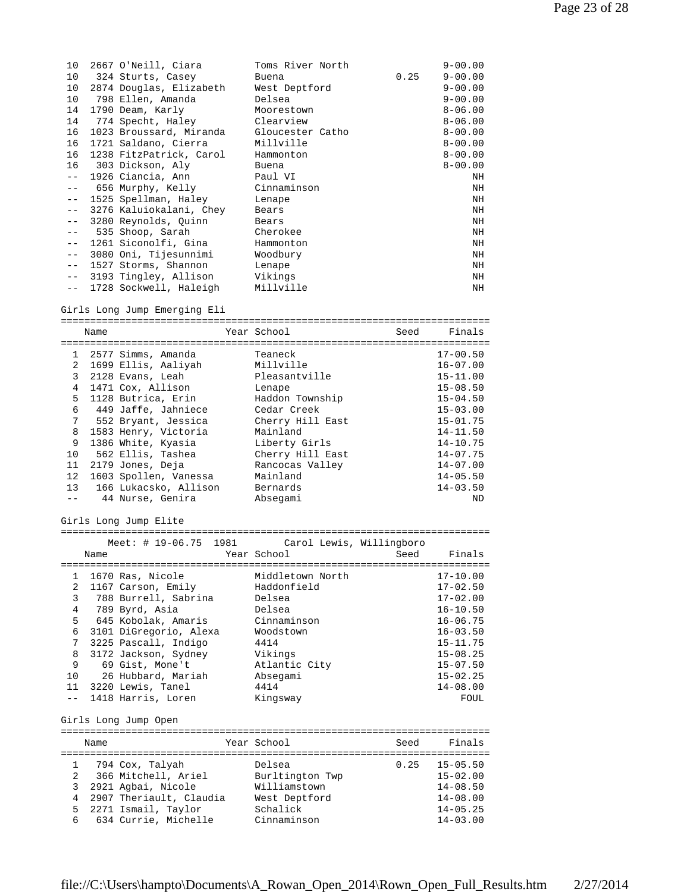| Place | Name | Year | School | Seed | Finals |
|---|---|---|---|---|---|
| 10 | 2667 O'Neill, Ciara | | Toms River North | | 9-00.00 |
| 10 | 324 Sturts, Casey | | Buena | 0.25 | 9-00.00 |
| 10 | 2874 Douglas, Elizabeth | | West Deptford | | 9-00.00 |
| 10 | 798 Ellen, Amanda | | Delsea | | 9-00.00 |
| 14 | 1790 Deam, Karly | | Moorestown | | 8-06.00 |
| 14 | 774 Specht, Haley | | Clearview | | 8-06.00 |
| 16 | 1023 Broussard, Miranda | | Gloucester Catho | | 8-00.00 |
| 16 | 1721 Saldano, Cierra | | Millville | | 8-00.00 |
| 16 | 1238 FitzPatrick, Carol | | Hammonton | | 8-00.00 |
| 16 | 303 Dickson, Aly | | Buena | | 8-00.00 |
| -- | 1926 Ciancia, Ann | | Paul VI | | NH |
| -- | 656 Murphy, Kelly | | Cinnaminson | | NH |
| -- | 1525 Spellman, Haley | | Lenape | | NH |
| -- | 3276 Kaluiokalani, Chey | | Bears | | NH |
| -- | 3280 Reynolds, Quinn | | Bears | | NH |
| -- | 535 Shoop, Sarah | | Cherokee | | NH |
| -- | 1261 Siconolfi, Gina | | Hammonton | | NH |
| -- | 3080 Oni, Tijesunnimi | | Woodbury | | NH |
| -- | 1527 Storms, Shannon | | Lenape | | NH |
| -- | 3193 Tingley, Allison | | Vikings | | NH |
| -- | 1728 Sockwell, Haleigh | | Millville | | NH |

Girls Long Jump Emerging Eli

| Place | Name | Year | School | Seed | Finals |
|---|---|---|---|---|---|
| 1 | 2577 Simms, Amanda | | Teaneck | | 17-00.50 |
| 2 | 1699 Ellis, Aaliyah | | Millville | | 16-07.00 |
| 3 | 2128 Evans, Leah | | Pleasantville | | 15-11.00 |
| 4 | 1471 Cox, Allison | | Lenape | | 15-08.50 |
| 5 | 1128 Butrica, Erin | | Haddon Township | | 15-04.50 |
| 6 | 449 Jaffe, Jahniece | | Cedar Creek | | 15-03.00 |
| 7 | 552 Bryant, Jessica | | Cherry Hill East | | 15-01.75 |
| 8 | 1583 Henry, Victoria | | Mainland | | 14-11.50 |
| 9 | 1386 White, Kyasia | | Liberty Girls | | 14-10.75 |
| 10 | 562 Ellis, Tashea | | Cherry Hill East | | 14-07.75 |
| 11 | 2179 Jones, Deja | | Rancocas Valley | | 14-07.00 |
| 12 | 1603 Spollen, Vanessa | | Mainland | | 14-05.50 |
| 13 | 166 Lukacsko, Allison | | Bernards | | 14-03.50 |
| -- | 44 Nurse, Genira | | Absegami | | ND |

Girls Long Jump Elite

Meet: # 19-06.75 1981 Carol Lewis, Willingboro

| Place | Name | Year | School | Seed | Finals |
|---|---|---|---|---|---|
| 1 | 1670 Ras, Nicole | | Middletown North | | 17-10.00 |
| 2 | 1167 Carson, Emily | | Haddonfield | | 17-02.50 |
| 3 | 788 Burrell, Sabrina | | Delsea | | 17-02.00 |
| 4 | 789 Byrd, Asia | | Delsea | | 16-10.50 |
| 5 | 645 Kobolak, Amaris | | Cinnaminson | | 16-06.75 |
| 6 | 3101 DiGregorio, Alexa | | Woodstown | | 16-03.50 |
| 7 | 3225 Pascall, Indigo | | 4414 | | 15-11.75 |
| 8 | 3172 Jackson, Sydney | | Vikings | | 15-08.25 |
| 9 | 69 Gist, Mone't | | Atlantic City | | 15-07.50 |
| 10 | 26 Hubbard, Mariah | | Absegami | | 15-02.25 |
| 11 | 3220 Lewis, Tanel | | 4414 | | 14-08.00 |
| -- | 1418 Harris, Loren | | Kingsway | | FOUL |

Girls Long Jump Open

| Place | Name | Year | School | Seed | Finals |
|---|---|---|---|---|---|
| 1 | 794 Cox, Talyah | | Delsea | 0.25 | 15-05.50 |
| 2 | 366 Mitchell, Ariel | | Burltington Twp | | 15-02.00 |
| 3 | 2921 Agbai, Nicole | | Williamstown | | 14-08.50 |
| 4 | 2907 Theriault, Claudia | | West Deptford | | 14-08.00 |
| 5 | 2271 Ismail, Taylor | | Schalick | | 14-05.25 |
| 6 | 634 Currie, Michelle | | Cinnaminson | | 14-03.00 |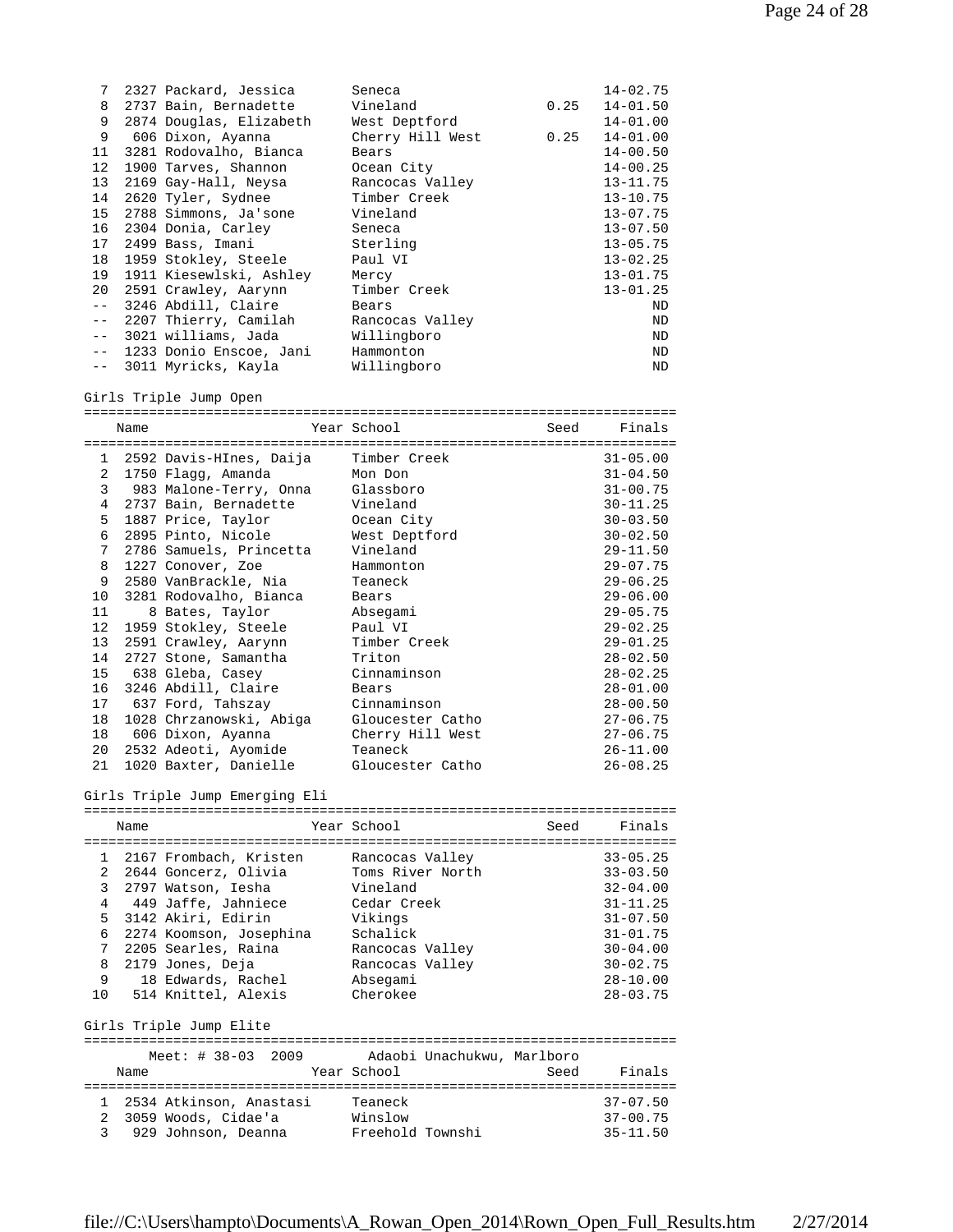| Place | Name | Year | School | Seed | Finals |
|---|---|---|---|---|---|
| 7 | 2327 Packard, Jessica | | Seneca | | 14-02.75 |
| 8 | 2737 Bain, Bernadette | | Vineland | 0.25 | 14-01.50 |
| 9 | 2874 Douglas, Elizabeth | | West Deptford | | 14-01.00 |
| 9 | 606 Dixon, Ayanna | | Cherry Hill West | 0.25 | 14-01.00 |
| 11 | 3281 Rodovalho, Bianca | | Bears | | 14-00.50 |
| 12 | 1900 Tarves, Shannon | | Ocean City | | 14-00.25 |
| 13 | 2169 Gay-Hall, Neysa | | Rancocas Valley | | 13-11.75 |
| 14 | 2620 Tyler, Sydnee | | Timber Creek | | 13-10.75 |
| 15 | 2788 Simmons, Ja'sone | | Vineland | | 13-07.75 |
| 16 | 2304 Donia, Carley | | Seneca | | 13-07.50 |
| 17 | 2499 Bass, Imani | | Sterling | | 13-05.75 |
| 18 | 1959 Stokley, Steele | | Paul VI | | 13-02.25 |
| 19 | 1911 Kiesewlski, Ashley | | Mercy | | 13-01.75 |
| 20 | 2591 Crawley, Aarynn | | Timber Creek | | 13-01.25 |
| -- | 3246 Abdill, Claire | | Bears | | ND |
| -- | 2207 Thierry, Camilah | | Rancocas Valley | | ND |
| -- | 3021 williams, Jada | | Willingboro | | ND |
| -- | 1233 Donio Enscoe, Jani | | Hammonton | | ND |
| -- | 3011 Myricks, Kayla | | Willingboro | | ND |

Girls Triple Jump Open

| Place | Name | Year | School | Seed | Finals |
|---|---|---|---|---|---|
| 1 | 2592 Davis-HInes, Daija | | Timber Creek | | 31-05.00 |
| 2 | 1750 Flagg, Amanda | | Mon Don | | 31-04.50 |
| 3 | 983 Malone-Terry, Onna | | Glassboro | | 31-00.75 |
| 4 | 2737 Bain, Bernadette | | Vineland | | 30-11.25 |
| 5 | 1887 Price, Taylor | | Ocean City | | 30-03.50 |
| 6 | 2895 Pinto, Nicole | | West Deptford | | 30-02.50 |
| 7 | 2786 Samuels, Princetta | | Vineland | | 29-11.50 |
| 8 | 1227 Conover, Zoe | | Hammonton | | 29-07.75 |
| 9 | 2580 VanBrackle, Nia | | Teaneck | | 29-06.25 |
| 10 | 3281 Rodovalho, Bianca | | Bears | | 29-06.00 |
| 11 | 8 Bates, Taylor | | Absegami | | 29-05.75 |
| 12 | 1959 Stokley, Steele | | Paul VI | | 29-02.25 |
| 13 | 2591 Crawley, Aarynn | | Timber Creek | | 29-01.25 |
| 14 | 2727 Stone, Samantha | | Triton | | 28-02.50 |
| 15 | 638 Gleba, Casey | | Cinnaminson | | 28-02.25 |
| 16 | 3246 Abdill, Claire | | Bears | | 28-01.00 |
| 17 | 637 Ford, Tahszay | | Cinnaminson | | 28-00.50 |
| 18 | 1028 Chrzanowski, Abiga | | Gloucester Catho | | 27-06.75 |
| 18 | 606 Dixon, Ayanna | | Cherry Hill West | | 27-06.75 |
| 20 | 2532 Adeoti, Ayomide | | Teaneck | | 26-11.00 |
| 21 | 1020 Baxter, Danielle | | Gloucester Catho | | 26-08.25 |

Girls Triple Jump Emerging Eli

| Place | Name | Year | School | Seed | Finals |
|---|---|---|---|---|---|
| 1 | 2167 Frombach, Kristen | | Rancocas Valley | | 33-05.25 |
| 2 | 2644 Goncerz, Olivia | | Toms River North | | 33-03.50 |
| 3 | 2797 Watson, Iesha | | Vineland | | 32-04.00 |
| 4 | 449 Jaffe, Jahniece | | Cedar Creek | | 31-11.25 |
| 5 | 3142 Akiri, Edirin | | Vikings | | 31-07.50 |
| 6 | 2274 Koomson, Josephina | | Schalick | | 31-01.75 |
| 7 | 2205 Searles, Raina | | Rancocas Valley | | 30-04.00 |
| 8 | 2179 Jones, Deja | | Rancocas Valley | | 30-02.75 |
| 9 | 18 Edwards, Rachel | | Absegami | | 28-10.00 |
| 10 | 514 Knittel, Alexis | | Cherokee | | 28-03.75 |

Girls Triple Jump Elite

Meet: # 38-03 2009 Adaobi Unachukwu, Marlboro

| Place | Name | Year | School | Seed | Finals |
|---|---|---|---|---|---|
| 1 | 2534 Atkinson, Anastasi | | Teaneck | | 37-07.50 |
| 2 | 3059 Woods, Cidae'a | | Winslow | | 37-00.75 |
| 3 | 929 Johnson, Deanna | | Freehold Townshi | | 35-11.50 |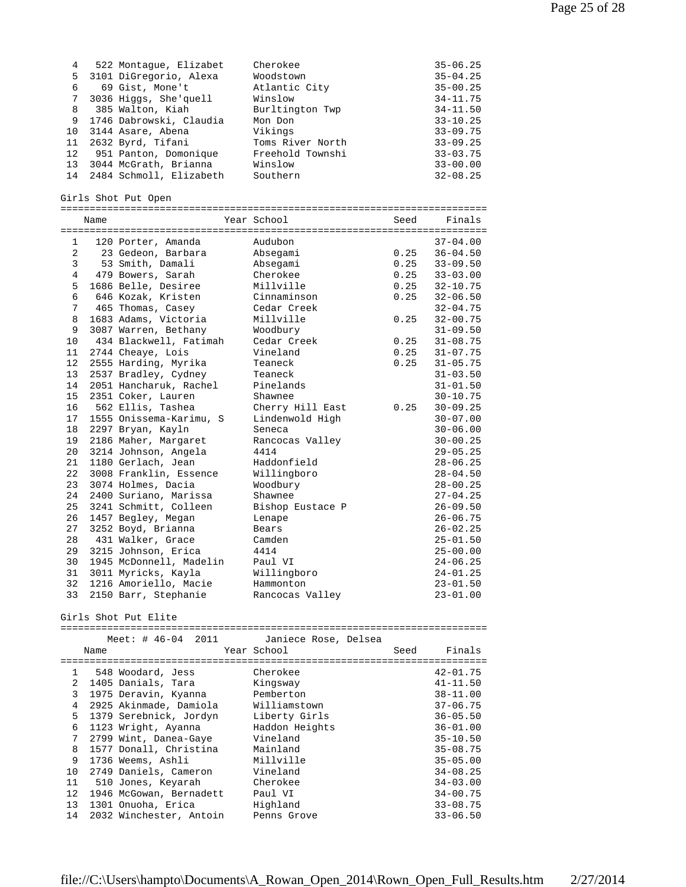| Place | Name | Year | School | Seed | Finals |
|---|---|---|---|---|---|
| 4 | 522 Montague, Elizabet | | Cherokee | | 35-06.25 |
| 5 | 3101 DiGregorio, Alexa | | Woodstown | | 35-04.25 |
| 6 | 69 Gist, Mone't | | Atlantic City | | 35-00.25 |
| 7 | 3036 Higgs, She'quell | | Winslow | | 34-11.75 |
| 8 | 385 Walton, Kiah | | Burltington Twp | | 34-11.50 |
| 9 | 1746 Dabrowski, Claudia | | Mon Don | | 33-10.25 |
| 10 | 3144 Asare, Abena | | Vikings | | 33-09.75 |
| 11 | 2632 Byrd, Tifani | | Toms River North | | 33-09.25 |
| 12 | 951 Panton, Domonique | | Freehold Townshi | | 33-03.75 |
| 13 | 3044 McGrath, Brianna | | Winslow | | 33-00.00 |
| 14 | 2484 Schmoll, Elizabeth | | Southern | | 32-08.25 |

Girls Shot Put Open

| Place | Name | Year | School | Seed | Finals |
|---|---|---|---|---|---|
| 1 | 120 Porter, Amanda | | Audubon | | 37-04.00 |
| 2 | 23 Gedeon, Barbara | | Absegami | 0.25 | 36-04.50 |
| 3 | 53 Smith, Damali | | Absegami | 0.25 | 33-09.50 |
| 4 | 479 Bowers, Sarah | | Cherokee | 0.25 | 33-03.00 |
| 5 | 1686 Belle, Desiree | | Millville | 0.25 | 32-10.75 |
| 6 | 646 Kozak, Kristen | | Cinnaminson | 0.25 | 32-06.50 |
| 7 | 465 Thomas, Casey | | Cedar Creek | | 32-04.75 |
| 8 | 1683 Adams, Victoria | | Millville | 0.25 | 32-00.75 |
| 9 | 3087 Warren, Bethany | | Woodbury | | 31-09.50 |
| 10 | 434 Blackwell, Fatimah | | Cedar Creek | 0.25 | 31-08.75 |
| 11 | 2744 Cheaye, Lois | | Vineland | 0.25 | 31-07.75 |
| 12 | 2555 Harding, Myrika | | Teaneck | 0.25 | 31-05.75 |
| 13 | 2537 Bradley, Cydney | | Teaneck | | 31-03.50 |
| 14 | 2051 Hancharuk, Rachel | | Pinelands | | 31-01.50 |
| 15 | 2351 Coker, Lauren | | Shawnee | | 30-10.75 |
| 16 | 562 Ellis, Tashea | | Cherry Hill East | 0.25 | 30-09.25 |
| 17 | 1555 Onissema-Karimu, S | | Lindenwold High | | 30-07.00 |
| 18 | 2297 Bryan, Kayln | | Seneca | | 30-06.00 |
| 19 | 2186 Maher, Margaret | | Rancocas Valley | | 30-00.25 |
| 20 | 3214 Johnson, Angela | | 4414 | | 29-05.25 |
| 21 | 1180 Gerlach, Jean | | Haddonfield | | 28-06.25 |
| 22 | 3008 Franklin, Essence | | Willingboro | | 28-04.50 |
| 23 | 3074 Holmes, Dacia | | Woodbury | | 28-00.25 |
| 24 | 2400 Suriano, Marissa | | Shawnee | | 27-04.25 |
| 25 | 3241 Schmitt, Colleen | | Bishop Eustace P | | 26-09.50 |
| 26 | 1457 Begley, Megan | | Lenape | | 26-06.75 |
| 27 | 3252 Boyd, Brianna | | Bears | | 26-02.25 |
| 28 | 431 Walker, Grace | | Camden | | 25-01.50 |
| 29 | 3215 Johnson, Erica | | 4414 | | 25-00.00 |
| 30 | 1945 McDonnell, Madelin | | Paul VI | | 24-06.25 |
| 31 | 3011 Myricks, Kayla | | Willingboro | | 24-01.25 |
| 32 | 1216 Amoriello, Macie | | Hammonton | | 23-01.50 |
| 33 | 2150 Barr, Stephanie | | Rancocas Valley | | 23-01.00 |

Girls Shot Put Elite

Meet: # 46-04 2011 Janiece Rose, Delsea

| Place | Name | Year | School | Seed | Finals |
|---|---|---|---|---|---|
| 1 | 548 Woodard, Jess | | Cherokee | | 42-01.75 |
| 2 | 1405 Danials, Tara | | Kingsway | | 41-11.50 |
| 3 | 1975 Deravin, Kyanna | | Pemberton | | 38-11.00 |
| 4 | 2925 Akinmade, Damiola | | Williamstown | | 37-06.75 |
| 5 | 1379 Serebnick, Jordyn | | Liberty Girls | | 36-05.50 |
| 6 | 1123 Wright, Ayanna | | Haddon Heights | | 36-01.00 |
| 7 | 2799 Wint, Danea-Gaye | | Vineland | | 35-10.50 |
| 8 | 1577 Donall, Christina | | Mainland | | 35-08.75 |
| 9 | 1736 Weems, Ashli | | Millville | | 35-05.00 |
| 10 | 2749 Daniels, Cameron | | Vineland | | 34-08.25 |
| 11 | 510 Jones, Keyarah | | Cherokee | | 34-03.00 |
| 12 | 1946 McGowan, Bernadett | | Paul VI | | 34-00.75 |
| 13 | 1301 Onuoha, Erica | | Highland | | 33-08.75 |
| 14 | 2032 Winchester, Antoin | | Penns Grove | | 33-06.50 |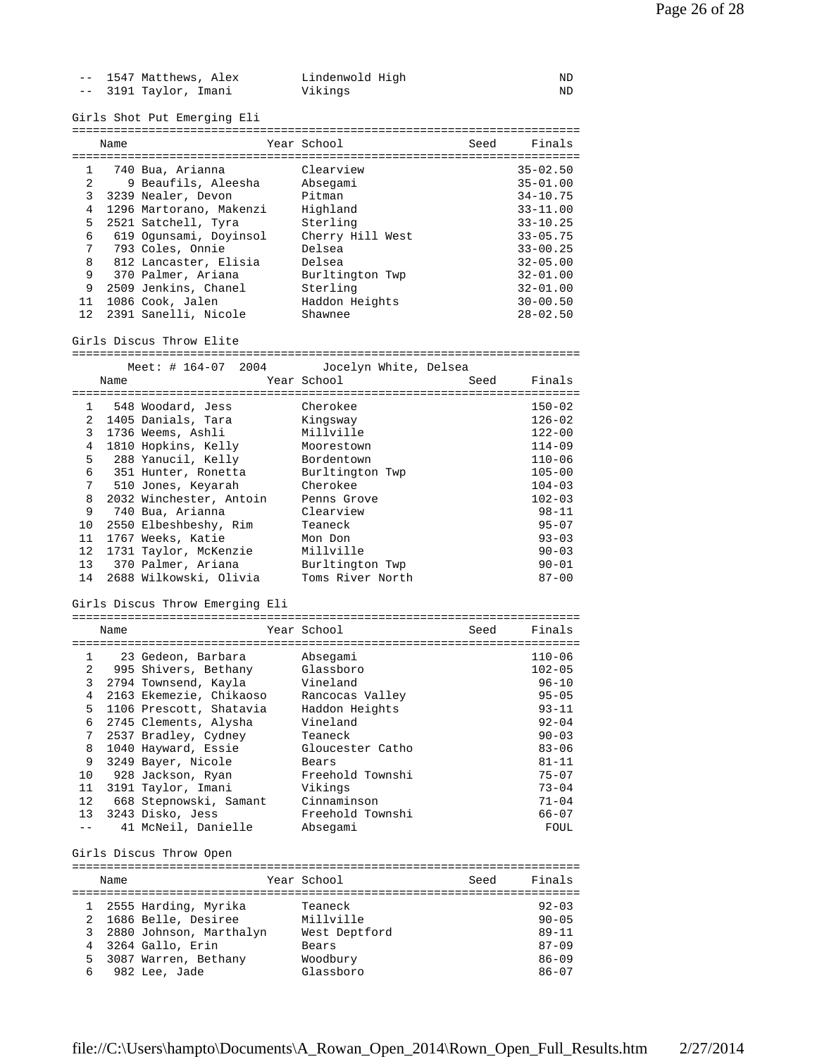| | | | |
|---|---|---|---|
| -- | 1547 Matthews, Alex | Lindenwold High | ND |
| -- | 3191 Taylor, Imani | Vikings | ND |

Girls Shot Put Emerging Eli

| | Name | Year School | Seed | Finals |
|---|---|---|---|---|
| 1 | 740 Bua, Arianna | Clearview | | 35-02.50 |
| 2 | 9 Beaufils, Aleesha | Absegami | | 35-01.00 |
| 3 | 3239 Nealer, Devon | Pitman | | 34-10.75 |
| 4 | 1296 Martorano, Makenzi | Highland | | 33-11.00 |
| 5 | 2521 Satchell, Tyra | Sterling | | 33-10.25 |
| 6 | 619 Ogunsami, Doyinsol | Cherry Hill West | | 33-05.75 |
| 7 | 793 Coles, Onnie | Delsea | | 33-00.25 |
| 8 | 812 Lancaster, Elisia | Delsea | | 32-05.00 |
| 9 | 370 Palmer, Ariana | Burltington Twp | | 32-01.00 |
| 9 | 2509 Jenkins, Chanel | Sterling | | 32-01.00 |
| 11 | 1086 Cook, Jalen | Haddon Heights | | 30-00.50 |
| 12 | 2391 Sanelli, Nicole | Shawnee | | 28-02.50 |

Girls Discus Throw Elite

Meet: # 164-07 2004 Jocelyn White, Delsea

| | Name | Year School | Seed | Finals |
|---|---|---|---|---|
| 1 | 548 Woodard, Jess | Cherokee | | 150-02 |
| 2 | 1405 Danials, Tara | Kingsway | | 126-02 |
| 3 | 1736 Weems, Ashli | Millville | | 122-00 |
| 4 | 1810 Hopkins, Kelly | Moorestown | | 114-09 |
| 5 | 288 Yanucil, Kelly | Bordentown | | 110-06 |
| 6 | 351 Hunter, Ronetta | Burltington Twp | | 105-00 |
| 7 | 510 Jones, Keyarah | Cherokee | | 104-03 |
| 8 | 2032 Winchester, Antoin | Penns Grove | | 102-03 |
| 9 | 740 Bua, Arianna | Clearview | | 98-11 |
| 10 | 2550 Elbeshbeshy, Rim | Teaneck | | 95-07 |
| 11 | 1767 Weeks, Katie | Mon Don | | 93-03 |
| 12 | 1731 Taylor, McKenzie | Millville | | 90-03 |
| 13 | 370 Palmer, Ariana | Burltington Twp | | 90-01 |
| 14 | 2688 Wilkowski, Olivia | Toms River North | | 87-00 |

Girls Discus Throw Emerging Eli

| | Name | Year School | Seed | Finals |
|---|---|---|---|---|
| 1 | 23 Gedeon, Barbara | Absegami | | 110-06 |
| 2 | 995 Shivers, Bethany | Glassboro | | 102-05 |
| 3 | 2794 Townsend, Kayla | Vineland | | 96-10 |
| 4 | 2163 Ekemezie, Chikaoso | Rancocas Valley | | 95-05 |
| 5 | 1106 Prescott, Shatavia | Haddon Heights | | 93-11 |
| 6 | 2745 Clements, Alysha | Vineland | | 92-04 |
| 7 | 2537 Bradley, Cydney | Teaneck | | 90-03 |
| 8 | 1040 Hayward, Essie | Gloucester Catho | | 83-06 |
| 9 | 3249 Bayer, Nicole | Bears | | 81-11 |
| 10 | 928 Jackson, Ryan | Freehold Townshi | | 75-07 |
| 11 | 3191 Taylor, Imani | Vikings | | 73-04 |
| 12 | 668 Stepnowski, Samant | Cinnaminson | | 71-04 |
| 13 | 3243 Disko, Jess | Freehold Townshi | | 66-07 |
| -- | 41 McNeil, Danielle | Absegami | | FOUL |

Girls Discus Throw Open

| | Name | Year School | Seed | Finals |
|---|---|---|---|---|
| 1 | 2555 Harding, Myrika | Teaneck | | 92-03 |
| 2 | 1686 Belle, Desiree | Millville | | 90-05 |
| 3 | 2880 Johnson, Marthalyn | West Deptford | | 89-11 |
| 4 | 3264 Gallo, Erin | Bears | | 87-09 |
| 5 | 3087 Warren, Bethany | Woodbury | | 86-09 |
| 6 | 982 Lee, Jade | Glassboro | | 86-07 |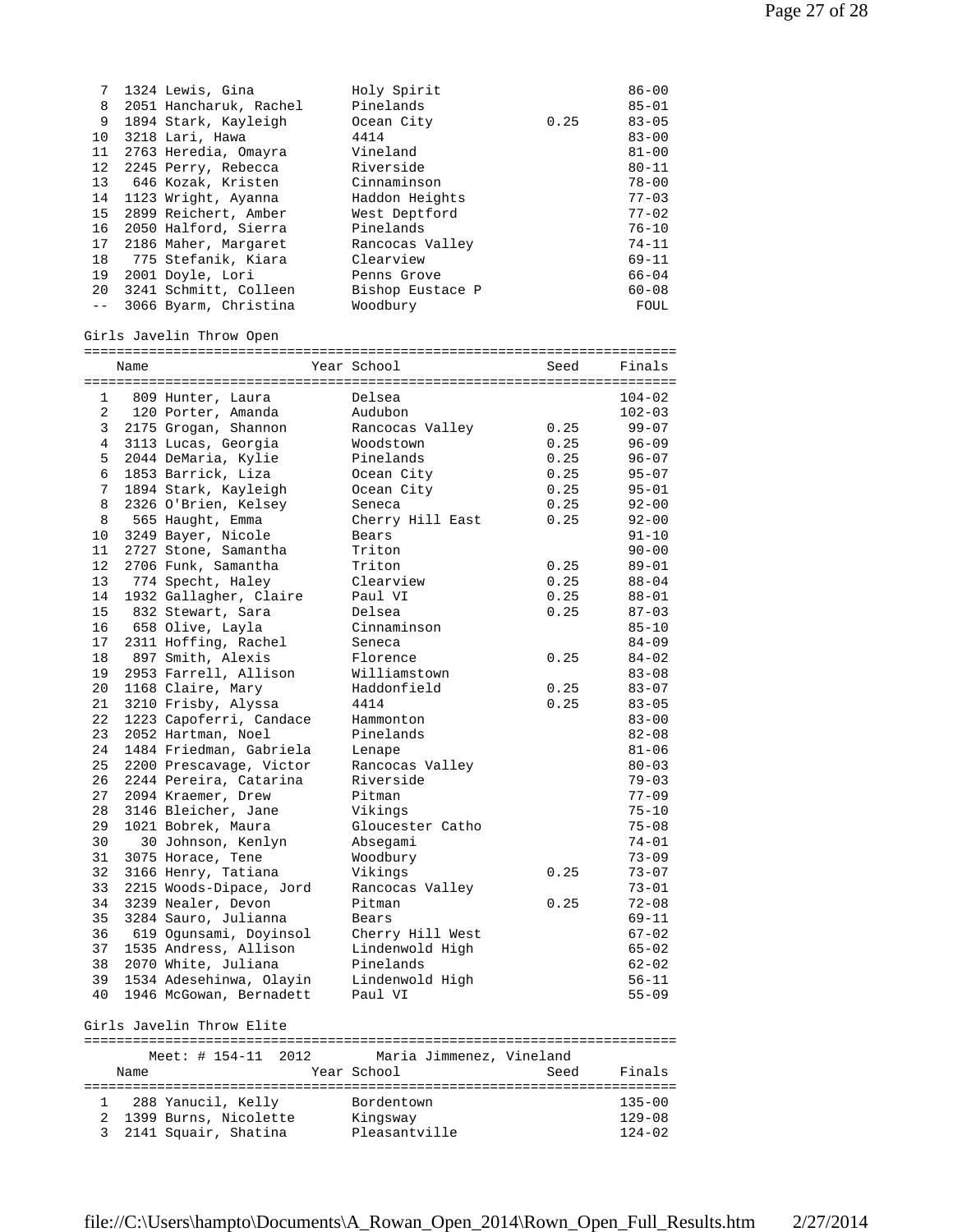| Place | Name | Year School | Seed | Finals |
|---|---|---|---|---|
| 7 | 1324 Lewis, Gina | Holy Spirit | | 86-00 |
| 8 | 2051 Hancharuk, Rachel | Pinelands | | 85-01 |
| 9 | 1894 Stark, Kayleigh | Ocean City | 0.25 | 83-05 |
| 10 | 3218 Lari, Hawa | 4414 | | 83-00 |
| 11 | 2763 Heredia, Omayra | Vineland | | 81-00 |
| 12 | 2245 Perry, Rebecca | Riverside | | 80-11 |
| 13 | 646 Kozak, Kristen | Cinnaminson | | 78-00 |
| 14 | 1123 Wright, Ayanna | Haddon Heights | | 77-03 |
| 15 | 2899 Reichert, Amber | West Deptford | | 77-02 |
| 16 | 2050 Halford, Sierra | Pinelands | | 76-10 |
| 17 | 2186 Maher, Margaret | Rancocas Valley | | 74-11 |
| 18 | 775 Stefanik, Kiara | Clearview | | 69-11 |
| 19 | 2001 Doyle, Lori | Penns Grove | | 66-04 |
| 20 | 3241 Schmitt, Colleen | Bishop Eustace P | | 60-08 |
| -- | 3066 Byarm, Christina | Woodbury | | FOUL |

Girls Javelin Throw Open

| Place | Name | Year School | Seed | Finals |
|---|---|---|---|---|
| 1 | 809 Hunter, Laura | Delsea | | 104-02 |
| 2 | 120 Porter, Amanda | Audubon | | 102-03 |
| 3 | 2175 Grogan, Shannon | Rancocas Valley | 0.25 | 99-07 |
| 4 | 3113 Lucas, Georgia | Woodstown | 0.25 | 96-09 |
| 5 | 2044 DeMaria, Kylie | Pinelands | 0.25 | 96-07 |
| 6 | 1853 Barrick, Liza | Ocean City | 0.25 | 95-07 |
| 7 | 1894 Stark, Kayleigh | Ocean City | 0.25 | 95-01 |
| 8 | 2326 O'Brien, Kelsey | Seneca | 0.25 | 92-00 |
| 8 | 565 Haught, Emma | Cherry Hill East | 0.25 | 92-00 |
| 10 | 3249 Bayer, Nicole | Bears | | 91-10 |
| 11 | 2727 Stone, Samantha | Triton | | 90-00 |
| 12 | 2706 Funk, Samantha | Triton | 0.25 | 89-01 |
| 13 | 774 Specht, Haley | Clearview | 0.25 | 88-04 |
| 14 | 1932 Gallagher, Claire | Paul VI | 0.25 | 88-01 |
| 15 | 832 Stewart, Sara | Delsea | 0.25 | 87-03 |
| 16 | 658 Olive, Layla | Cinnaminson | | 85-10 |
| 17 | 2311 Hoffing, Rachel | Seneca | | 84-09 |
| 18 | 897 Smith, Alexis | Florence | 0.25 | 84-02 |
| 19 | 2953 Farrell, Allison | Williamstown | | 83-08 |
| 20 | 1168 Claire, Mary | Haddonfield | 0.25 | 83-07 |
| 21 | 3210 Frisby, Alyssa | 4414 | 0.25 | 83-05 |
| 22 | 1223 Capoferri, Candace | Hammonton | | 83-00 |
| 23 | 2052 Hartman, Noel | Pinelands | | 82-08 |
| 24 | 1484 Friedman, Gabriela | Lenape | | 81-06 |
| 25 | 2200 Prescavage, Victor | Rancocas Valley | | 80-03 |
| 26 | 2244 Pereira, Catarina | Riverside | | 79-03 |
| 27 | 2094 Kraemer, Drew | Pitman | | 77-09 |
| 28 | 3146 Bleicher, Jane | Vikings | | 75-10 |
| 29 | 1021 Bobrek, Maura | Gloucester Catho | | 75-08 |
| 30 | 30 Johnson, Kenlyn | Absegami | | 74-01 |
| 31 | 3075 Horace, Tene | Woodbury | | 73-09 |
| 32 | 3166 Henry, Tatiana | Vikings | 0.25 | 73-07 |
| 33 | 2215 Woods-Dipace, Jord | Rancocas Valley | | 73-01 |
| 34 | 3239 Nealer, Devon | Pitman | 0.25 | 72-08 |
| 35 | 3284 Sauro, Julianna | Bears | | 69-11 |
| 36 | 619 Ogunsami, Doyinsol | Cherry Hill West | | 67-02 |
| 37 | 1535 Andress, Allison | Lindenwold High | | 65-02 |
| 38 | 2070 White, Juliana | Pinelands | | 62-02 |
| 39 | 1534 Adesehinwa, Olayin | Lindenwold High | | 56-11 |
| 40 | 1946 McGowan, Bernadett | Paul VI | | 55-09 |

Girls Javelin Throw Elite

Meet: # 154-11 2012 Maria Jimmenez, Vineland

| Place | Name | Year School | Seed | Finals |
|---|---|---|---|---|
| 1 | 288 Yanucil, Kelly | Bordentown | | 135-00 |
| 2 | 1399 Burns, Nicolette | Kingsway | | 129-08 |
| 3 | 2141 Squair, Shatina | Pleasantville | | 124-02 |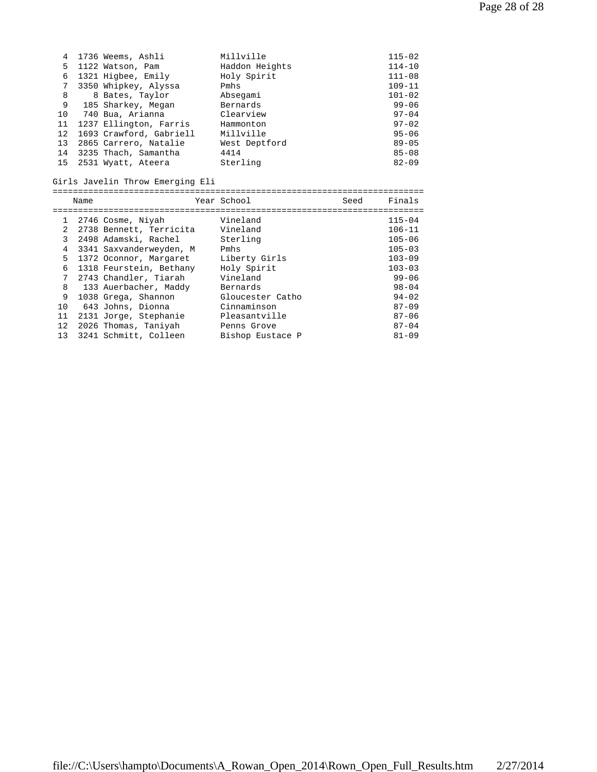| | | | | | |
|---|---|---|---|---|---|
| 4 | 1736 | Weems, Ashli | Millville | | 115-02 |
| 5 | 1122 | Watson, Pam | Haddon Heights | | 114-10 |
| 6 | 1321 | Higbee, Emily | Holy Spirit | | 111-08 |
| 7 | 3350 | Whipkey, Alyssa | Pmhs | | 109-11 |
| 8 | 8 | Bates, Taylor | Absegami | | 101-02 |
| 9 | 185 | Sharkey, Megan | Bernards | | 99-06 |
| 10 | 740 | Bua, Arianna | Clearview | | 97-04 |
| 11 | 1237 | Ellington, Farris | Hammonton | | 97-02 |
| 12 | 1693 | Crawford, Gabriell | Millville | | 95-06 |
| 13 | 2865 | Carrero, Natalie | West Deptford | | 89-05 |
| 14 | 3235 | Thach, Samantha | 4414 | | 85-08 |
| 15 | 2531 | Wyatt, Ateera | Sterling | | 82-09 |

Girls Javelin Throw Emerging Eli

| | | Name | Year School | Seed | Finals |
|---|---|---|---|---|---|
| 1 | 2746 | Cosme, Niyah | Vineland | | 115-04 |
| 2 | 2738 | Bennett, Terricita | Vineland | | 106-11 |
| 3 | 2498 | Adamski, Rachel | Sterling | | 105-06 |
| 4 | 3341 | Saxvanderweyden, M | Pmhs | | 105-03 |
| 5 | 1372 | Oconnor, Margaret | Liberty Girls | | 103-09 |
| 6 | 1318 | Feurstein, Bethany | Holy Spirit | | 103-03 |
| 7 | 2743 | Chandler, Tiarah | Vineland | | 99-06 |
| 8 | 133 | Auerbacher, Maddy | Bernards | | 98-04 |
| 9 | 1038 | Grega, Shannon | Gloucester Catho | | 94-02 |
| 10 | 643 | Johns, Dionna | Cinnaminson | | 87-09 |
| 11 | 2131 | Jorge, Stephanie | Pleasantville | | 87-06 |
| 12 | 2026 | Thomas, Taniyah | Penns Grove | | 87-04 |
| 13 | 3241 | Schmitt, Colleen | Bishop Eustace P | | 81-09 |